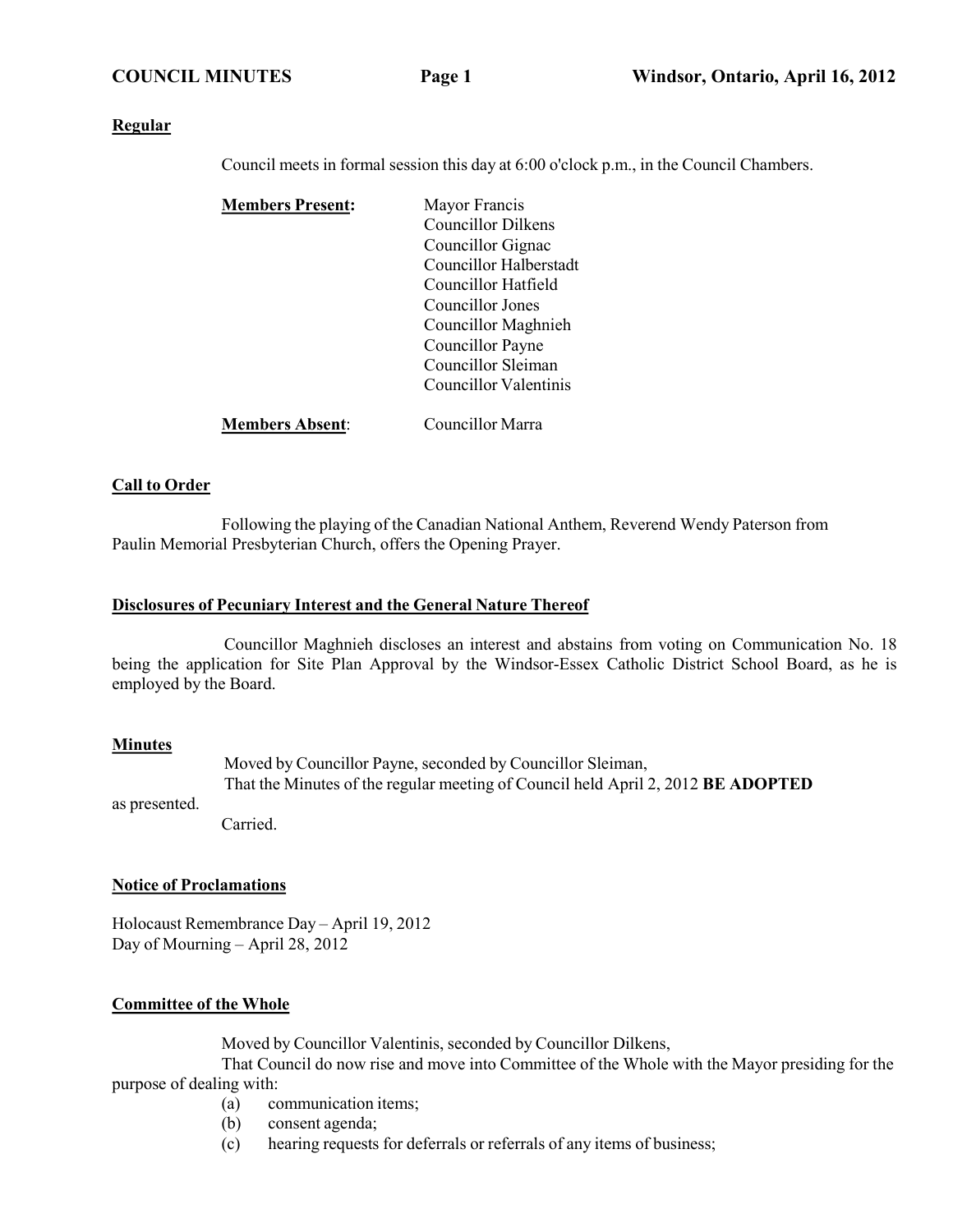## Regular

Council meets in formal session this day at 6:00 o'clock p.m., in the Council Chambers.

**Members Present:**
Mayor Francis
Councillor Dilkens
Councillor Gignac
Councillor Halberstadt
Councillor Hatfield
Councillor Jones
Councillor Maghnieh
Councillor Payne
Councillor Sleiman
Councillor Valentinis

**Members Absent**: Councillor Marra

## Call to Order

Following the playing of the Canadian National Anthem, Reverend Wendy Paterson from Paulin Memorial Presbyterian Church, offers the Opening Prayer.

## Disclosures of Pecuniary Interest and the General Nature Thereof

Councillor Maghnieh discloses an interest and abstains from voting on Communication No. 18 being the application for Site Plan Approval by the Windsor-Essex Catholic District School Board, as he is employed by the Board.

## Minutes

Moved by Councillor Payne, seconded by Councillor Sleiman,
That the Minutes of the regular meeting of Council held April 2, 2012 **BE ADOPTED** as presented.
Carried.

## Notice of Proclamations

Holocaust Remembrance Day – April 19, 2012
Day of Mourning – April 28, 2012

## Committee of the Whole

Moved by Councillor Valentinis, seconded by Councillor Dilkens,
That Council do now rise and move into Committee of the Whole with the Mayor presiding for the purpose of dealing with:

(a) communication items;
(b) consent agenda;
(c) hearing requests for deferrals or referrals of any items of business;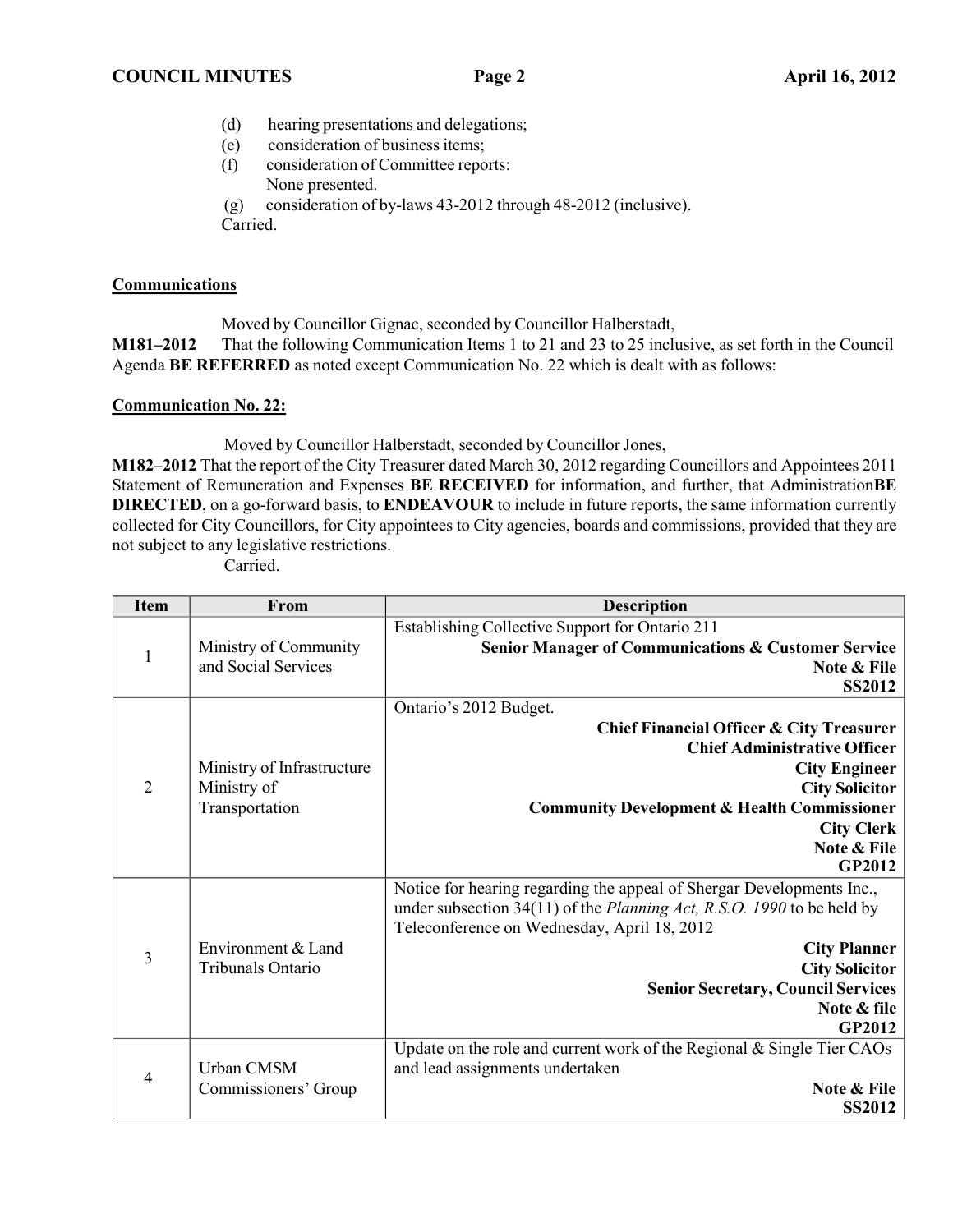(d) hearing presentations and delegations;
(e) consideration of business items;
(f) consideration of Committee reports:
None presented.
(g) consideration of by-laws 43-2012 through 48-2012 (inclusive).
Carried.

**Communications**

Moved by Councillor Gignac, seconded by Councillor Halberstadt,
**M181–2012** That the following Communication Items 1 to 21 and 23 to 25 inclusive, as set forth in the Council Agenda **BE REFERRED** as noted except Communication No. 22 which is dealt with as follows:

**Communication No. 22:**

Moved by Councillor Halberstadt, seconded by Councillor Jones,
**M182–2012** That the report of the City Treasurer dated March 30, 2012 regarding Councillors and Appointees 2011 Statement of Remuneration and Expenses **BE RECEIVED** for information, and further, that Administration**BE DIRECTED**, on a go-forward basis, to **ENDEAVOUR** to include in future reports, the same information currently collected for City Councillors, for City appointees to City agencies, boards and commissions, provided that they are not subject to any legislative restrictions.
Carried.

| Item | From | Description |
|---|---|---|
| 1 | Ministry of Community and Social Services | Establishing Collective Support for Ontario 211<br>**Senior Manager of Communications & Customer Service**<br>**Note & File**<br>**SS2012** |
| 2 | Ministry of Infrastructure<br>Ministry of Transportation | Ontario's 2012 Budget.<br>**Chief Financial Officer & City Treasurer**<br>**Chief Administrative Officer**<br>**City Engineer**<br>**City Solicitor**<br>**Community Development & Health Commissioner**<br>**City Clerk**<br>**Note & File**<br>**GP2012** |
| 3 | Environment & Land Tribunals Ontario | Notice for hearing regarding the appeal of Shergar Developments Inc., under subsection 34(11) of the *Planning Act, R.S.O. 1990* to be held by Teleconference on Wednesday, April 18, 2012<br>**City Planner**<br>**City Solicitor**<br>**Senior Secretary, Council Services**<br>**Note & file**<br>**GP2012** |
| 4 | Urban CMSM Commissioners' Group | Update on the role and current work of the Regional & Single Tier CAOs and lead assignments undertaken<br>**Note & File**<br>**SS2012** |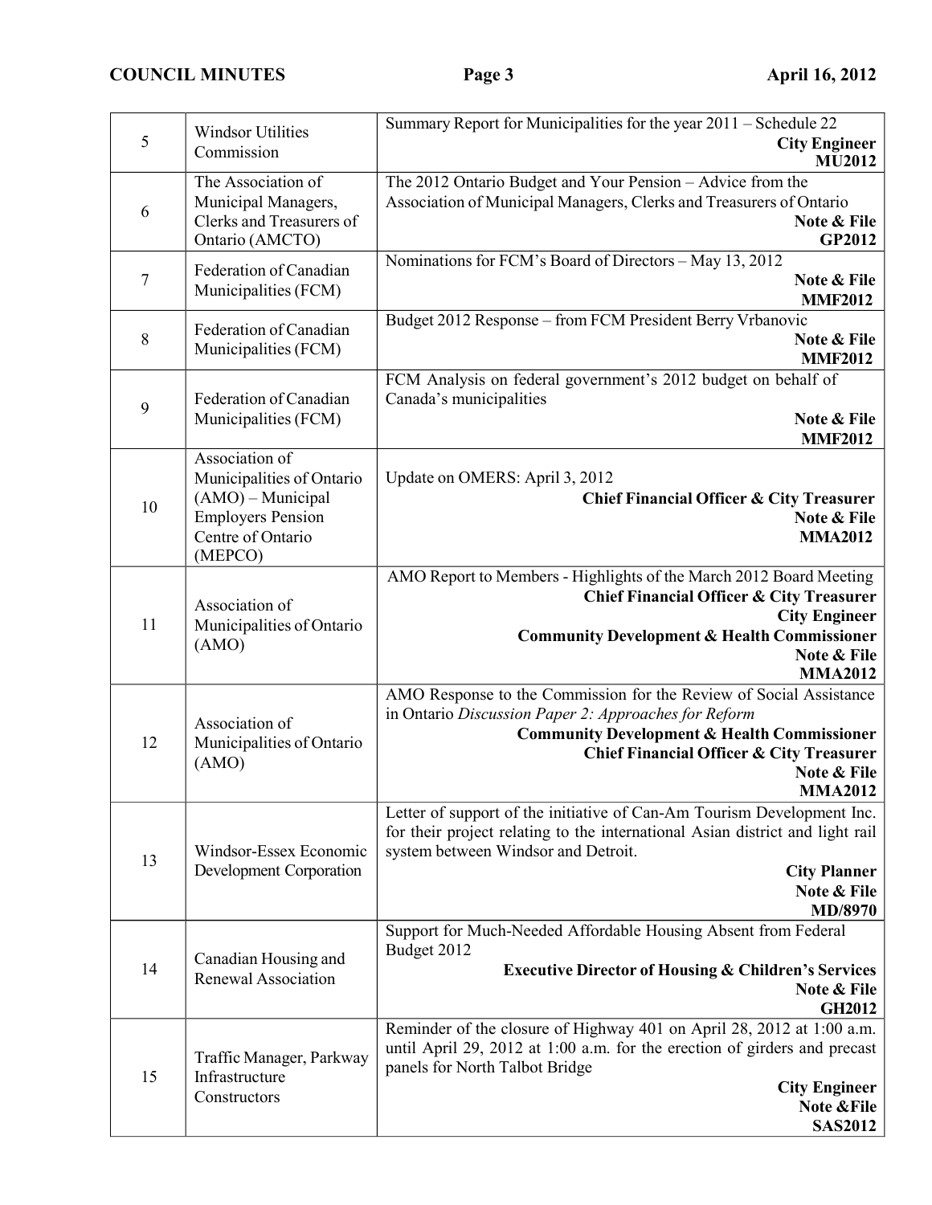| | | |
|---|---|---|
| 5 | Windsor Utilities Commission | Summary Report for Municipalities for the year 2011 – Schedule 22<br>**City Engineer**<br>**MU2012** |
| 6 | The Association of Municipal Managers, Clerks and Treasurers of Ontario (AMCTO) | The 2012 Ontario Budget and Your Pension – Advice from the Association of Municipal Managers, Clerks and Treasurers of Ontario<br>**Note & File**<br>**GP2012** |
| 7 | Federation of Canadian Municipalities (FCM) | Nominations for FCM's Board of Directors – May 13, 2012<br>**Note & File**<br>**MMF2012** |
| 8 | Federation of Canadian Municipalities (FCM) | Budget 2012 Response – from FCM President Berry Vrbanovic<br>**Note & File**<br>**MMF2012** |
| 9 | Federation of Canadian Municipalities (FCM) | FCM Analysis on federal government's 2012 budget on behalf of Canada's municipalities<br>**Note & File**<br>**MMF2012** |
| 10 | Association of Municipalities of Ontario (AMO) – Municipal Employers Pension Centre of Ontario (MEPCO) | Update on OMERS: April 3, 2012<br>**Chief Financial Officer & City Treasurer**<br>**Note & File**<br>**MMA2012** |
| 11 | Association of Municipalities of Ontario (AMO) | AMO Report to Members - Highlights of the March 2012 Board Meeting<br>**Chief Financial Officer & City Treasurer**<br>**City Engineer**<br>**Community Development & Health Commissioner**<br>**Note & File**<br>**MMA2012** |
| 12 | Association of Municipalities of Ontario (AMO) | AMO Response to the Commission for the Review of Social Assistance in Ontario *Discussion Paper 2: Approaches for Reform*<br>**Community Development & Health Commissioner**<br>**Chief Financial Officer & City Treasurer**<br>**Note & File**<br>**MMA2012** |
| 13 | Windsor-Essex Economic Development Corporation | Letter of support of the initiative of Can-Am Tourism Development Inc. for their project relating to the international Asian district and light rail system between Windsor and Detroit.<br>**City Planner**<br>**Note & File**<br>**MD/8970** |
| 14 | Canadian Housing and Renewal Association | Support for Much-Needed Affordable Housing Absent from Federal Budget 2012<br>**Executive Director of Housing & Children's Services**<br>**Note & File**<br>**GH2012** |
| 15 | Traffic Manager, Parkway Infrastructure Constructors | Reminder of the closure of Highway 401 on April 28, 2012 at 1:00 a.m. until April 29, 2012 at 1:00 a.m. for the erection of girders and precast panels for North Talbot Bridge<br>**City Engineer**<br>**Note &File**<br>**SAS2012** |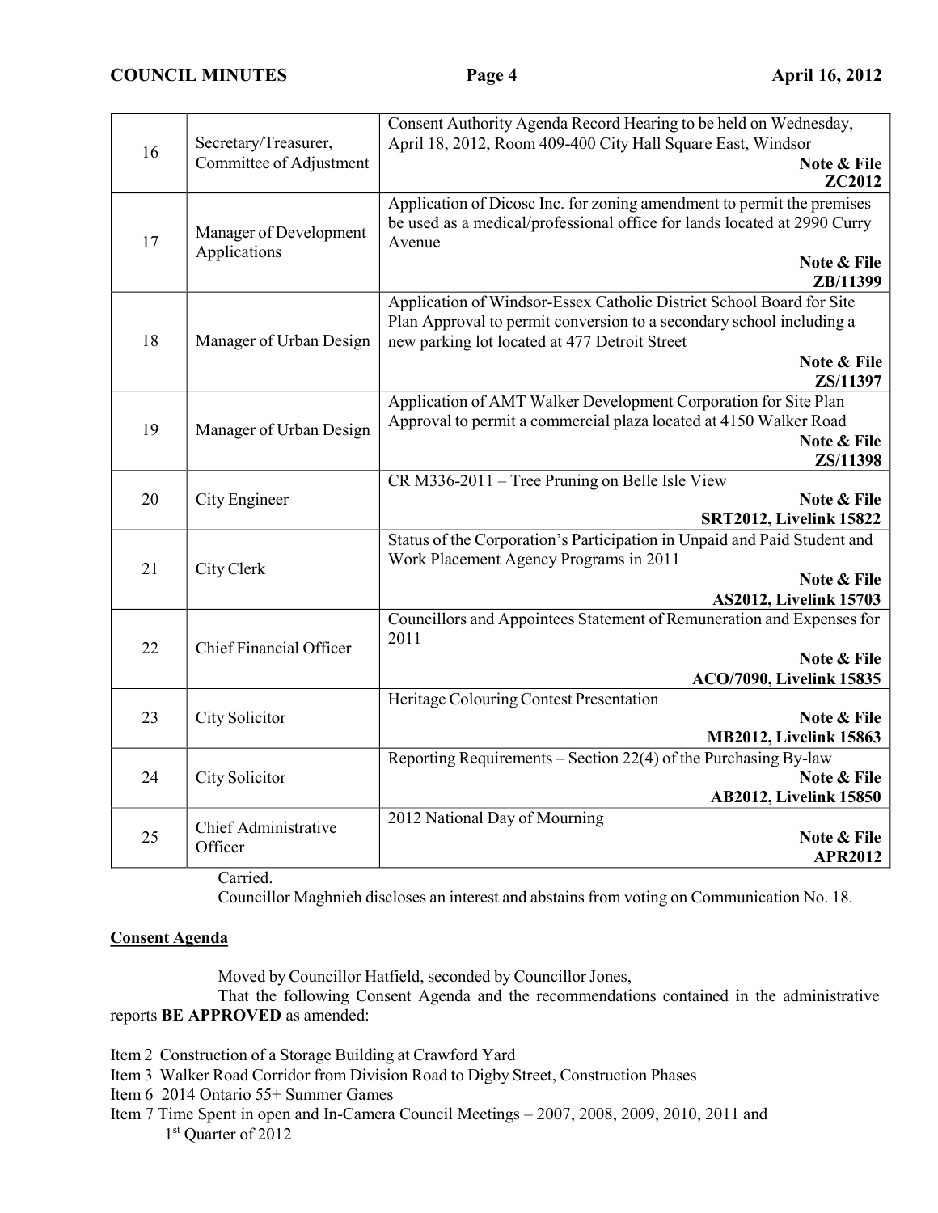| | | |
|---|---|---|
| 16 | Secretary/Treasurer, Committee of Adjustment | Consent Authority Agenda Record Hearing to be held on Wednesday, April 18, 2012, Room 409-400 City Hall Square East, Windsor **Note & File** **ZC2012** |
| 17 | Manager of Development Applications | Application of Dicosc Inc. for zoning amendment to permit the premises be used as a medical/professional office for lands located at 2990 Curry Avenue **Note & File** **ZB/11399** |
| 18 | Manager of Urban Design | Application of Windsor-Essex Catholic District School Board for Site Plan Approval to permit conversion to a secondary school including a new parking lot located at 477 Detroit Street **Note & File** **ZS/11397** |
| 19 | Manager of Urban Design | Application of AMT Walker Development Corporation for Site Plan Approval to permit a commercial plaza located at 4150 Walker Road **Note & File** **ZS/11398** |
| 20 | City Engineer | CR M336-2011 – Tree Pruning on Belle Isle View **Note & File** **SRT2012, Livelink 15822** |
| 21 | City Clerk | Status of the Corporation's Participation in Unpaid and Paid Student and Work Placement Agency Programs in 2011 **Note & File** **AS2012, Livelink 15703** |
| 22 | Chief Financial Officer | Councillors and Appointees Statement of Remuneration and Expenses for 2011 **Note & File** **ACO/7090, Livelink 15835** |
| 23 | City Solicitor | Heritage Colouring Contest Presentation **Note & File** **MB2012, Livelink 15863** |
| 24 | City Solicitor | Reporting Requirements – Section 22(4) of the Purchasing By-law **Note & File** **AB2012, Livelink 15850** |
| 25 | Chief Administrative Officer | 2012 National Day of Mourning **Note & File** **APR2012** |

Carried.

Councillor Maghnieh discloses an interest and abstains from voting on Communication No. 18.

**Consent Agenda**

Moved by Councillor Hatfield, seconded by Councillor Jones,

That the following Consent Agenda and the recommendations contained in the administrative reports **BE APPROVED** as amended:

Item 2 Construction of a Storage Building at Crawford Yard
Item 3 Walker Road Corridor from Division Road to Digby Street, Construction Phases
Item 6 2014 Ontario 55+ Summer Games
Item 7 Time Spent in open and In-Camera Council Meetings – 2007, 2008, 2009, 2010, 2011 and 1st Quarter of 2012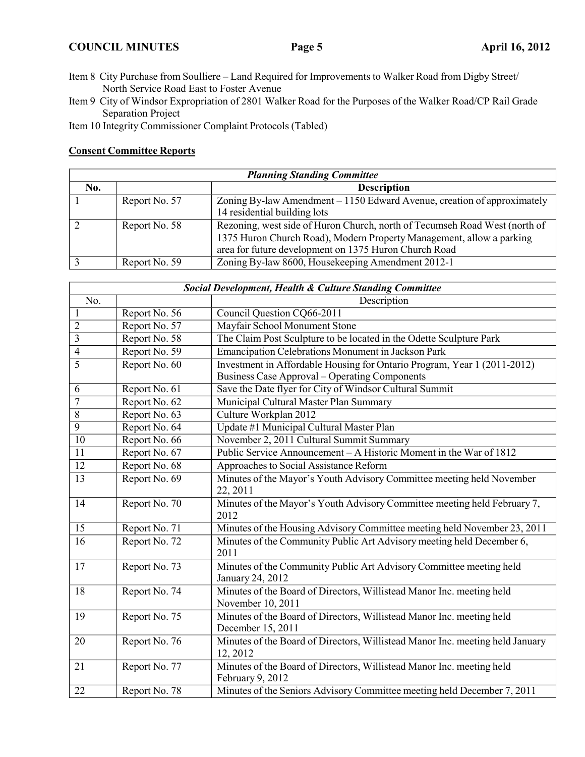Item 8 City Purchase from Soulliere – Land Required for Improvements to Walker Road from Digby Street/ North Service Road East to Foster Avenue

Item 9 City of Windsor Expropriation of 2801 Walker Road for the Purposes of the Walker Road/CP Rail Grade Separation Project

Item 10 Integrity Commissioner Complaint Protocols (Tabled)

**Consent Committee Reports**

| ***Planning Standing Committee*** | | |
|---|---|---|
| **No.** | | **Description** |
| 1 | Report No. 57 | Zoning By-law Amendment – 1150 Edward Avenue, creation of approximately 14 residential building lots |
| 2 | Report No. 58 | Rezoning, west side of Huron Church, north of Tecumseh Road West (north of 1375 Huron Church Road), Modern Property Management, allow a parking area for future development on 1375 Huron Church Road |
| 3 | Report No. 59 | Zoning By-law 8600, Housekeeping Amendment 2012-1 |

| ***Social Development, Health & Culture Standing Committee*** | | |
|---|---|---|
| No. | | Description |
| 1 | Report No. 56 | Council Question CQ66-2011 |
| 2 | Report No. 57 | Mayfair School Monument Stone |
| 3 | Report No. 58 | The Claim Post Sculpture to be located in the Odette Sculpture Park |
| 4 | Report No. 59 | Emancipation Celebrations Monument in Jackson Park |
| 5 | Report No. 60 | Investment in Affordable Housing for Ontario Program, Year 1 (2011-2012) Business Case Approval – Operating Components |
| 6 | Report No. 61 | Save the Date flyer for City of Windsor Cultural Summit |
| 7 | Report No. 62 | Municipal Cultural Master Plan Summary |
| 8 | Report No. 63 | Culture Workplan 2012 |
| 9 | Report No. 64 | Update #1 Municipal Cultural Master Plan |
| 10 | Report No. 66 | November 2, 2011 Cultural Summit Summary |
| 11 | Report No. 67 | Public Service Announcement – A Historic Moment in the War of 1812 |
| 12 | Report No. 68 | Approaches to Social Assistance Reform |
| 13 | Report No. 69 | Minutes of the Mayor's Youth Advisory Committee meeting held November 22, 2011 |
| 14 | Report No. 70 | Minutes of the Mayor's Youth Advisory Committee meeting held February 7, 2012 |
| 15 | Report No. 71 | Minutes of the Housing Advisory Committee meeting held November 23, 2011 |
| 16 | Report No. 72 | Minutes of the Community Public Art Advisory meeting held December 6, 2011 |
| 17 | Report No. 73 | Minutes of the Community Public Art Advisory Committee meeting held January 24, 2012 |
| 18 | Report No. 74 | Minutes of the Board of Directors, Willistead Manor Inc. meeting held November 10, 2011 |
| 19 | Report No. 75 | Minutes of the Board of Directors, Willistead Manor Inc. meeting held December 15, 2011 |
| 20 | Report No. 76 | Minutes of the Board of Directors, Willistead Manor Inc. meeting held January 12, 2012 |
| 21 | Report No. 77 | Minutes of the Board of Directors, Willistead Manor Inc. meeting held February 9, 2012 |
| 22 | Report No. 78 | Minutes of the Seniors Advisory Committee meeting held December 7, 2011 |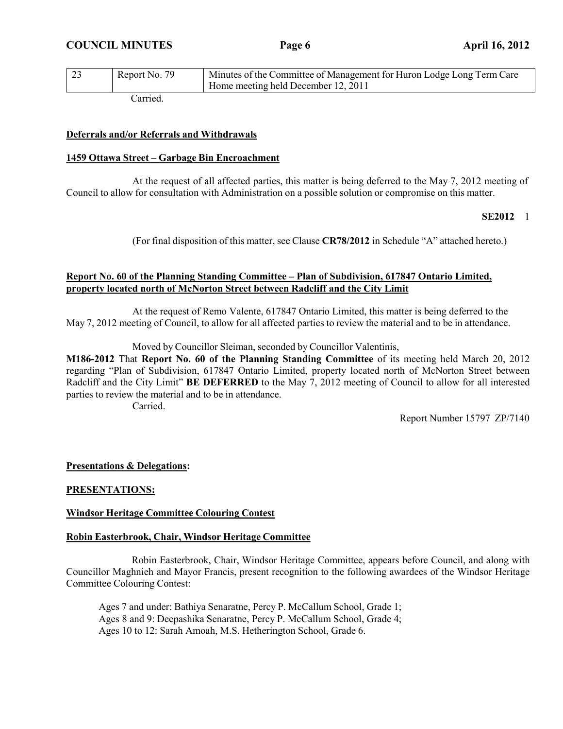| 23 | Report No. 79 | Minutes of the Committee of Management for Huron Lodge Long Term Care Home meeting held December 12, 2011 |
|---|---|---|

Carried.

**Deferrals and/or Referrals and Withdrawals**

**1459 Ottawa Street – Garbage Bin Encroachment**

At the request of all affected parties, this matter is being deferred to the May 7, 2012 meeting of Council to allow for consultation with Administration on a possible solution or compromise on this matter.

**SE2012** 1

(For final disposition of this matter, see Clause **CR78/2012** in Schedule "A" attached hereto.)

**Report No. 60 of the Planning Standing Committee – Plan of Subdivision, 617847 Ontario Limited, property located north of McNorton Street between Radcliff and the City Limit**

At the request of Remo Valente, 617847 Ontario Limited, this matter is being deferred to the May 7, 2012 meeting of Council, to allow for all affected parties to review the material and to be in attendance.

Moved by Councillor Sleiman, seconded by Councillor Valentinis,

**M186-2012** That **Report No. 60 of the Planning Standing Committee** of its meeting held March 20, 2012 regarding "Plan of Subdivision, 617847 Ontario Limited, property located north of McNorton Street between Radcliff and the City Limit" **BE DEFERRED** to the May 7, 2012 meeting of Council to allow for all interested parties to review the material and to be in attendance.

Carried.

Report Number 15797 ZP/7140

**Presentations & Delegations:**

**PRESENTATIONS:**

**Windsor Heritage Committee Colouring Contest**

**Robin Easterbrook, Chair, Windsor Heritage Committee**

Robin Easterbrook, Chair, Windsor Heritage Committee, appears before Council, and along with Councillor Maghnieh and Mayor Francis, present recognition to the following awardees of the Windsor Heritage Committee Colouring Contest:

Ages 7 and under: Bathiya Senaratne, Percy P. McCallum School, Grade 1;
Ages 8 and 9: Deepashika Senaratne, Percy P. McCallum School, Grade 4;
Ages 10 to 12: Sarah Amoah, M.S. Hetherington School, Grade 6.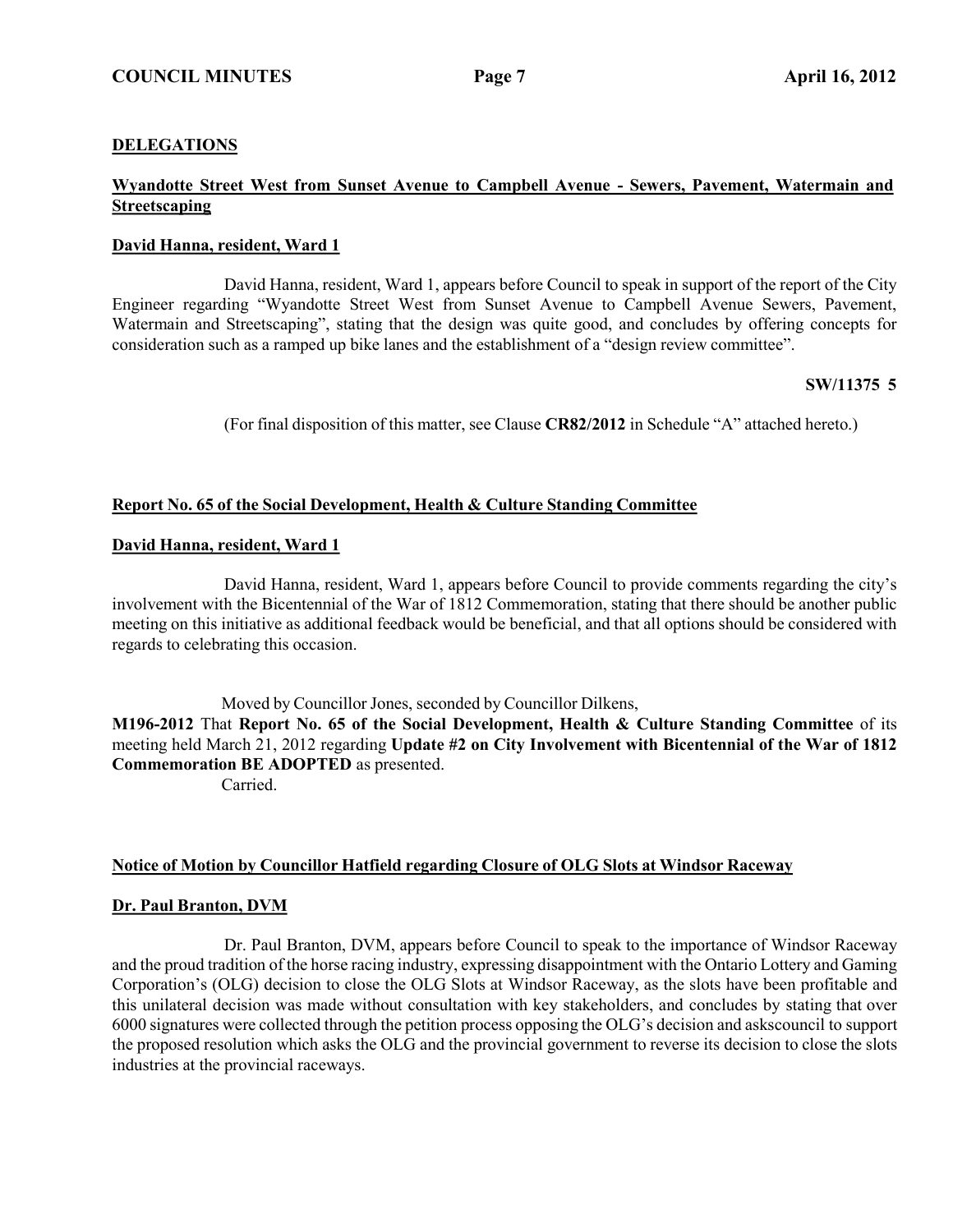## DELEGATIONS

**Wyandotte Street West from Sunset Avenue to Campbell Avenue - Sewers, Pavement, Watermain and Streetscaping**

**David Hanna, resident, Ward 1**

David Hanna, resident, Ward 1, appears before Council to speak in support of the report of the City Engineer regarding "Wyandotte Street West from Sunset Avenue to Campbell Avenue Sewers, Pavement, Watermain and Streetscaping", stating that the design was quite good, and concludes by offering concepts for consideration such as a ramped up bike lanes and the establishment of a "design review committee".

**SW/11375 5**

(For final disposition of this matter, see Clause **CR82/2012** in Schedule "A" attached hereto.)

**Report No. 65 of the Social Development, Health & Culture Standing Committee**

**David Hanna, resident, Ward 1**

David Hanna, resident, Ward 1, appears before Council to provide comments regarding the city's involvement with the Bicentennial of the War of 1812 Commemoration, stating that there should be another public meeting on this initiative as additional feedback would be beneficial, and that all options should be considered with regards to celebrating this occasion.

Moved by Councillor Jones, seconded by Councillor Dilkens,

**M196-2012** That **Report No. 65 of the Social Development, Health & Culture Standing Committee** of its meeting held March 21, 2012 regarding **Update #2 on City Involvement with Bicentennial of the War of 1812 Commemoration BE ADOPTED** as presented.

Carried.

**Notice of Motion by Councillor Hatfield regarding Closure of OLG Slots at Windsor Raceway**

**Dr. Paul Branton, DVM**

Dr. Paul Branton, DVM, appears before Council to speak to the importance of Windsor Raceway and the proud tradition of the horse racing industry, expressing disappointment with the Ontario Lottery and Gaming Corporation's (OLG) decision to close the OLG Slots at Windsor Raceway, as the slots have been profitable and this unilateral decision was made without consultation with key stakeholders, and concludes by stating that over 6000 signatures were collected through the petition process opposing the OLG's decision and askscouncil to support the proposed resolution which asks the OLG and the provincial government to reverse its decision to close the slots industries at the provincial raceways.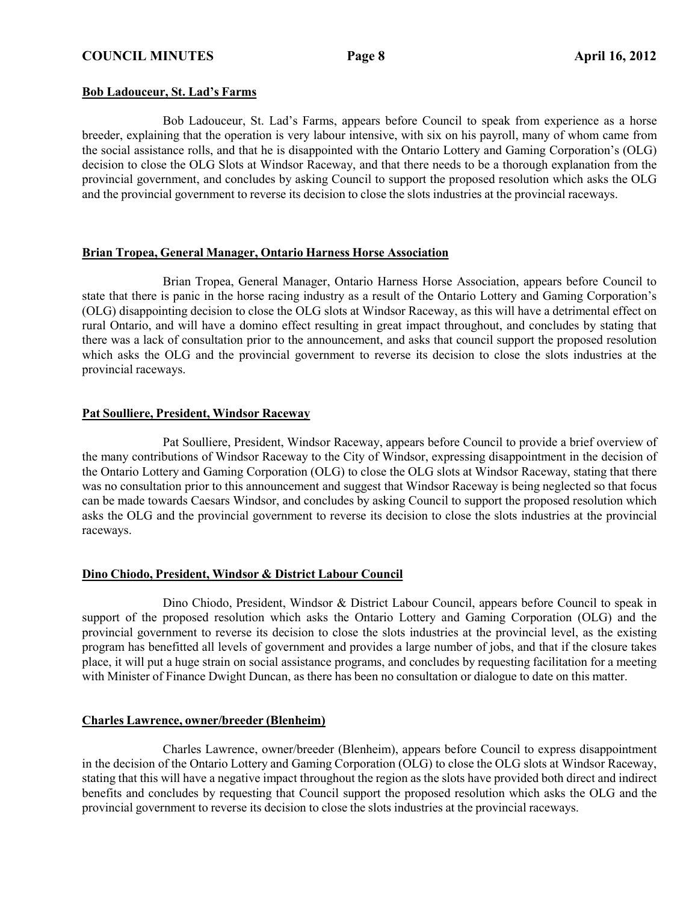**Bob Ladouceur, St. Lad's Farms**

Bob Ladouceur, St. Lad's Farms, appears before Council to speak from experience as a horse breeder, explaining that the operation is very labour intensive, with six on his payroll, many of whom came from the social assistance rolls, and that he is disappointed with the Ontario Lottery and Gaming Corporation's (OLG) decision to close the OLG Slots at Windsor Raceway, and that there needs to be a thorough explanation from the provincial government, and concludes by asking Council to support the proposed resolution which asks the OLG and the provincial government to reverse its decision to close the slots industries at the provincial raceways.

**Brian Tropea, General Manager, Ontario Harness Horse Association**

Brian Tropea, General Manager, Ontario Harness Horse Association, appears before Council to state that there is panic in the horse racing industry as a result of the Ontario Lottery and Gaming Corporation's (OLG) disappointing decision to close the OLG slots at Windsor Raceway, as this will have a detrimental effect on rural Ontario, and will have a domino effect resulting in great impact throughout, and concludes by stating that there was a lack of consultation prior to the announcement, and asks that council support the proposed resolution which asks the OLG and the provincial government to reverse its decision to close the slots industries at the provincial raceways.

**Pat Soulliere, President, Windsor Raceway**

Pat Soulliere, President, Windsor Raceway, appears before Council to provide a brief overview of the many contributions of Windsor Raceway to the City of Windsor, expressing disappointment in the decision of the Ontario Lottery and Gaming Corporation (OLG) to close the OLG slots at Windsor Raceway, stating that there was no consultation prior to this announcement and suggest that Windsor Raceway is being neglected so that focus can be made towards Caesars Windsor, and concludes by asking Council to support the proposed resolution which asks the OLG and the provincial government to reverse its decision to close the slots industries at the provincial raceways.

**Dino Chiodo, President, Windsor & District Labour Council**

Dino Chiodo, President, Windsor & District Labour Council, appears before Council to speak in support of the proposed resolution which asks the Ontario Lottery and Gaming Corporation (OLG) and the provincial government to reverse its decision to close the slots industries at the provincial level, as the existing program has benefitted all levels of government and provides a large number of jobs, and that if the closure takes place, it will put a huge strain on social assistance programs, and concludes by requesting facilitation for a meeting with Minister of Finance Dwight Duncan, as there has been no consultation or dialogue to date on this matter.

**Charles Lawrence, owner/breeder (Blenheim)**

Charles Lawrence, owner/breeder (Blenheim), appears before Council to express disappointment in the decision of the Ontario Lottery and Gaming Corporation (OLG) to close the OLG slots at Windsor Raceway, stating that this will have a negative impact throughout the region as the slots have provided both direct and indirect benefits and concludes by requesting that Council support the proposed resolution which asks the OLG and the provincial government to reverse its decision to close the slots industries at the provincial raceways.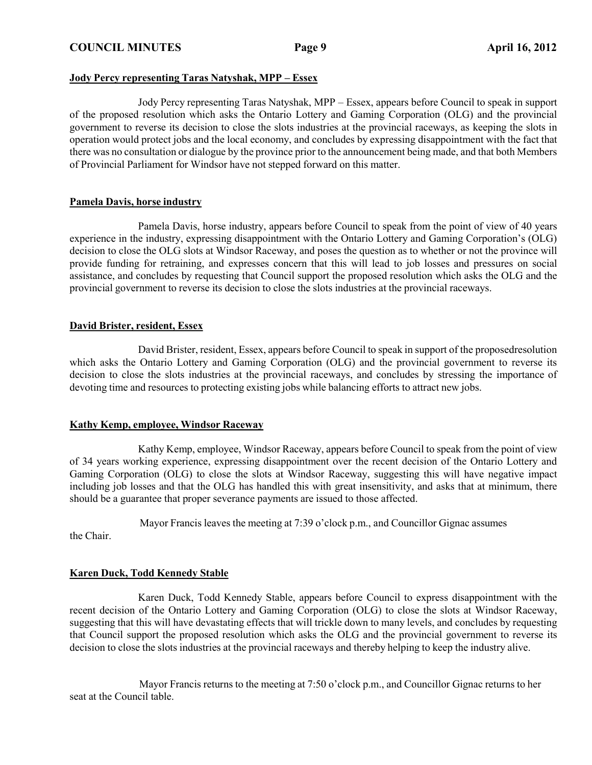**Jody Percy representing Taras Natyshak, MPP – Essex**

Jody Percy representing Taras Natyshak, MPP – Essex, appears before Council to speak in support of the proposed resolution which asks the Ontario Lottery and Gaming Corporation (OLG) and the provincial government to reverse its decision to close the slots industries at the provincial raceways, as keeping the slots in operation would protect jobs and the local economy, and concludes by expressing disappointment with the fact that there was no consultation or dialogue by the province prior to the announcement being made, and that both Members of Provincial Parliament for Windsor have not stepped forward on this matter.

**Pamela Davis, horse industry**

Pamela Davis, horse industry, appears before Council to speak from the point of view of 40 years experience in the industry, expressing disappointment with the Ontario Lottery and Gaming Corporation's (OLG) decision to close the OLG slots at Windsor Raceway, and poses the question as to whether or not the province will provide funding for retraining, and expresses concern that this will lead to job losses and pressures on social assistance, and concludes by requesting that Council support the proposed resolution which asks the OLG and the provincial government to reverse its decision to close the slots industries at the provincial raceways.

**David Brister, resident, Essex**

David Brister, resident, Essex, appears before Council to speak in support of the proposedresolution which asks the Ontario Lottery and Gaming Corporation (OLG) and the provincial government to reverse its decision to close the slots industries at the provincial raceways, and concludes by stressing the importance of devoting time and resources to protecting existing jobs while balancing efforts to attract new jobs.

**Kathy Kemp, employee, Windsor Raceway**

Kathy Kemp, employee, Windsor Raceway, appears before Council to speak from the point of view of 34 years working experience, expressing disappointment over the recent decision of the Ontario Lottery and Gaming Corporation (OLG) to close the slots at Windsor Raceway, suggesting this will have negative impact including job losses and that the OLG has handled this with great insensitivity, and asks that at minimum, there should be a guarantee that proper severance payments are issued to those affected.

Mayor Francis leaves the meeting at 7:39 o'clock p.m., and Councillor Gignac assumes the Chair.

**Karen Duck, Todd Kennedy Stable**

Karen Duck, Todd Kennedy Stable, appears before Council to express disappointment with the recent decision of the Ontario Lottery and Gaming Corporation (OLG) to close the slots at Windsor Raceway, suggesting that this will have devastating effects that will trickle down to many levels, and concludes by requesting that Council support the proposed resolution which asks the OLG and the provincial government to reverse its decision to close the slots industries at the provincial raceways and thereby helping to keep the industry alive.

Mayor Francis returns to the meeting at 7:50 o'clock p.m., and Councillor Gignac returns to her seat at the Council table.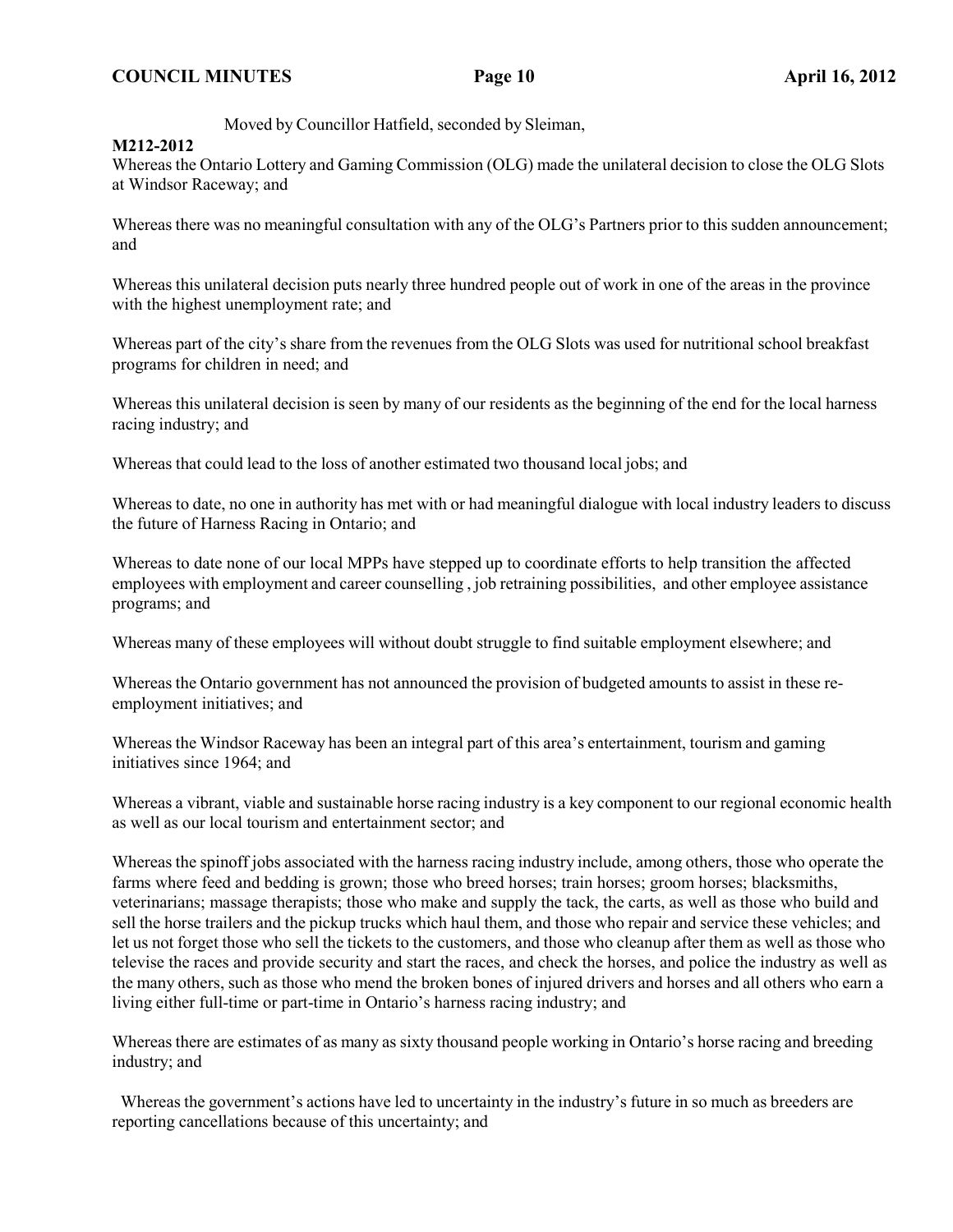Moved by Councillor Hatfield, seconded by Sleiman,

**M212-2012**
Whereas the Ontario Lottery and Gaming Commission (OLG) made the unilateral decision to close the OLG Slots at Windsor Raceway; and

Whereas there was no meaningful consultation with any of the OLG's Partners prior to this sudden announcement; and

Whereas this unilateral decision puts nearly three hundred people out of work in one of the areas in the province with the highest unemployment rate; and

Whereas part of the city's share from the revenues from the OLG Slots was used for nutritional school breakfast programs for children in need; and

Whereas this unilateral decision is seen by many of our residents as the beginning of the end for the local harness racing industry; and

Whereas that could lead to the loss of another estimated two thousand local jobs; and

Whereas to date, no one in authority has met with or had meaningful dialogue with local industry leaders to discuss the future of Harness Racing in Ontario; and

Whereas to date none of our local MPPs have stepped up to coordinate efforts to help transition the affected employees with employment and career counselling , job retraining possibilities, and other employee assistance programs; and

Whereas many of these employees will without doubt struggle to find suitable employment elsewhere; and

Whereas the Ontario government has not announced the provision of budgeted amounts to assist in these re-employment initiatives; and

Whereas the Windsor Raceway has been an integral part of this area's entertainment, tourism and gaming initiatives since 1964; and

Whereas a vibrant, viable and sustainable horse racing industry is a key component to our regional economic health as well as our local tourism and entertainment sector; and

Whereas the spinoff jobs associated with the harness racing industry include, among others, those who operate the farms where feed and bedding is grown; those who breed horses; train horses; groom horses; blacksmiths, veterinarians; massage therapists; those who make and supply the tack, the carts, as well as those who build and sell the horse trailers and the pickup trucks which haul them, and those who repair and service these vehicles; and let us not forget those who sell the tickets to the customers, and those who cleanup after them as well as those who televise the races and provide security and start the races, and check the horses, and police the industry as well as the many others, such as those who mend the broken bones of injured drivers and horses and all others who earn a living either full-time or part-time in Ontario's harness racing industry; and

Whereas there are estimates of as many as sixty thousand people working in Ontario's horse racing and breeding industry; and

Whereas the government's actions have led to uncertainty in the industry's future in so much as breeders are reporting cancellations because of this uncertainty; and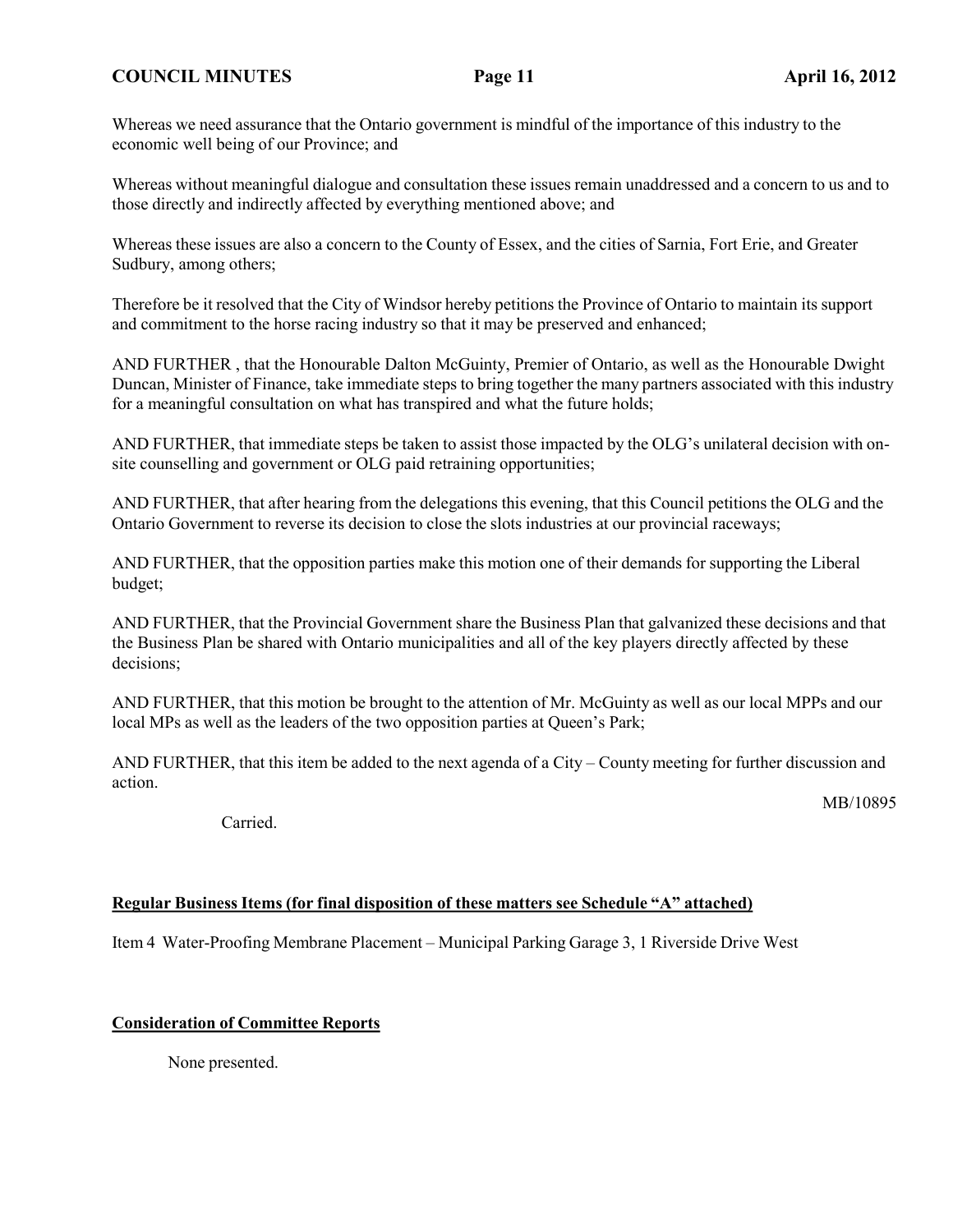Whereas we need assurance that the Ontario government is mindful of the importance of this industry to the economic well being of our Province; and

Whereas without meaningful dialogue and consultation these issues remain unaddressed and a concern to us and to those directly and indirectly affected by everything mentioned above; and

Whereas these issues are also a concern to the County of Essex, and the cities of Sarnia, Fort Erie, and Greater Sudbury, among others;

Therefore be it resolved that the City of Windsor hereby petitions the Province of Ontario to maintain its support and commitment to the horse racing industry so that it may be preserved and enhanced;

AND FURTHER , that the Honourable Dalton McGuinty, Premier of Ontario, as well as the Honourable Dwight Duncan, Minister of Finance, take immediate steps to bring together the many partners associated with this industry for a meaningful consultation on what has transpired and what the future holds;

AND FURTHER, that immediate steps be taken to assist those impacted by the OLG's unilateral decision with on-site counselling and government or OLG paid retraining opportunities;

AND FURTHER, that after hearing from the delegations this evening, that this Council petitions the OLG and the Ontario Government to reverse its decision to close the slots industries at our provincial raceways;

AND FURTHER, that the opposition parties make this motion one of their demands for supporting the Liberal budget;

AND FURTHER, that the Provincial Government share the Business Plan that galvanized these decisions and that the Business Plan be shared with Ontario municipalities and all of the key players directly affected by these decisions;

AND FURTHER, that this motion be brought to the attention of Mr. McGuinty as well as our local MPPs and our local MPs as well as the leaders of the two opposition parties at Queen's Park;

AND FURTHER, that this item be added to the next agenda of a City – County meeting for further discussion and action.

MB/10895

Carried.

**Regular Business Items (for final disposition of these matters see Schedule "A" attached)**

Item 4 Water-Proofing Membrane Placement – Municipal Parking Garage 3, 1 Riverside Drive West

**Consideration of Committee Reports**

None presented.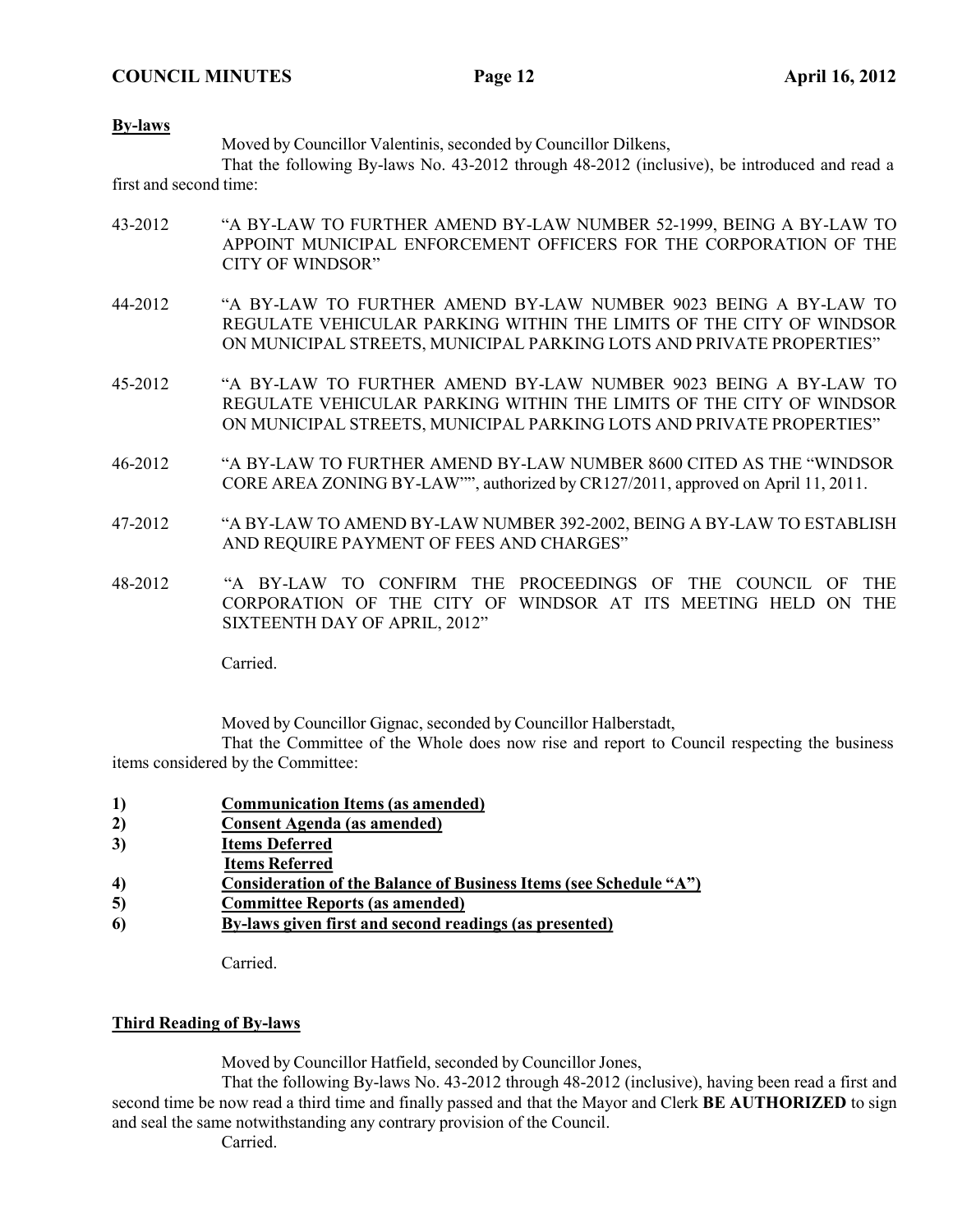**By-laws**

Moved by Councillor Valentinis, seconded by Councillor Dilkens,

That the following By-laws No. 43-2012 through 48-2012 (inclusive), be introduced and read a first and second time:

43-2012 "A BY-LAW TO FURTHER AMEND BY-LAW NUMBER 52-1999, BEING A BY-LAW TO APPOINT MUNICIPAL ENFORCEMENT OFFICERS FOR THE CORPORATION OF THE CITY OF WINDSOR"

44-2012 "A BY-LAW TO FURTHER AMEND BY-LAW NUMBER 9023 BEING A BY-LAW TO REGULATE VEHICULAR PARKING WITHIN THE LIMITS OF THE CITY OF WINDSOR ON MUNICIPAL STREETS, MUNICIPAL PARKING LOTS AND PRIVATE PROPERTIES"

45-2012 "A BY-LAW TO FURTHER AMEND BY-LAW NUMBER 9023 BEING A BY-LAW TO REGULATE VEHICULAR PARKING WITHIN THE LIMITS OF THE CITY OF WINDSOR ON MUNICIPAL STREETS, MUNICIPAL PARKING LOTS AND PRIVATE PROPERTIES"

46-2012 "A BY-LAW TO FURTHER AMEND BY-LAW NUMBER 8600 CITED AS THE "WINDSOR CORE AREA ZONING BY-LAW"", authorized by CR127/2011, approved on April 11, 2011.

47-2012 "A BY-LAW TO AMEND BY-LAW NUMBER 392-2002, BEING A BY-LAW TO ESTABLISH AND REQUIRE PAYMENT OF FEES AND CHARGES"

48-2012 "A BY-LAW TO CONFIRM THE PROCEEDINGS OF THE COUNCIL OF THE CORPORATION OF THE CITY OF WINDSOR AT ITS MEETING HELD ON THE SIXTEENTH DAY OF APRIL, 2012"

Carried.

Moved by Councillor Gignac, seconded by Councillor Halberstadt,

That the Committee of the Whole does now rise and report to Council respecting the business items considered by the Committee:

1) **Communication Items (as amended)**
2) **Consent Agenda (as amended)**
3) **Items Deferred**
   **Items Referred**
4) **Consideration of the Balance of Business Items (see Schedule "A")**
5) **Committee Reports (as amended)**
6) **By-laws given first and second readings (as presented)**

Carried.

**Third Reading of By-laws**

Moved by Councillor Hatfield, seconded by Councillor Jones,

That the following By-laws No. 43-2012 through 48-2012 (inclusive), having been read a first and second time be now read a third time and finally passed and that the Mayor and Clerk **BE AUTHORIZED** to sign and seal the same notwithstanding any contrary provision of the Council.

Carried.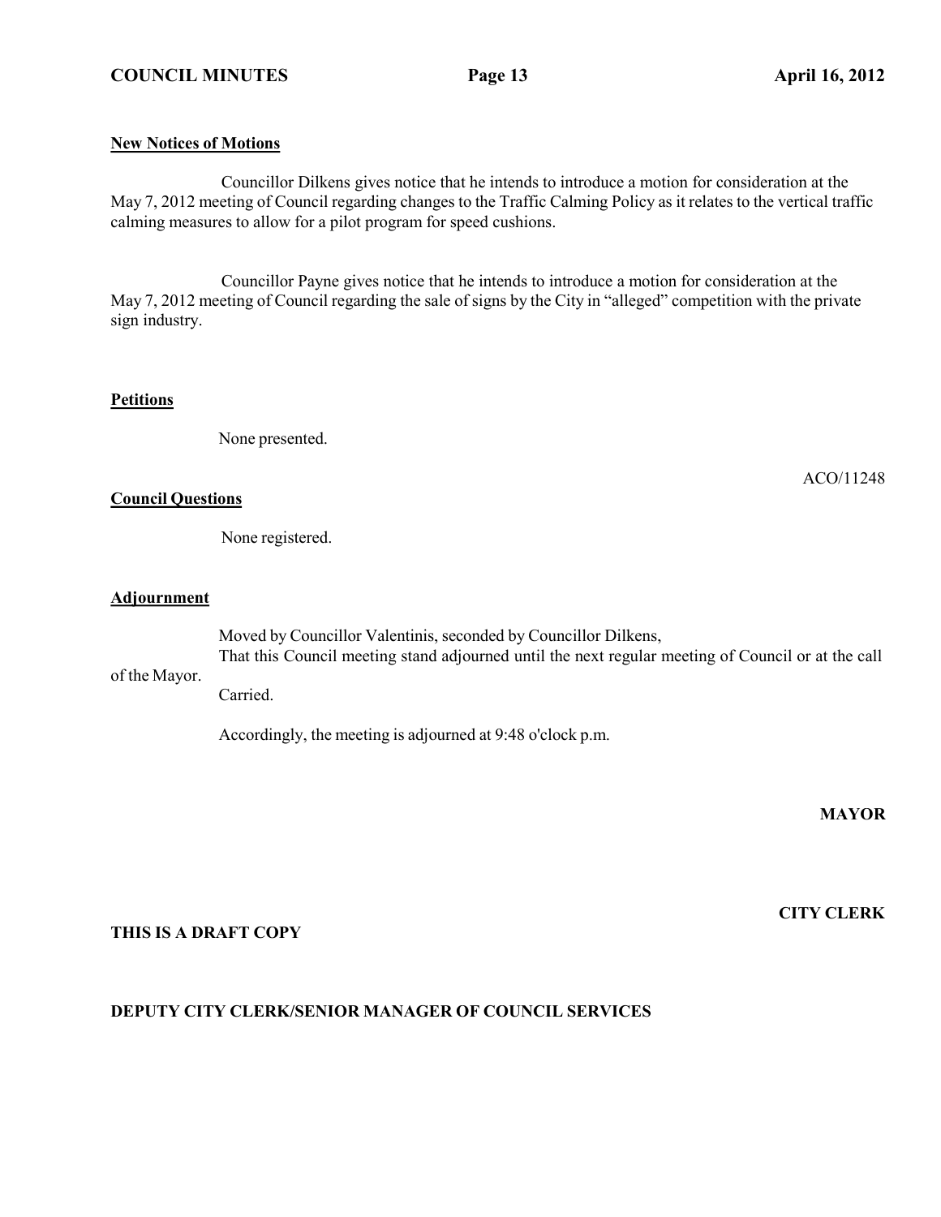**New Notices of Motions**

Councillor Dilkens gives notice that he intends to introduce a motion for consideration at the May 7, 2012 meeting of Council regarding changes to the Traffic Calming Policy as it relates to the vertical traffic calming measures to allow for a pilot program for speed cushions.

Councillor Payne gives notice that he intends to introduce a motion for consideration at the May 7, 2012 meeting of Council regarding the sale of signs by the City in "alleged" competition with the private sign industry.

**Petitions**

None presented.

ACO/11248

**Council Questions**

None registered.

**Adjournment**

Moved by Councillor Valentinis, seconded by Councillor Dilkens,
That this Council meeting stand adjourned until the next regular meeting of Council or at the call of the Mayor.
Carried.

Accordingly, the meeting is adjourned at 9:48 o'clock p.m.

**MAYOR**

**CITY CLERK**

**THIS IS A DRAFT COPY**

**DEPUTY CITY CLERK/SENIOR MANAGER OF COUNCIL SERVICES**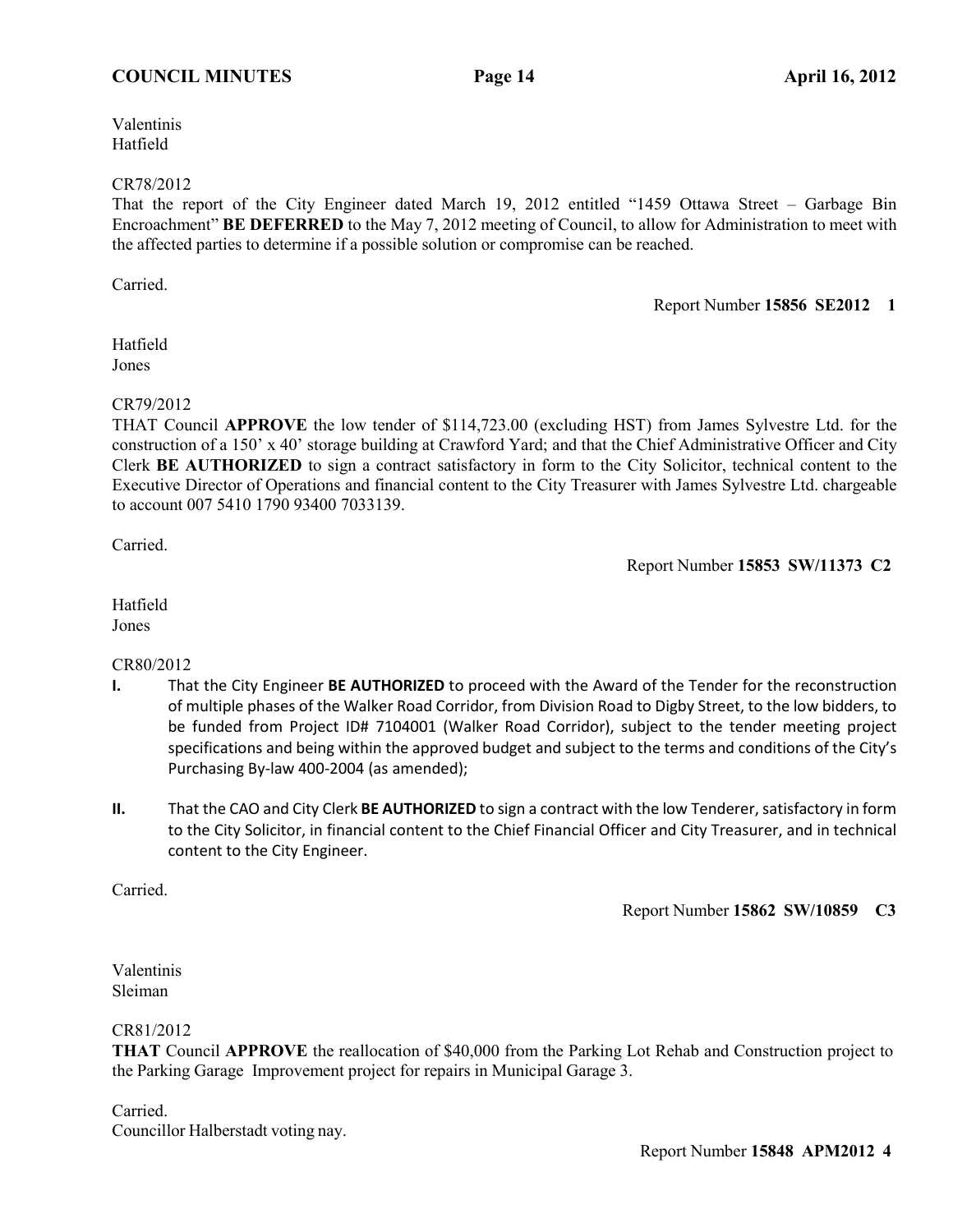Valentinis
Hatfield

CR78/2012
That the report of the City Engineer dated March 19, 2012 entitled "1459 Ottawa Street – Garbage Bin Encroachment" **BE DEFERRED** to the May 7, 2012 meeting of Council, to allow for Administration to meet with the affected parties to determine if a possible solution or compromise can be reached.

Carried.

Report Number **15856 SE2012 1**

Hatfield
Jones

CR79/2012
THAT Council **APPROVE** the low tender of $114,723.00 (excluding HST) from James Sylvestre Ltd. for the construction of a 150' x 40' storage building at Crawford Yard; and that the Chief Administrative Officer and City Clerk **BE AUTHORIZED** to sign a contract satisfactory in form to the City Solicitor, technical content to the Executive Director of Operations and financial content to the City Treasurer with James Sylvestre Ltd. chargeable to account 007 5410 1790 93400 7033139.

Carried.

Report Number **15853 SW/11373 C2**

Hatfield
Jones

CR80/2012

**I.** That the City Engineer **BE AUTHORIZED** to proceed with the Award of the Tender for the reconstruction of multiple phases of the Walker Road Corridor, from Division Road to Digby Street, to the low bidders, to be funded from Project ID# 7104001 (Walker Road Corridor), subject to the tender meeting project specifications and being within the approved budget and subject to the terms and conditions of the City's Purchasing By-law 400-2004 (as amended);

**II.** That the CAO and City Clerk **BE AUTHORIZED** to sign a contract with the low Tenderer, satisfactory in form to the City Solicitor, in financial content to the Chief Financial Officer and City Treasurer, and in technical content to the City Engineer.

Carried.

Report Number **15862 SW/10859 C3**

Valentinis
Sleiman

CR81/2012
**THAT** Council **APPROVE** the reallocation of $40,000 from the Parking Lot Rehab and Construction project to the Parking Garage Improvement project for repairs in Municipal Garage 3.

Carried.
Councillor Halberstadt voting nay.

Report Number **15848 APM2012 4**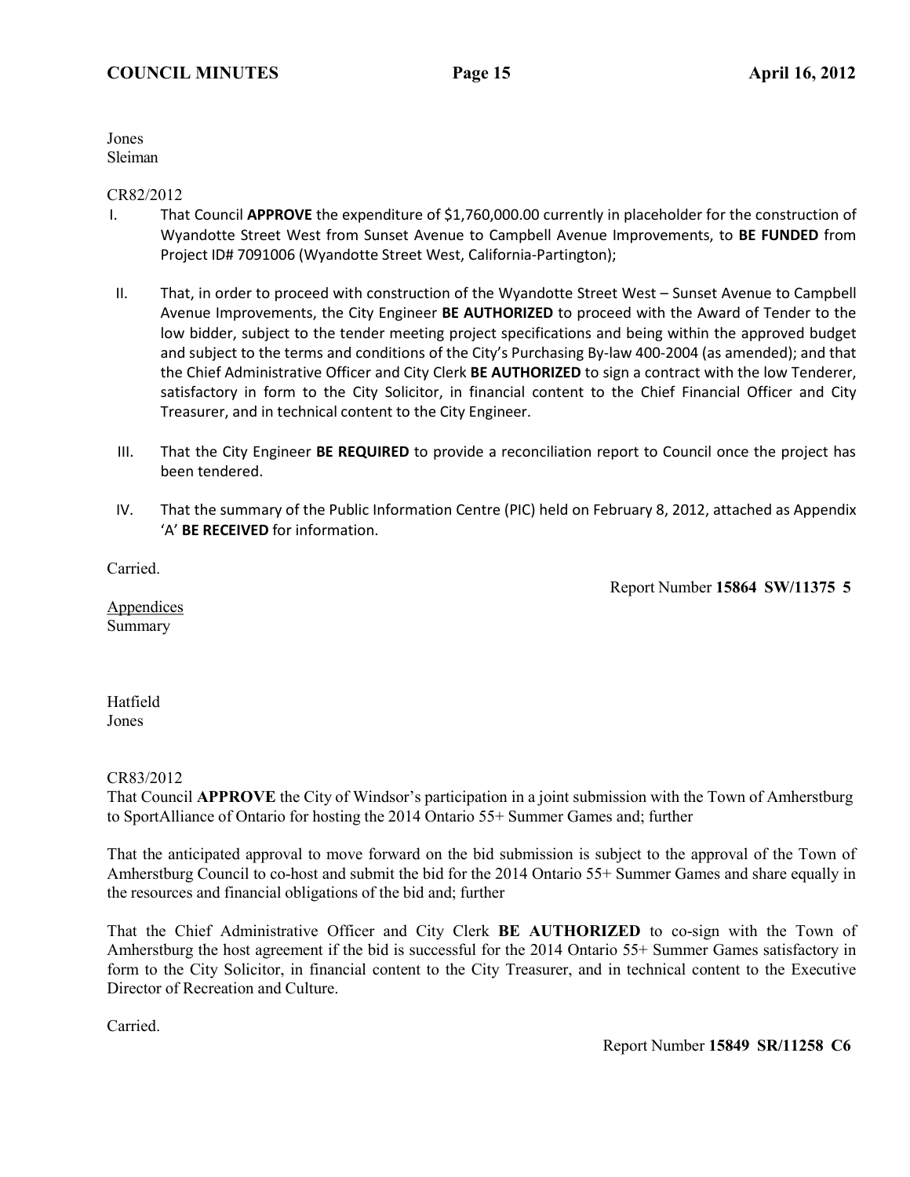Jones
Sleiman

CR82/2012

I. That Council **APPROVE** the expenditure of $1,760,000.00 currently in placeholder for the construction of Wyandotte Street West from Sunset Avenue to Campbell Avenue Improvements, to **BE FUNDED** from Project ID# 7091006 (Wyandotte Street West, California-Partington);

II. That, in order to proceed with construction of the Wyandotte Street West – Sunset Avenue to Campbell Avenue Improvements, the City Engineer **BE AUTHORIZED** to proceed with the Award of Tender to the low bidder, subject to the tender meeting project specifications and being within the approved budget and subject to the terms and conditions of the City's Purchasing By-law 400-2004 (as amended); and that the Chief Administrative Officer and City Clerk **BE AUTHORIZED** to sign a contract with the low Tenderer, satisfactory in form to the City Solicitor, in financial content to the Chief Financial Officer and City Treasurer, and in technical content to the City Engineer.

III. That the City Engineer **BE REQUIRED** to provide a reconciliation report to Council once the project has been tendered.

IV. That the summary of the Public Information Centre (PIC) held on February 8, 2012, attached as Appendix 'A' **BE RECEIVED** for information.

Carried.

Report Number **15864 SW/11375 5**

Appendices
Summary

Hatfield
Jones

CR83/2012

That Council **APPROVE** the City of Windsor's participation in a joint submission with the Town of Amherstburg to SportAlliance of Ontario for hosting the 2014 Ontario 55+ Summer Games and; further

That the anticipated approval to move forward on the bid submission is subject to the approval of the Town of Amherstburg Council to co-host and submit the bid for the 2014 Ontario 55+ Summer Games and share equally in the resources and financial obligations of the bid and; further

That the Chief Administrative Officer and City Clerk **BE AUTHORIZED** to co-sign with the Town of Amherstburg the host agreement if the bid is successful for the 2014 Ontario 55+ Summer Games satisfactory in form to the City Solicitor, in financial content to the City Treasurer, and in technical content to the Executive Director of Recreation and Culture.

Carried.

Report Number **15849 SR/11258 C6**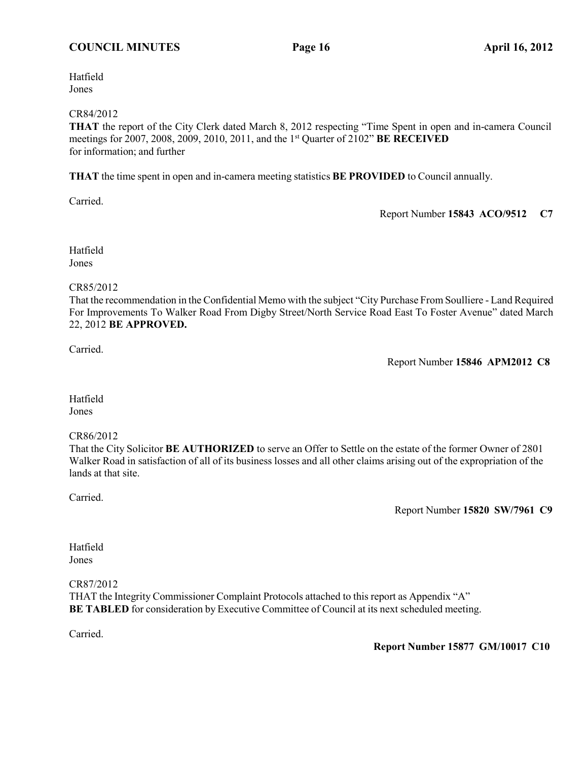Hatfield
Jones

CR84/2012
**THAT** the report of the City Clerk dated March 8, 2012 respecting "Time Spent in open and in-camera Council meetings for 2007, 2008, 2009, 2010, 2011, and the 1st Quarter of 2102" **BE RECEIVED** for information; and further

**THAT** the time spent in open and in-camera meeting statistics **BE PROVIDED** to Council annually.

Carried.

Report Number **15843 ACO/9512 C7**

Hatfield
Jones

CR85/2012
That the recommendation in the Confidential Memo with the subject "City Purchase From Soulliere - Land Required For Improvements To Walker Road From Digby Street/North Service Road East To Foster Avenue" dated March 22, 2012 **BE APPROVED.**

Carried.

Report Number **15846 APM2012 C8**

Hatfield
Jones

CR86/2012
That the City Solicitor **BE AUTHORIZED** to serve an Offer to Settle on the estate of the former Owner of 2801 Walker Road in satisfaction of all of its business losses and all other claims arising out of the expropriation of the lands at that site.

Carried.

Report Number **15820 SW/7961 C9**

Hatfield
Jones

CR87/2012
THAT the Integrity Commissioner Complaint Protocols attached to this report as Appendix "A" **BE TABLED** for consideration by Executive Committee of Council at its next scheduled meeting.

Carried.

**Report Number 15877 GM/10017 C10**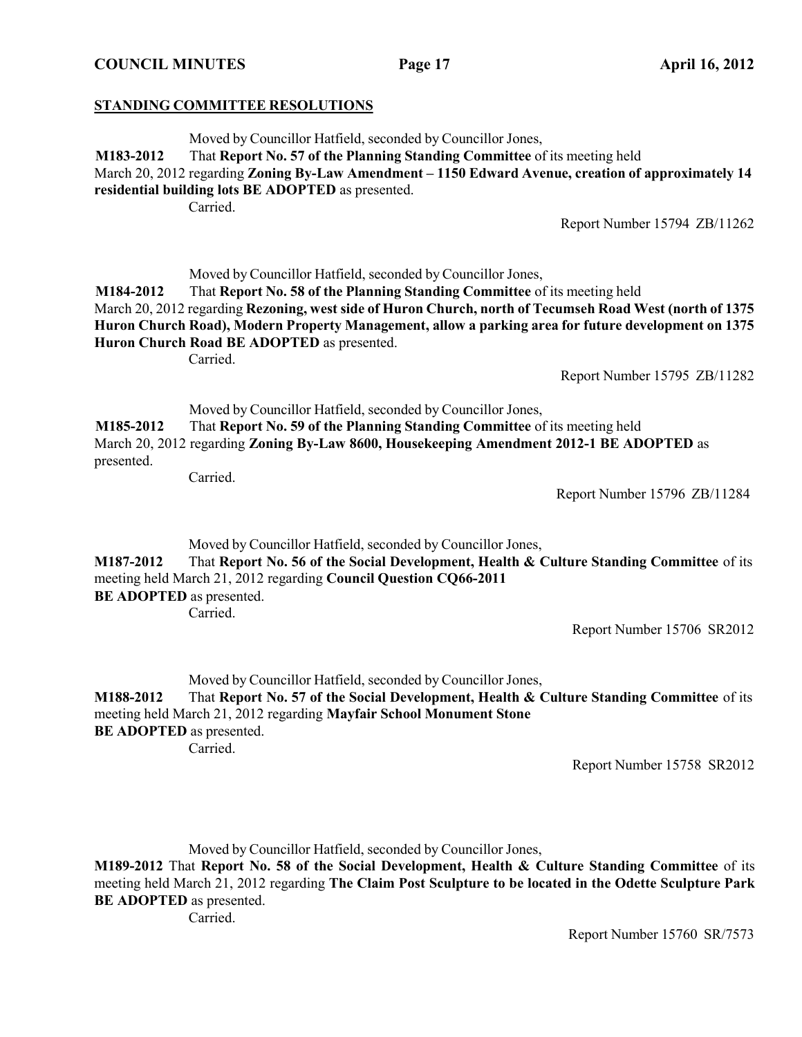**STANDING COMMITTEE RESOLUTIONS**

Moved by Councillor Hatfield, seconded by Councillor Jones,

**M183-2012** That **Report No. 57 of the Planning Standing Committee** of its meeting held March 20, 2012 regarding **Zoning By-Law Amendment – 1150 Edward Avenue, creation of approximately 14 residential building lots BE ADOPTED** as presented.

Carried.

Report Number 15794 ZB/11262

Moved by Councillor Hatfield, seconded by Councillor Jones,

**M184-2012** That **Report No. 58 of the Planning Standing Committee** of its meeting held March 20, 2012 regarding **Rezoning, west side of Huron Church, north of Tecumseh Road West (north of 1375 Huron Church Road), Modern Property Management, allow a parking area for future development on 1375 Huron Church Road BE ADOPTED** as presented.

Carried.

Report Number 15795 ZB/11282

Moved by Councillor Hatfield, seconded by Councillor Jones,

**M185-2012** That **Report No. 59 of the Planning Standing Committee** of its meeting held March 20, 2012 regarding **Zoning By-Law 8600, Housekeeping Amendment 2012-1 BE ADOPTED** as presented.

Carried.

Report Number 15796 ZB/11284

Moved by Councillor Hatfield, seconded by Councillor Jones,

**M187-2012** That **Report No. 56 of the Social Development, Health & Culture Standing Committee** of its meeting held March 21, 2012 regarding **Council Question CQ66-2011 BE ADOPTED** as presented.

Carried.

Report Number 15706 SR2012

Moved by Councillor Hatfield, seconded by Councillor Jones,

**M188-2012** That **Report No. 57 of the Social Development, Health & Culture Standing Committee** of its meeting held March 21, 2012 regarding **Mayfair School Monument Stone BE ADOPTED** as presented.

Carried.

Report Number 15758 SR2012

Moved by Councillor Hatfield, seconded by Councillor Jones,

**M189-2012** That **Report No. 58 of the Social Development, Health & Culture Standing Committee** of its meeting held March 21, 2012 regarding **The Claim Post Sculpture to be located in the Odette Sculpture Park BE ADOPTED** as presented.

Carried.

Report Number 15760 SR/7573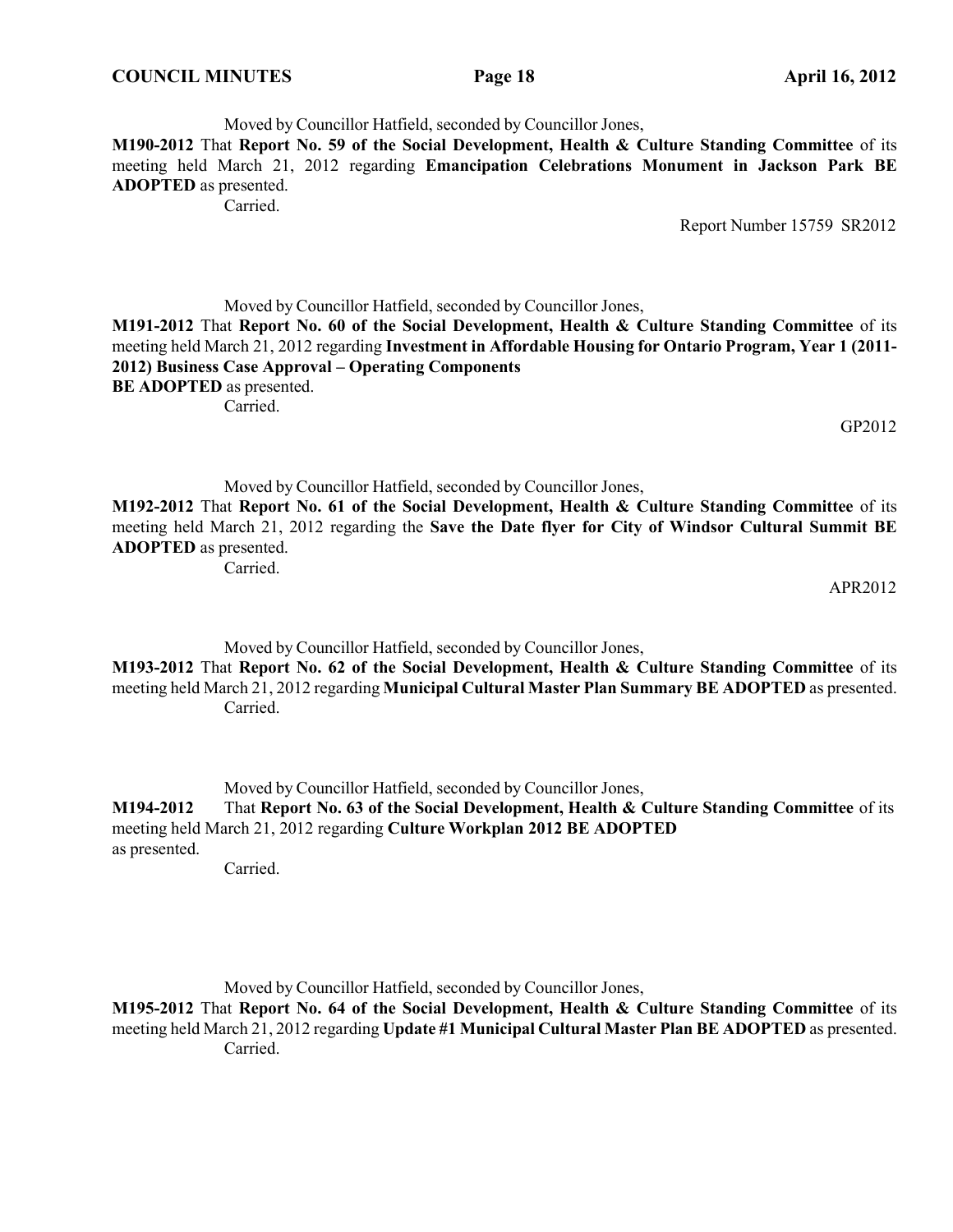Moved by Councillor Hatfield, seconded by Councillor Jones,

**M190-2012** That **Report No. 59 of the Social Development, Health & Culture Standing Committee** of its meeting held March 21, 2012 regarding **Emancipation Celebrations Monument in Jackson Park BE ADOPTED** as presented.

Carried.

Report Number 15759 SR2012

Moved by Councillor Hatfield, seconded by Councillor Jones,

**M191-2012** That **Report No. 60 of the Social Development, Health & Culture Standing Committee** of its meeting held March 21, 2012 regarding **Investment in Affordable Housing for Ontario Program, Year 1 (2011-2012) Business Case Approval – Operating Components BE ADOPTED** as presented.

Carried.

GP2012

Moved by Councillor Hatfield, seconded by Councillor Jones,

**M192-2012** That **Report No. 61 of the Social Development, Health & Culture Standing Committee** of its meeting held March 21, 2012 regarding the **Save the Date flyer for City of Windsor Cultural Summit BE ADOPTED** as presented.

Carried.

APR2012

Moved by Councillor Hatfield, seconded by Councillor Jones,

**M193-2012** That **Report No. 62 of the Social Development, Health & Culture Standing Committee** of its meeting held March 21, 2012 regarding **Municipal Cultural Master Plan Summary BE ADOPTED** as presented.

Carried.

Moved by Councillor Hatfield, seconded by Councillor Jones,

**M194-2012** That **Report No. 63 of the Social Development, Health & Culture Standing Committee** of its meeting held March 21, 2012 regarding **Culture Workplan 2012 BE ADOPTED** as presented.

Carried.

Moved by Councillor Hatfield, seconded by Councillor Jones,

**M195-2012** That **Report No. 64 of the Social Development, Health & Culture Standing Committee** of its meeting held March 21, 2012 regarding **Update #1 Municipal Cultural Master Plan BE ADOPTED** as presented.

Carried.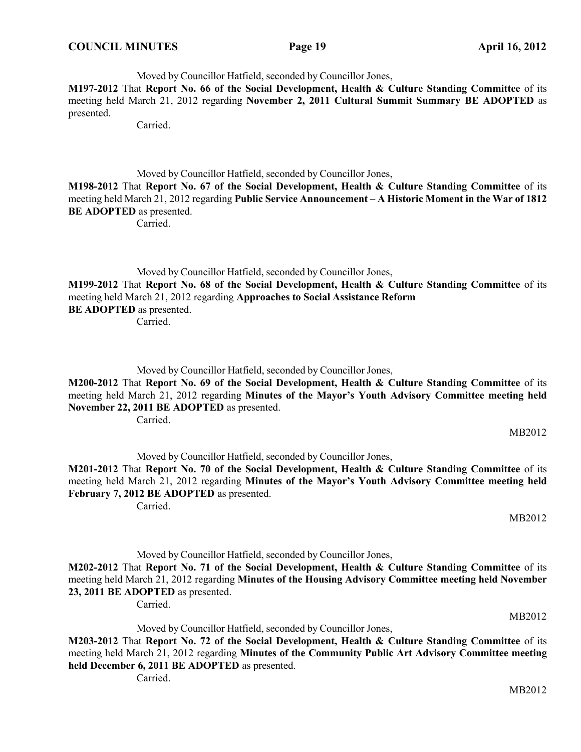Moved by Councillor Hatfield, seconded by Councillor Jones,

**M197-2012** That **Report No. 66 of the Social Development, Health & Culture Standing Committee** of its meeting held March 21, 2012 regarding **November 2, 2011 Cultural Summit Summary BE ADOPTED** as presented.

Carried.

Moved by Councillor Hatfield, seconded by Councillor Jones,

**M198-2012** That **Report No. 67 of the Social Development, Health & Culture Standing Committee** of its meeting held March 21, 2012 regarding **Public Service Announcement – A Historic Moment in the War of 1812 BE ADOPTED** as presented.

Carried.

Moved by Councillor Hatfield, seconded by Councillor Jones,

**M199-2012** That **Report No. 68 of the Social Development, Health & Culture Standing Committee** of its meeting held March 21, 2012 regarding **Approaches to Social Assistance Reform BE ADOPTED** as presented.

Carried.

Moved by Councillor Hatfield, seconded by Councillor Jones,

**M200-2012** That **Report No. 69 of the Social Development, Health & Culture Standing Committee** of its meeting held March 21, 2012 regarding **Minutes of the Mayor's Youth Advisory Committee meeting held November 22, 2011 BE ADOPTED** as presented.

Carried.

MB2012

Moved by Councillor Hatfield, seconded by Councillor Jones,

**M201-2012** That **Report No. 70 of the Social Development, Health & Culture Standing Committee** of its meeting held March 21, 2012 regarding **Minutes of the Mayor's Youth Advisory Committee meeting held February 7, 2012 BE ADOPTED** as presented.

Carried.

MB2012

Moved by Councillor Hatfield, seconded by Councillor Jones,

**M202-2012** That **Report No. 71 of the Social Development, Health & Culture Standing Committee** of its meeting held March 21, 2012 regarding **Minutes of the Housing Advisory Committee meeting held November 23, 2011 BE ADOPTED** as presented.

Carried.

MB2012

Moved by Councillor Hatfield, seconded by Councillor Jones,

**M203-2012** That **Report No. 72 of the Social Development, Health & Culture Standing Committee** of its meeting held March 21, 2012 regarding **Minutes of the Community Public Art Advisory Committee meeting held December 6, 2011 BE ADOPTED** as presented.

Carried.

MB2012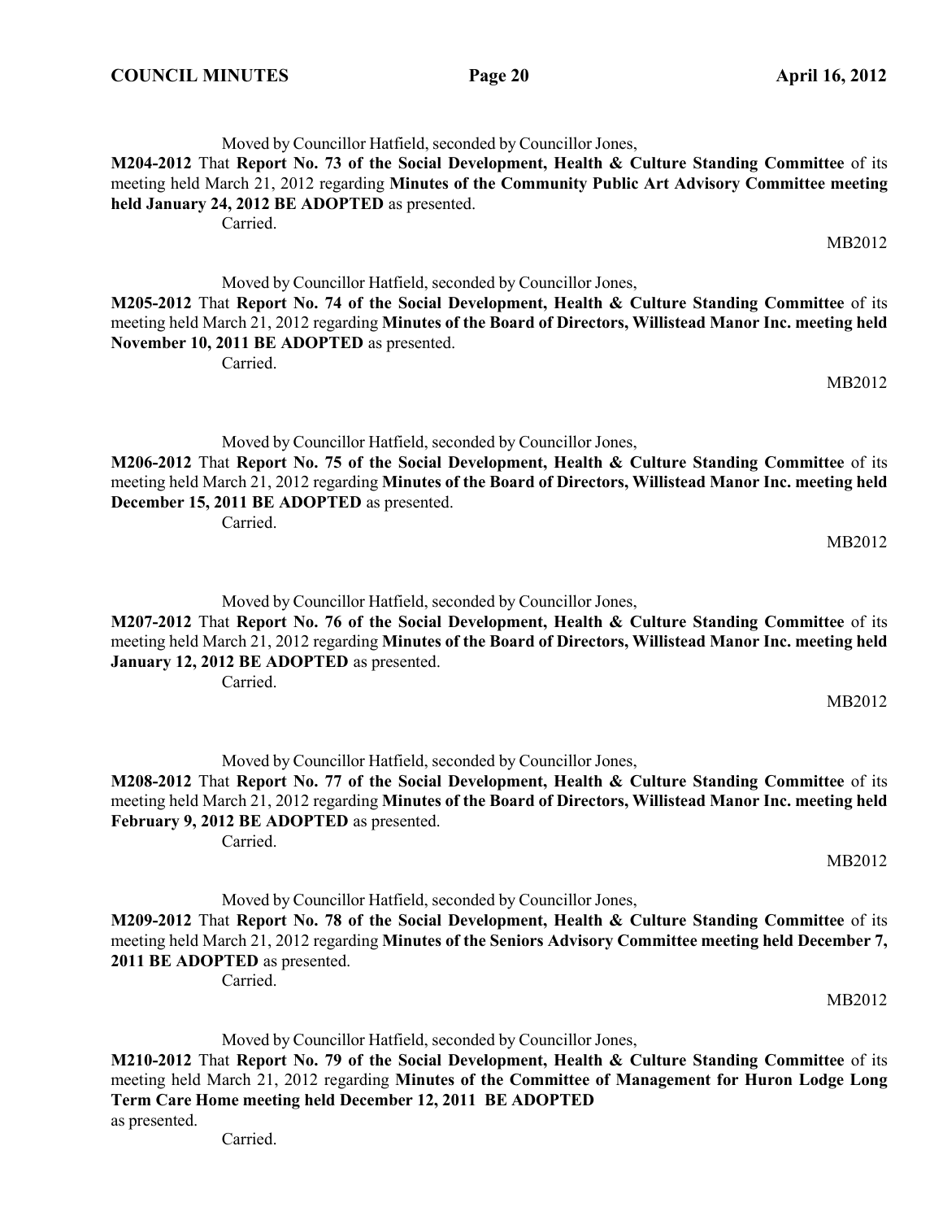Moved by Councillor Hatfield, seconded by Councillor Jones,

**M204-2012** That **Report No. 73 of the Social Development, Health & Culture Standing Committee** of its meeting held March 21, 2012 regarding **Minutes of the Community Public Art Advisory Committee meeting held January 24, 2012 BE ADOPTED** as presented.

Carried.

MB2012

Moved by Councillor Hatfield, seconded by Councillor Jones,

**M205-2012** That **Report No. 74 of the Social Development, Health & Culture Standing Committee** of its meeting held March 21, 2012 regarding **Minutes of the Board of Directors, Willistead Manor Inc. meeting held November 10, 2011 BE ADOPTED** as presented.

Carried.

MB2012

Moved by Councillor Hatfield, seconded by Councillor Jones,

**M206-2012** That **Report No. 75 of the Social Development, Health & Culture Standing Committee** of its meeting held March 21, 2012 regarding **Minutes of the Board of Directors, Willistead Manor Inc. meeting held December 15, 2011 BE ADOPTED** as presented.

Carried.

MB2012

Moved by Councillor Hatfield, seconded by Councillor Jones,

**M207-2012** That **Report No. 76 of the Social Development, Health & Culture Standing Committee** of its meeting held March 21, 2012 regarding **Minutes of the Board of Directors, Willistead Manor Inc. meeting held January 12, 2012 BE ADOPTED** as presented.

Carried.

MB2012

Moved by Councillor Hatfield, seconded by Councillor Jones,

**M208-2012** That **Report No. 77 of the Social Development, Health & Culture Standing Committee** of its meeting held March 21, 2012 regarding **Minutes of the Board of Directors, Willistead Manor Inc. meeting held February 9, 2012 BE ADOPTED** as presented.

Carried.

MB2012

Moved by Councillor Hatfield, seconded by Councillor Jones,

**M209-2012** That **Report No. 78 of the Social Development, Health & Culture Standing Committee** of its meeting held March 21, 2012 regarding **Minutes of the Seniors Advisory Committee meeting held December 7, 2011 BE ADOPTED** as presented.

Carried.

MB2012

Moved by Councillor Hatfield, seconded by Councillor Jones,

**M210-2012** That **Report No. 79 of the Social Development, Health & Culture Standing Committee** of its meeting held March 21, 2012 regarding **Minutes of the Committee of Management for Huron Lodge Long Term Care Home meeting held December 12, 2011 BE ADOPTED** as presented.

Carried.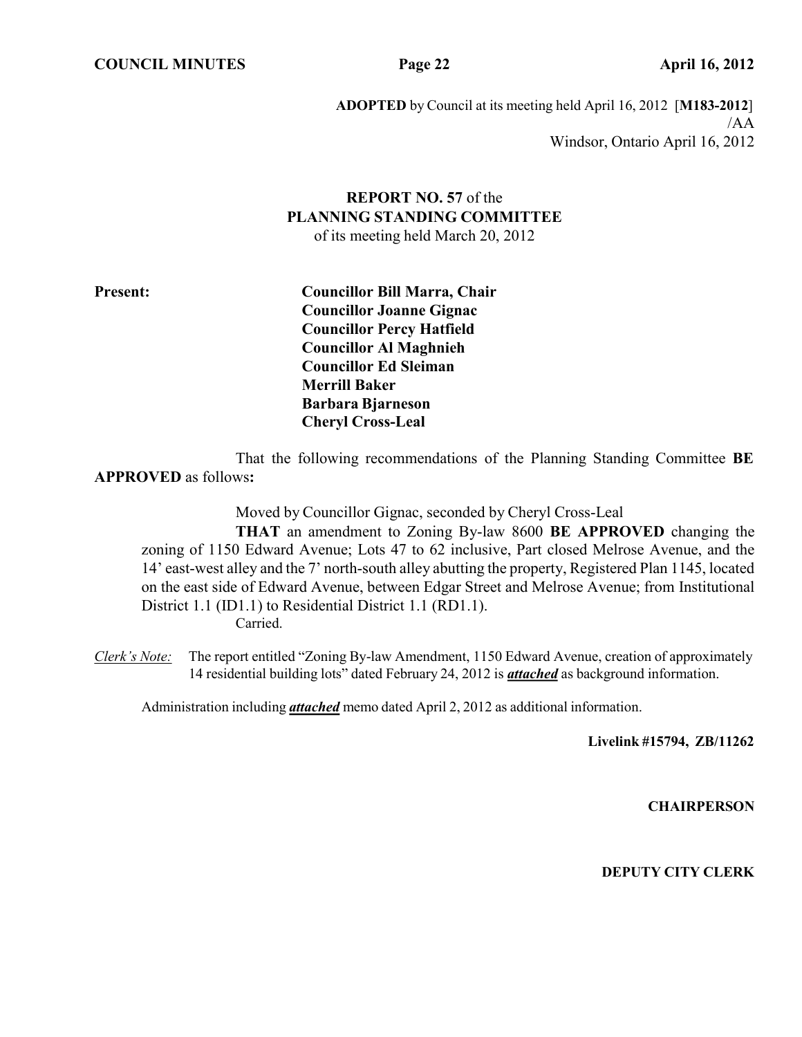**ADOPTED** by Council at its meeting held April 16, 2012 [**M183-2012**]
/AA
Windsor, Ontario April 16, 2012

**REPORT NO. 57** of the
**PLANNING STANDING COMMITTEE**
of its meeting held March 20, 2012

**Present:**

**Councillor Bill Marra, Chair**
**Councillor Joanne Gignac**
**Councillor Percy Hatfield**
**Councillor Al Maghnieh**
**Councillor Ed Sleiman**
**Merrill Baker**
**Barbara Bjarneson**
**Cheryl Cross-Leal**

That the following recommendations of the Planning Standing Committee **BE APPROVED** as follows**:**

Moved by Councillor Gignac, seconded by Cheryl Cross-Leal

**THAT** an amendment to Zoning By-law 8600 **BE APPROVED** changing the zoning of 1150 Edward Avenue; Lots 47 to 62 inclusive, Part closed Melrose Avenue, and the 14' east-west alley and the 7' north-south alley abutting the property, Registered Plan 1145, located on the east side of Edward Avenue, between Edgar Street and Melrose Avenue; from Institutional District 1.1 (ID1.1) to Residential District 1.1 (RD1.1).

Carried.

*Clerk's Note:* The report entitled "Zoning By-law Amendment, 1150 Edward Avenue, creation of approximately 14 residential building lots" dated February 24, 2012 is ***attached*** as background information.

Administration including ***attached*** memo dated April 2, 2012 as additional information.

**Livelink #15794, ZB/11262**

**CHAIRPERSON**

**DEPUTY CITY CLERK**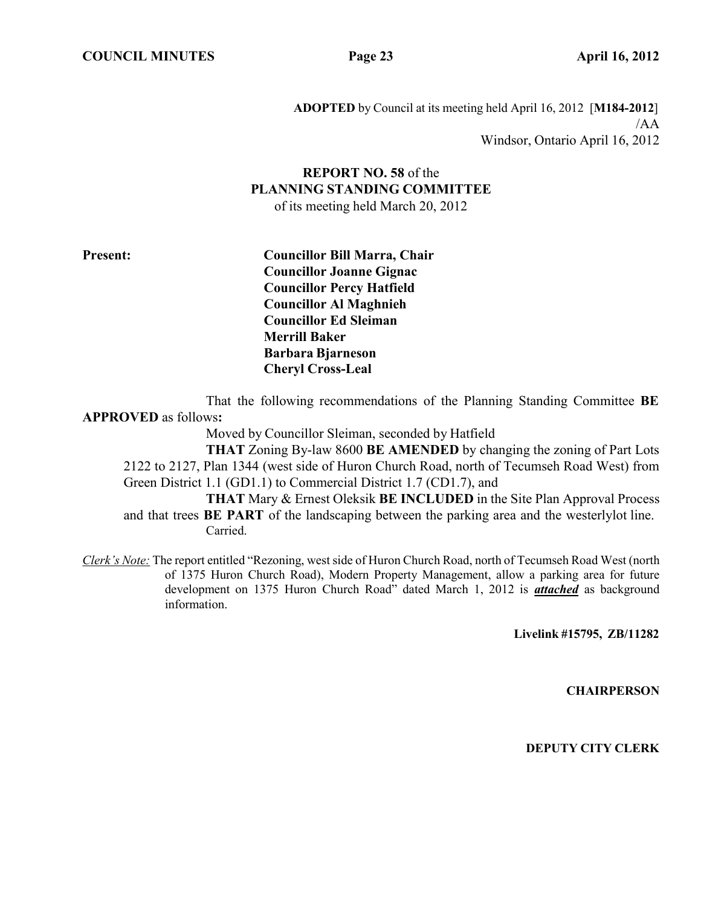**ADOPTED** by Council at its meeting held April 16, 2012 [**M184-2012**]
/AA
Windsor, Ontario April 16, 2012

**REPORT NO. 58** of the
**PLANNING STANDING COMMITTEE**
of its meeting held March 20, 2012

**Present:**

**Councillor Bill Marra, Chair**
**Councillor Joanne Gignac**
**Councillor Percy Hatfield**
**Councillor Al Maghnieh**
**Councillor Ed Sleiman**
**Merrill Baker**
**Barbara Bjarneson**
**Cheryl Cross-Leal**

That the following recommendations of the Planning Standing Committee **BE APPROVED** as follows**:**

Moved by Councillor Sleiman, seconded by Hatfield

**THAT** Zoning By-law 8600 **BE AMENDED** by changing the zoning of Part Lots 2122 to 2127, Plan 1344 (west side of Huron Church Road, north of Tecumseh Road West) from Green District 1.1 (GD1.1) to Commercial District 1.7 (CD1.7), and

**THAT** Mary & Ernest Oleksik **BE INCLUDED** in the Site Plan Approval Process and that trees **BE PART** of the landscaping between the parking area and the westerlylot line.
Carried.

*Clerk's Note:* The report entitled "Rezoning, west side of Huron Church Road, north of Tecumseh Road West (north of 1375 Huron Church Road), Modern Property Management, allow a parking area for future development on 1375 Huron Church Road" dated March 1, 2012 is ***attached*** as background information.

**Livelink #15795, ZB/11282**

**CHAIRPERSON**

**DEPUTY CITY CLERK**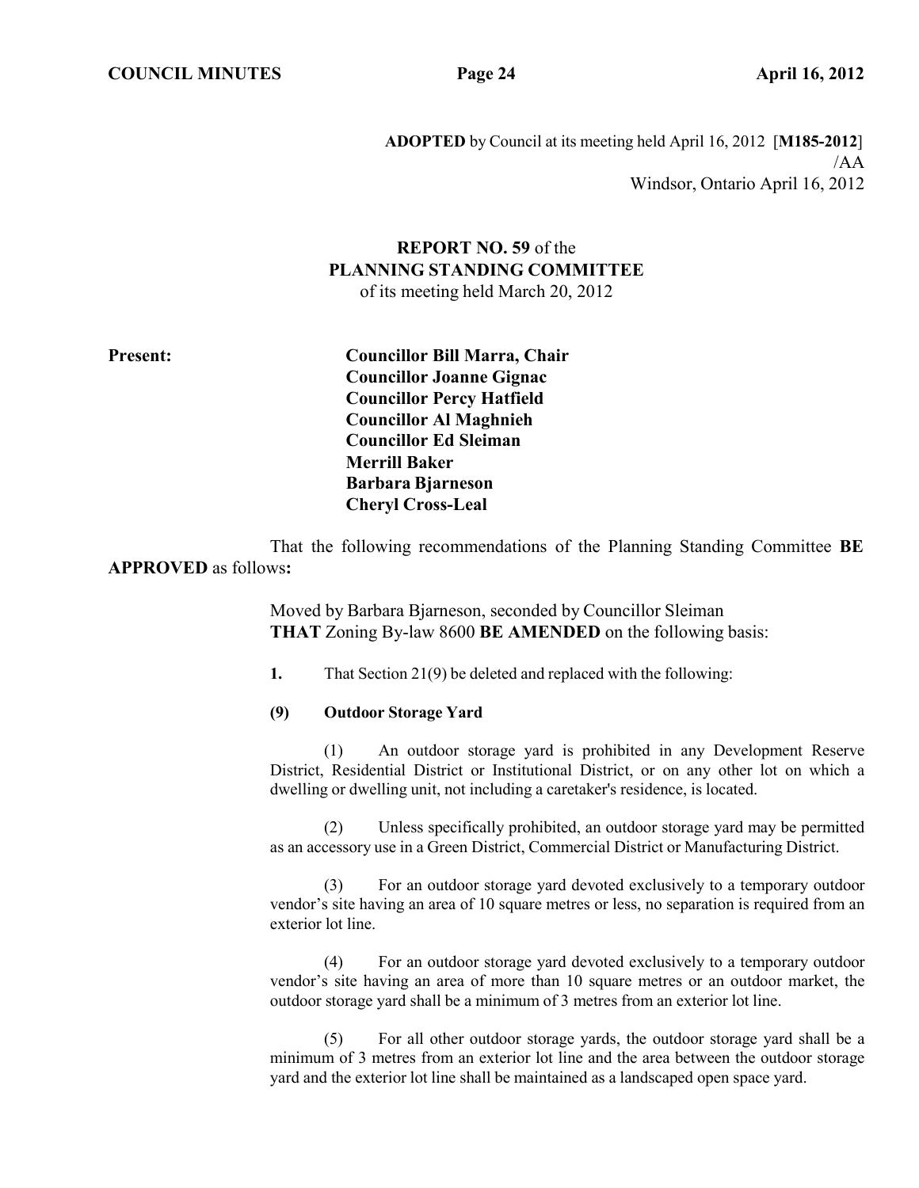**ADOPTED** by Council at its meeting held April 16, 2012 [**M185-2012**]
/AA
Windsor, Ontario April 16, 2012

**REPORT NO. 59** of the
**PLANNING STANDING COMMITTEE**
of its meeting held March 20, 2012

**Present:**

**Councillor Bill Marra, Chair**
**Councillor Joanne Gignac**
**Councillor Percy Hatfield**
**Councillor Al Maghnieh**
**Councillor Ed Sleiman**
**Merrill Baker**
**Barbara Bjarneson**
**Cheryl Cross-Leal**

That the following recommendations of the Planning Standing Committee **BE APPROVED** as follows**:**

Moved by Barbara Bjarneson, seconded by Councillor Sleiman
**THAT** Zoning By-law 8600 **BE AMENDED** on the following basis:

**1.** That Section 21(9) be deleted and replaced with the following:

**(9) Outdoor Storage Yard**

(1) An outdoor storage yard is prohibited in any Development Reserve District, Residential District or Institutional District, or on any other lot on which a dwelling or dwelling unit, not including a caretaker's residence, is located.

(2) Unless specifically prohibited, an outdoor storage yard may be permitted as an accessory use in a Green District, Commercial District or Manufacturing District.

(3) For an outdoor storage yard devoted exclusively to a temporary outdoor vendor's site having an area of 10 square metres or less, no separation is required from an exterior lot line.

(4) For an outdoor storage yard devoted exclusively to a temporary outdoor vendor's site having an area of more than 10 square metres or an outdoor market, the outdoor storage yard shall be a minimum of 3 metres from an exterior lot line.

(5) For all other outdoor storage yards, the outdoor storage yard shall be a minimum of 3 metres from an exterior lot line and the area between the outdoor storage yard and the exterior lot line shall be maintained as a landscaped open space yard.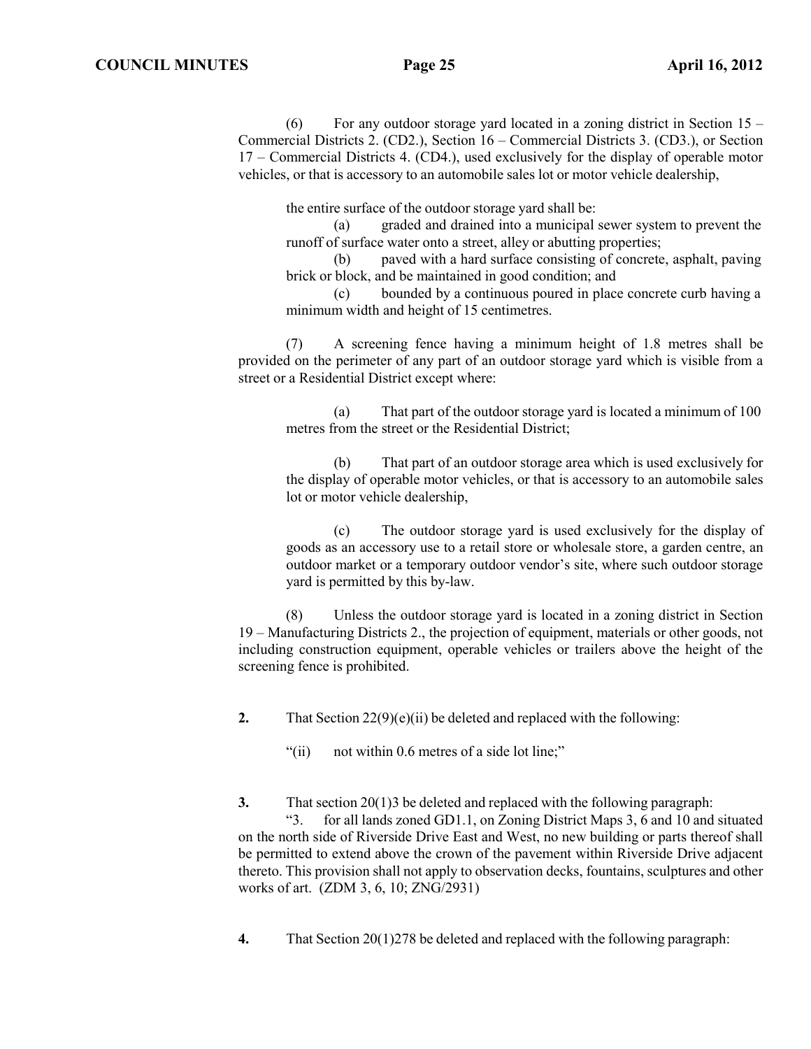(6) For any outdoor storage yard located in a zoning district in Section 15 – Commercial Districts 2. (CD2.), Section 16 – Commercial Districts 3. (CD3.), or Section 17 – Commercial Districts 4. (CD4.), used exclusively for the display of operable motor vehicles, or that is accessory to an automobile sales lot or motor vehicle dealership,

the entire surface of the outdoor storage yard shall be:

(a) graded and drained into a municipal sewer system to prevent the runoff of surface water onto a street, alley or abutting properties;

(b) paved with a hard surface consisting of concrete, asphalt, paving brick or block, and be maintained in good condition; and

(c) bounded by a continuous poured in place concrete curb having a minimum width and height of 15 centimetres.

(7) A screening fence having a minimum height of 1.8 metres shall be provided on the perimeter of any part of an outdoor storage yard which is visible from a street or a Residential District except where:

(a) That part of the outdoor storage yard is located a minimum of 100 metres from the street or the Residential District;

(b) That part of an outdoor storage area which is used exclusively for the display of operable motor vehicles, or that is accessory to an automobile sales lot or motor vehicle dealership,

(c) The outdoor storage yard is used exclusively for the display of goods as an accessory use to a retail store or wholesale store, a garden centre, an outdoor market or a temporary outdoor vendor's site, where such outdoor storage yard is permitted by this by-law.

(8) Unless the outdoor storage yard is located in a zoning district in Section 19 – Manufacturing Districts 2., the projection of equipment, materials or other goods, not including construction equipment, operable vehicles or trailers above the height of the screening fence is prohibited.

**2.** That Section 22(9)(e)(ii) be deleted and replaced with the following:

"(ii) not within 0.6 metres of a side lot line;"

**3.** That section 20(1)3 be deleted and replaced with the following paragraph:

"3. for all lands zoned GD1.1, on Zoning District Maps 3, 6 and 10 and situated on the north side of Riverside Drive East and West, no new building or parts thereof shall be permitted to extend above the crown of the pavement within Riverside Drive adjacent thereto. This provision shall not apply to observation decks, fountains, sculptures and other works of art. (ZDM 3, 6, 10; ZNG/2931)

**4.** That Section 20(1)278 be deleted and replaced with the following paragraph: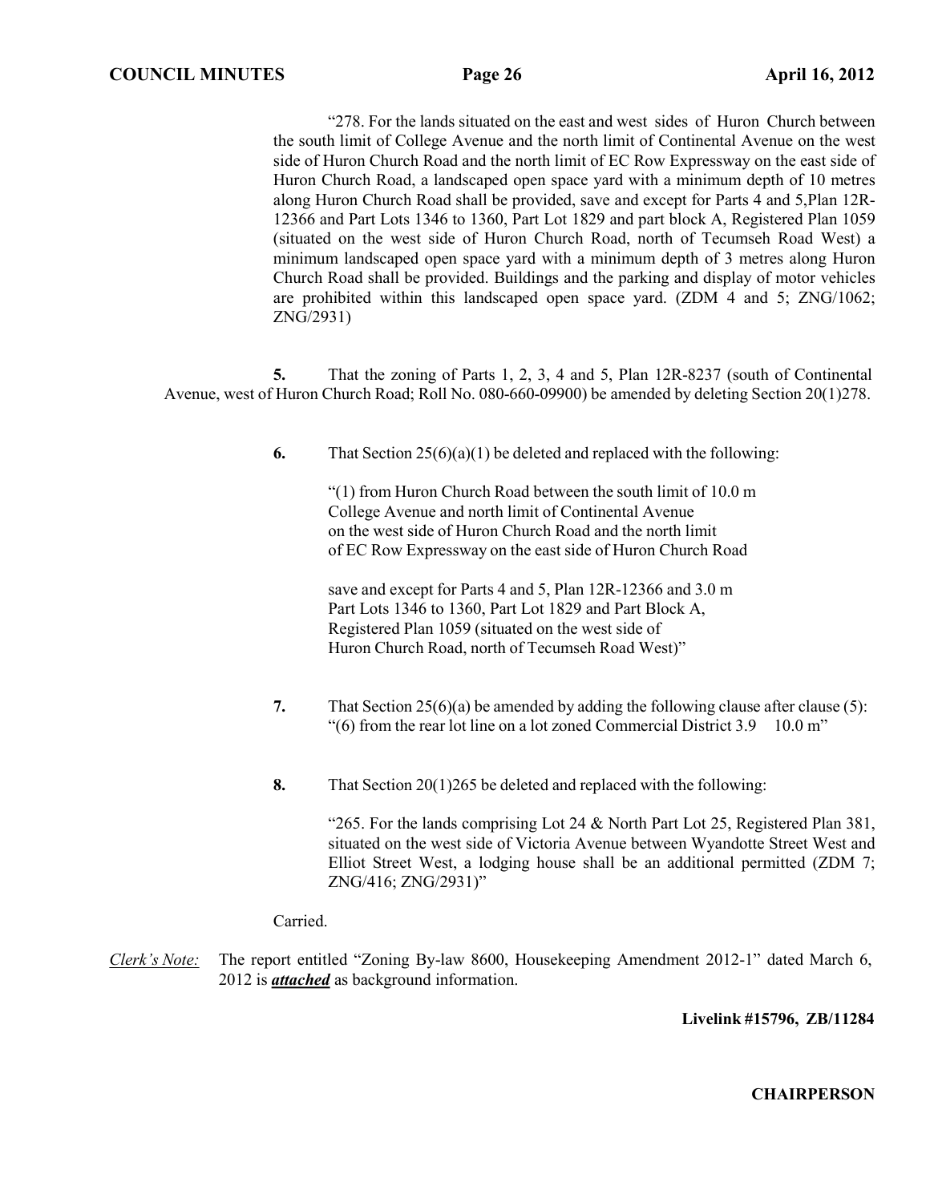"278. For the lands situated on the east and west sides of Huron Church between the south limit of College Avenue and the north limit of Continental Avenue on the west side of Huron Church Road and the north limit of EC Row Expressway on the east side of Huron Church Road, a landscaped open space yard with a minimum depth of 10 metres along Huron Church Road shall be provided, save and except for Parts 4 and 5,Plan 12R-12366 and Part Lots 1346 to 1360, Part Lot 1829 and part block A, Registered Plan 1059 (situated on the west side of Huron Church Road, north of Tecumseh Road West) a minimum landscaped open space yard with a minimum depth of 3 metres along Huron Church Road shall be provided. Buildings and the parking and display of motor vehicles are prohibited within this landscaped open space yard. (ZDM 4 and 5; ZNG/1062; ZNG/2931)

**5.** That the zoning of Parts 1, 2, 3, 4 and 5, Plan 12R-8237 (south of Continental Avenue, west of Huron Church Road; Roll No. 080-660-09900) be amended by deleting Section 20(1)278.

**6.** That Section 25(6)(a)(1) be deleted and replaced with the following:

"(1) from Huron Church Road between the south limit of College Avenue and north limit of Continental Avenue on the west side of Huron Church Road and the north limit of EC Row Expressway on the east side of Huron Church Road — 10.0 m

save and except for Parts 4 and 5, Plan 12R-12366 and Part Lots 1346 to 1360, Part Lot 1829 and Part Block A, Registered Plan 1059 (situated on the west side of Huron Church Road, north of Tecumseh Road West)" — 3.0 m

**7.** That Section 25(6)(a) be amended by adding the following clause after clause (5): "(6) from the rear lot line on a lot zoned Commercial District 3.9 10.0 m"

**8.** That Section 20(1)265 be deleted and replaced with the following:

"265. For the lands comprising Lot 24 & North Part Lot 25, Registered Plan 381, situated on the west side of Victoria Avenue between Wyandotte Street West and Elliot Street West, a lodging house shall be an additional permitted (ZDM 7; ZNG/416; ZNG/2931)"

Carried.

*Clerk's Note:* The report entitled "Zoning By-law 8600, Housekeeping Amendment 2012-1" dated March 6, 2012 is ***attached*** as background information.

**Livelink #15796, ZB/11284**

**CHAIRPERSON**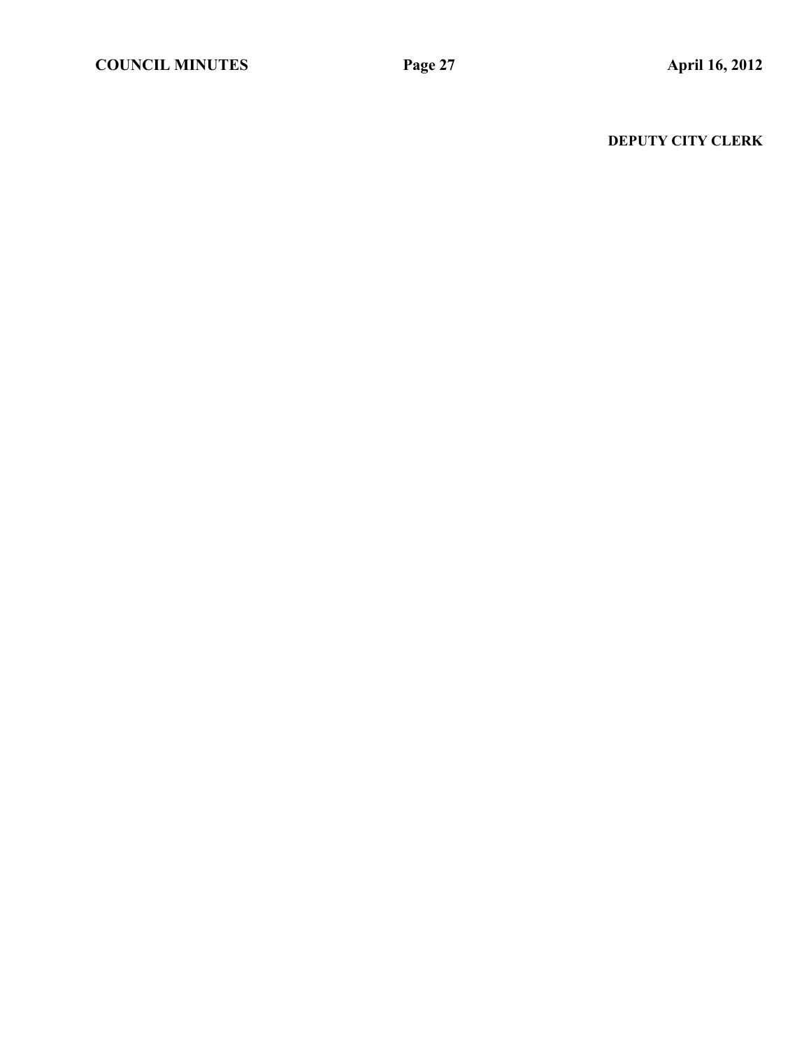**DEPUTY CITY CLERK**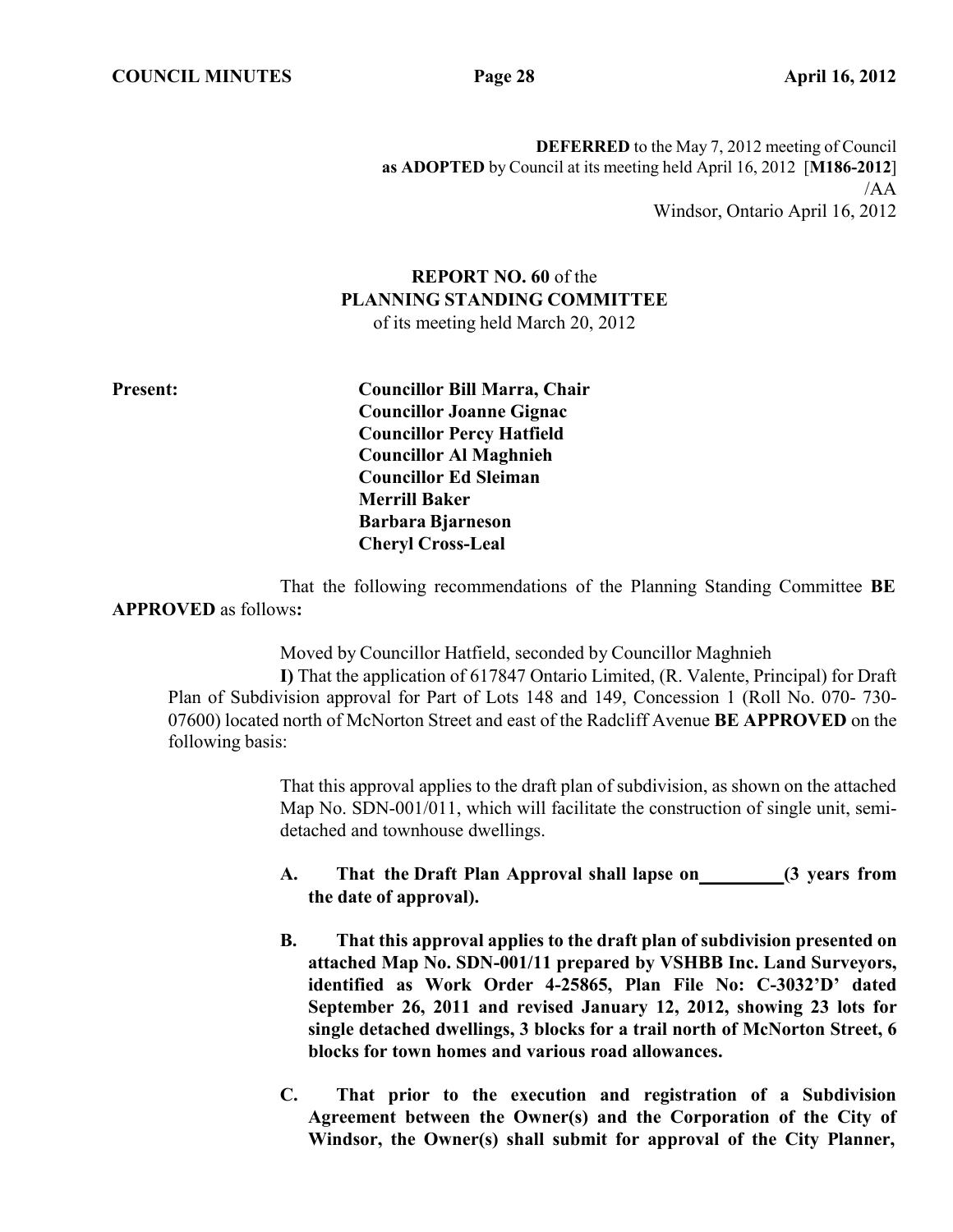**DEFERRED** to the May 7, 2012 meeting of Council
**as ADOPTED** by Council at its meeting held April 16, 2012 [**M186-2012**]
/AA
Windsor, Ontario April 16, 2012

**REPORT NO. 60** of the
**PLANNING STANDING COMMITTEE**
of its meeting held March 20, 2012

**Present:**

**Councillor Bill Marra, Chair**
**Councillor Joanne Gignac**
**Councillor Percy Hatfield**
**Councillor Al Maghnieh**
**Councillor Ed Sleiman**
**Merrill Baker**
**Barbara Bjarneson**
**Cheryl Cross-Leal**

That the following recommendations of the Planning Standing Committee **BE APPROVED** as follows**:**

Moved by Councillor Hatfield, seconded by Councillor Maghnieh

**I)** That the application of 617847 Ontario Limited, (R. Valente, Principal) for Draft Plan of Subdivision approval for Part of Lots 148 and 149, Concession 1 (Roll No. 070- 730-07600) located north of McNorton Street and east of the Radcliff Avenue **BE APPROVED** on the following basis:

That this approval applies to the draft plan of subdivision, as shown on the attached Map No. SDN-001/011, which will facilitate the construction of single unit, semi-detached and townhouse dwellings.

**A. That the Draft Plan Approval shall lapse on\_\_\_\_\_\_\_\_\_(3 years from the date of approval).**

**B. That this approval applies to the draft plan of subdivision presented on attached Map No. SDN-001/11 prepared by VSHBB Inc. Land Surveyors, identified as Work Order 4-25865, Plan File No: C-3032'D' dated September 26, 2011 and revised January 12, 2012, showing 23 lots for single detached dwellings, 3 blocks for a trail north of McNorton Street, 6 blocks for town homes and various road allowances.**

**C. That prior to the execution and registration of a Subdivision Agreement between the Owner(s) and the Corporation of the City of Windsor, the Owner(s) shall submit for approval of the City Planner,**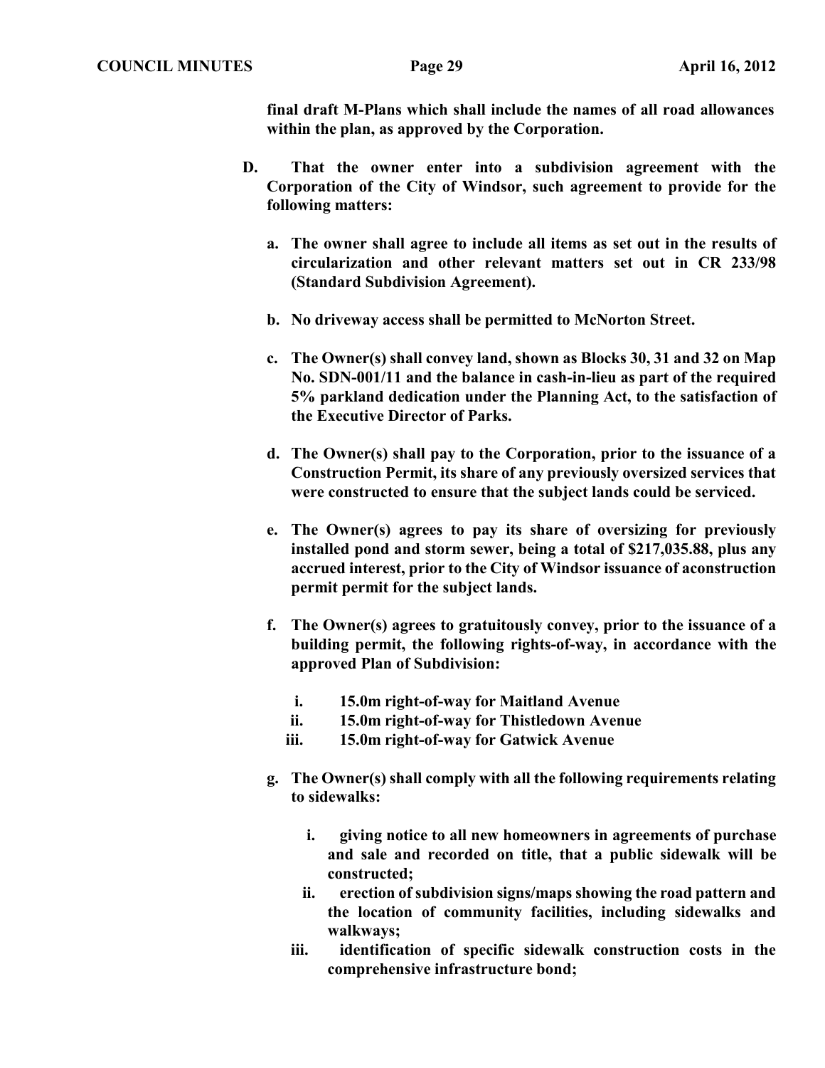**final draft M-Plans which shall include the names of all road allowances within the plan, as approved by the Corporation.**

**D. That the owner enter into a subdivision agreement with the Corporation of the City of Windsor, such agreement to provide for the following matters:**

**a. The owner shall agree to include all items as set out in the results of circularization and other relevant matters set out in CR 233/98 (Standard Subdivision Agreement).**

**b. No driveway access shall be permitted to McNorton Street.**

**c. The Owner(s) shall convey land, shown as Blocks 30, 31 and 32 on Map No. SDN-001/11 and the balance in cash-in-lieu as part of the required 5% parkland dedication under the Planning Act, to the satisfaction of the Executive Director of Parks.**

**d. The Owner(s) shall pay to the Corporation, prior to the issuance of a Construction Permit, its share of any previously oversized services that were constructed to ensure that the subject lands could be serviced.**

**e. The Owner(s) agrees to pay its share of oversizing for previously installed pond and storm sewer, being a total of $217,035.88, plus any accrued interest, prior to the City of Windsor issuance of aconstruction permit permit for the subject lands.**

**f. The Owner(s) agrees to gratuitously convey, prior to the issuance of a building permit, the following rights-of-way, in accordance with the approved Plan of Subdivision:**

**i. 15.0m right-of-way for Maitland Avenue**
**ii. 15.0m right-of-way for Thistledown Avenue**
**iii. 15.0m right-of-way for Gatwick Avenue**

**g. The Owner(s) shall comply with all the following requirements relating to sidewalks:**

**i. giving notice to all new homeowners in agreements of purchase and sale and recorded on title, that a public sidewalk will be constructed;**
**ii. erection of subdivision signs/maps showing the road pattern and the location of community facilities, including sidewalks and walkways;**
**iii. identification of specific sidewalk construction costs in the comprehensive infrastructure bond;**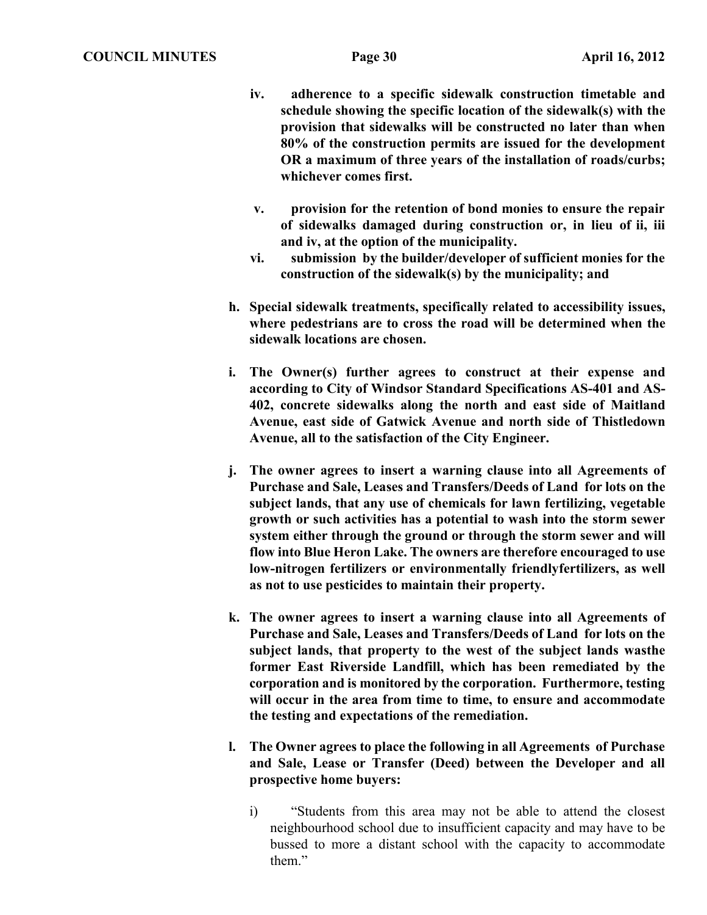**iv. adherence to a specific sidewalk construction timetable and schedule showing the specific location of the sidewalk(s) with the provision that sidewalks will be constructed no later than when 80% of the construction permits are issued for the development OR a maximum of three years of the installation of roads/curbs; whichever comes first.**

**v. provision for the retention of bond monies to ensure the repair of sidewalks damaged during construction or, in lieu of ii, iii and iv, at the option of the municipality.**

**vi. submission by the builder/developer of sufficient monies for the construction of the sidewalk(s) by the municipality; and**

**h. Special sidewalk treatments, specifically related to accessibility issues, where pedestrians are to cross the road will be determined when the sidewalk locations are chosen.**

**i. The Owner(s) further agrees to construct at their expense and according to City of Windsor Standard Specifications AS-401 and AS-402, concrete sidewalks along the north and east side of Maitland Avenue, east side of Gatwick Avenue and north side of Thistledown Avenue, all to the satisfaction of the City Engineer.**

**j. The owner agrees to insert a warning clause into all Agreements of Purchase and Sale, Leases and Transfers/Deeds of Land for lots on the subject lands, that any use of chemicals for lawn fertilizing, vegetable growth or such activities has a potential to wash into the storm sewer system either through the ground or through the storm sewer and will flow into Blue Heron Lake. The owners are therefore encouraged to use low-nitrogen fertilizers or environmentally friendlyfertilizers, as well as not to use pesticides to maintain their property.**

**k. The owner agrees to insert a warning clause into all Agreements of Purchase and Sale, Leases and Transfers/Deeds of Land for lots on the subject lands, that property to the west of the subject lands wasthe former East Riverside Landfill, which has been remediated by the corporation and is monitored by the corporation. Furthermore, testing will occur in the area from time to time, to ensure and accommodate the testing and expectations of the remediation.**

**l. The Owner agrees to place the following in all Agreements of Purchase and Sale, Lease or Transfer (Deed) between the Developer and all prospective home buyers:**

i) "Students from this area may not be able to attend the closest neighbourhood school due to insufficient capacity and may have to be bussed to more a distant school with the capacity to accommodate them."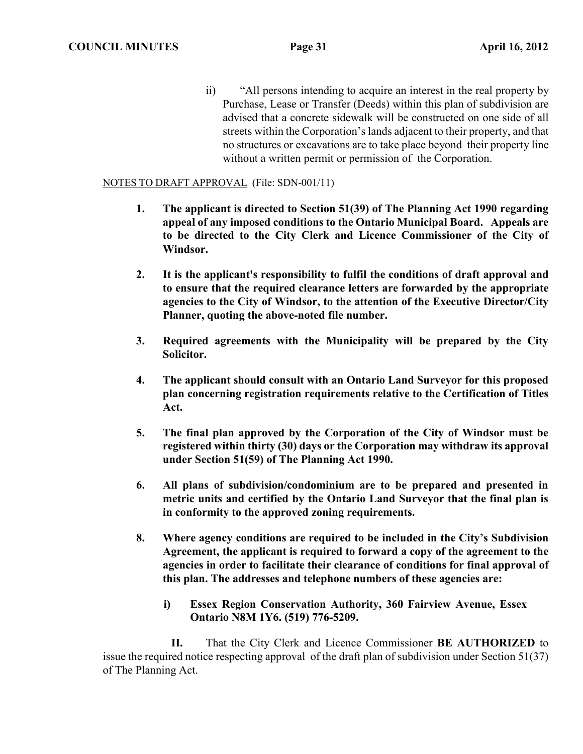ii) "All persons intending to acquire an interest in the real property by Purchase, Lease or Transfer (Deeds) within this plan of subdivision are advised that a concrete sidewalk will be constructed on one side of all streets within the Corporation's lands adjacent to their property, and that no structures or excavations are to take place beyond their property line without a written permit or permission of the Corporation.

NOTES TO DRAFT APPROVAL (File: SDN-001/11)

**1. The applicant is directed to Section 51(39) of The Planning Act 1990 regarding appeal of any imposed conditions to the Ontario Municipal Board. Appeals are to be directed to the City Clerk and Licence Commissioner of the City of Windsor.**

**2. It is the applicant's responsibility to fulfil the conditions of draft approval and to ensure that the required clearance letters are forwarded by the appropriate agencies to the City of Windsor, to the attention of the Executive Director/City Planner, quoting the above-noted file number.**

**3. Required agreements with the Municipality will be prepared by the City Solicitor.**

**4. The applicant should consult with an Ontario Land Surveyor for this proposed plan concerning registration requirements relative to the Certification of Titles Act.**

**5. The final plan approved by the Corporation of the City of Windsor must be registered within thirty (30) days or the Corporation may withdraw its approval under Section 51(59) of The Planning Act 1990.**

**6. All plans of subdivision/condominium are to be prepared and presented in metric units and certified by the Ontario Land Surveyor that the final plan is in conformity to the approved zoning requirements.**

**8. Where agency conditions are required to be included in the City's Subdivision Agreement, the applicant is required to forward a copy of the agreement to the agencies in order to facilitate their clearance of conditions for final approval of this plan. The addresses and telephone numbers of these agencies are:**

**i) Essex Region Conservation Authority, 360 Fairview Avenue, Essex Ontario N8M 1Y6. (519) 776-5209.**

**II.** That the City Clerk and Licence Commissioner **BE AUTHORIZED** to issue the required notice respecting approval of the draft plan of subdivision under Section 51(37) of The Planning Act.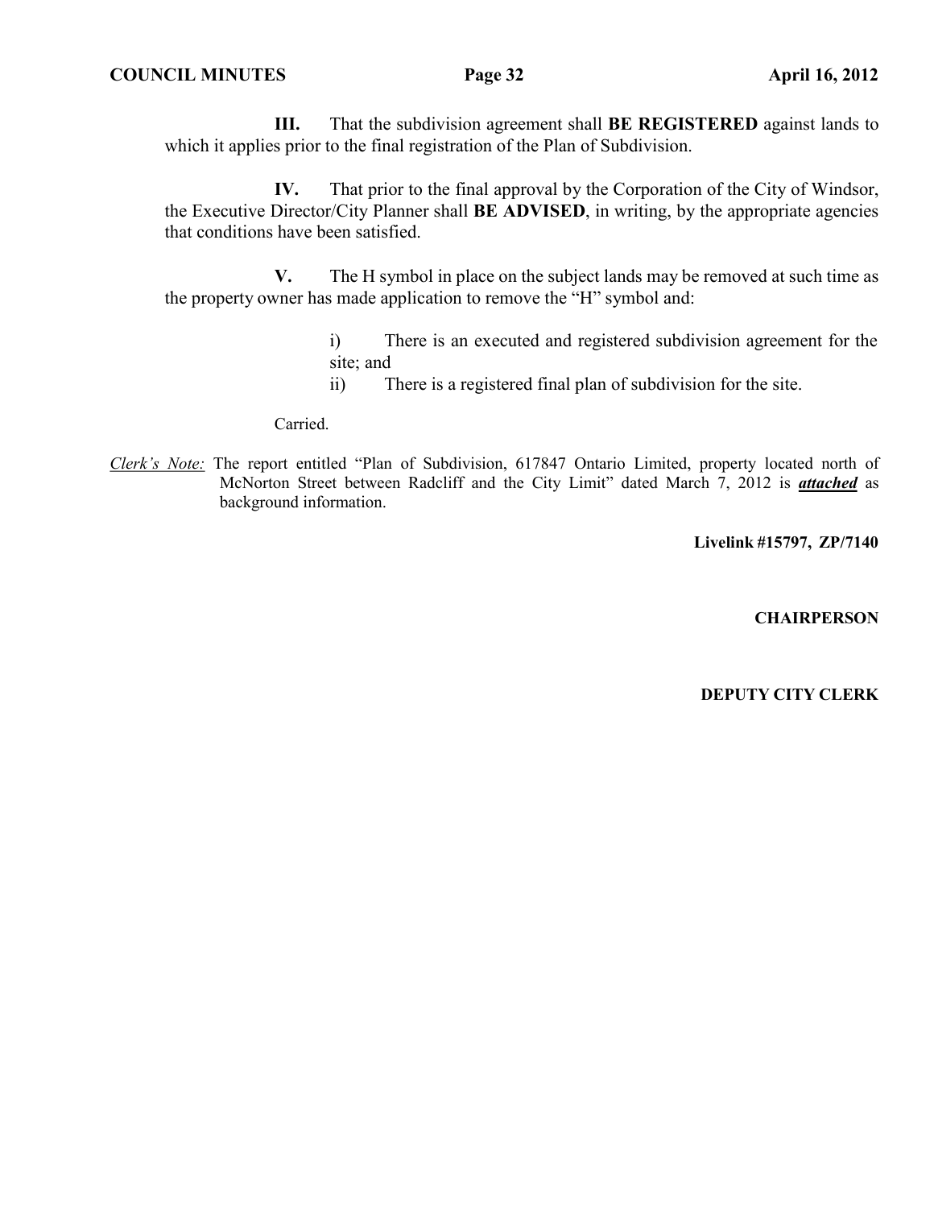**III.** That the subdivision agreement shall **BE REGISTERED** against lands to which it applies prior to the final registration of the Plan of Subdivision.

**IV.** That prior to the final approval by the Corporation of the City of Windsor, the Executive Director/City Planner shall **BE ADVISED**, in writing, by the appropriate agencies that conditions have been satisfied.

**V.** The H symbol in place on the subject lands may be removed at such time as the property owner has made application to remove the "H" symbol and:

> i) There is an executed and registered subdivision agreement for the site; and
>
> ii) There is a registered final plan of subdivision for the site.

Carried.

*Clerk's Note:* The report entitled "Plan of Subdivision, 617847 Ontario Limited, property located north of McNorton Street between Radcliff and the City Limit" dated March 7, 2012 is ***attached*** as background information.

**Livelink #15797, ZP/7140**

**CHAIRPERSON**

**DEPUTY CITY CLERK**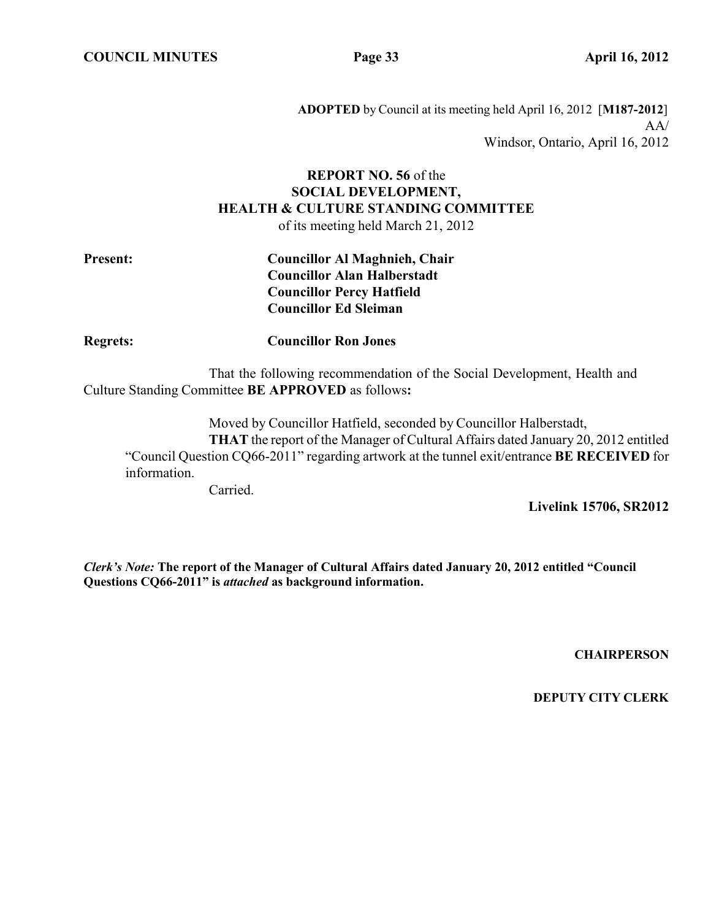**ADOPTED** by Council at its meeting held April 16, 2012 [**M187-2012**]
AA/
Windsor, Ontario, April 16, 2012

**REPORT NO. 56** of the
**SOCIAL DEVELOPMENT,**
**HEALTH & CULTURE STANDING COMMITTEE**
of its meeting held March 21, 2012

**Present:** **Councillor Al Maghnieh, Chair**
**Councillor Alan Halberstadt**
**Councillor Percy Hatfield**
**Councillor Ed Sleiman**

**Regrets:** **Councillor Ron Jones**

That the following recommendation of the Social Development, Health and Culture Standing Committee **BE APPROVED** as follows**:**

Moved by Councillor Hatfield, seconded by Councillor Halberstadt,
**THAT** the report of the Manager of Cultural Affairs dated January 20, 2012 entitled "Council Question CQ66-2011" regarding artwork at the tunnel exit/entrance **BE RECEIVED** for information.
Carried.

**Livelink 15706, SR2012**

***Clerk's Note:*** **The report of the Manager of Cultural Affairs dated January 20, 2012 entitled "Council Questions CQ66-2011" is *attached* as background information.**

**CHAIRPERSON**

**DEPUTY CITY CLERK**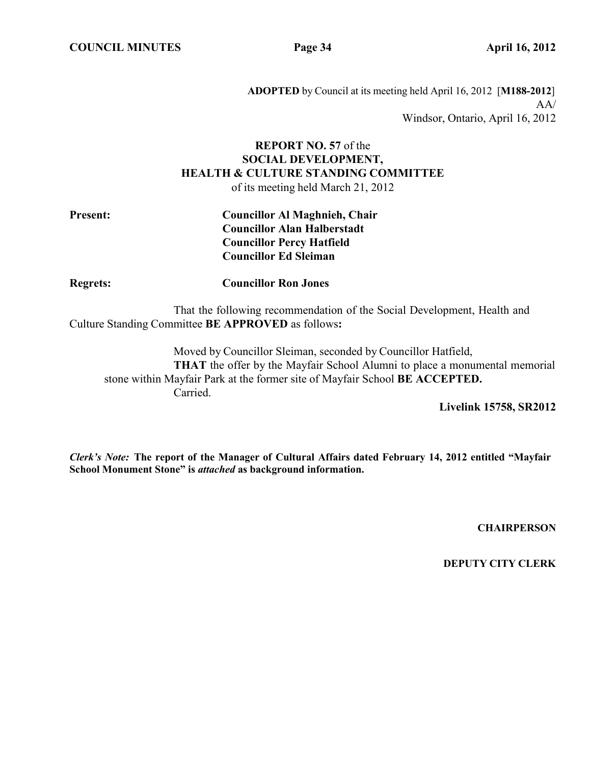**ADOPTED** by Council at its meeting held April 16, 2012 [**M188-2012**]
AA/
Windsor, Ontario, April 16, 2012

**REPORT NO. 57** of the
**SOCIAL DEVELOPMENT,**
**HEALTH & CULTURE STANDING COMMITTEE**
of its meeting held March 21, 2012

**Present:** **Councillor Al Maghnieh, Chair**
**Councillor Alan Halberstadt**
**Councillor Percy Hatfield**
**Councillor Ed Sleiman**

**Regrets:** **Councillor Ron Jones**

That the following recommendation of the Social Development, Health and Culture Standing Committee **BE APPROVED** as follows**:**

Moved by Councillor Sleiman, seconded by Councillor Hatfield,
**THAT** the offer by the Mayfair School Alumni to place a monumental memorial stone within Mayfair Park at the former site of Mayfair School **BE ACCEPTED.**
Carried.

**Livelink 15758, SR2012**

***Clerk's Note:*** **The report of the Manager of Cultural Affairs dated February 14, 2012 entitled "Mayfair School Monument Stone" is *attached* as background information.**

**CHAIRPERSON**

**DEPUTY CITY CLERK**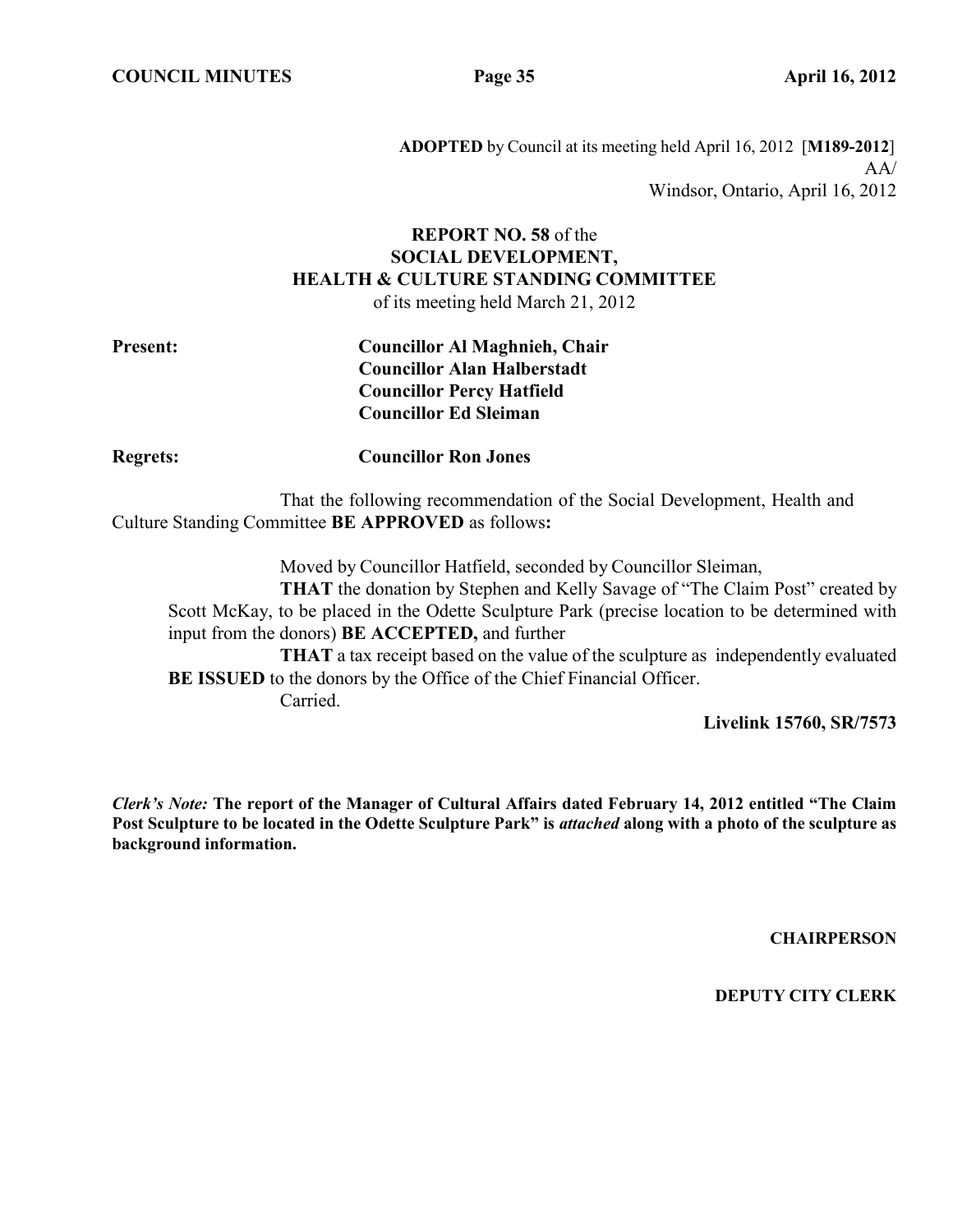**ADOPTED** by Council at its meeting held April 16, 2012 [**M189-2012**]
AA/
Windsor, Ontario, April 16, 2012

**REPORT NO. 58** of the
**SOCIAL DEVELOPMENT,**
**HEALTH & CULTURE STANDING COMMITTEE**
of its meeting held March 21, 2012

**Present:** **Councillor Al Maghnieh, Chair**
**Councillor Alan Halberstadt**
**Councillor Percy Hatfield**
**Councillor Ed Sleiman**

**Regrets:** **Councillor Ron Jones**

That the following recommendation of the Social Development, Health and Culture Standing Committee **BE APPROVED** as follows**:**

Moved by Councillor Hatfield, seconded by Councillor Sleiman,

**THAT** the donation by Stephen and Kelly Savage of "The Claim Post" created by Scott McKay, to be placed in the Odette Sculpture Park (precise location to be determined with input from the donors) **BE ACCEPTED,** and further

**THAT** a tax receipt based on the value of the sculpture as independently evaluated **BE ISSUED** to the donors by the Office of the Chief Financial Officer.

Carried.

**Livelink 15760, SR/7573**

***Clerk's Note:*** **The report of the Manager of Cultural Affairs dated February 14, 2012 entitled "The Claim Post Sculpture to be located in the Odette Sculpture Park" is *attached* along with a photo of the sculpture as background information.**

**CHAIRPERSON**

**DEPUTY CITY CLERK**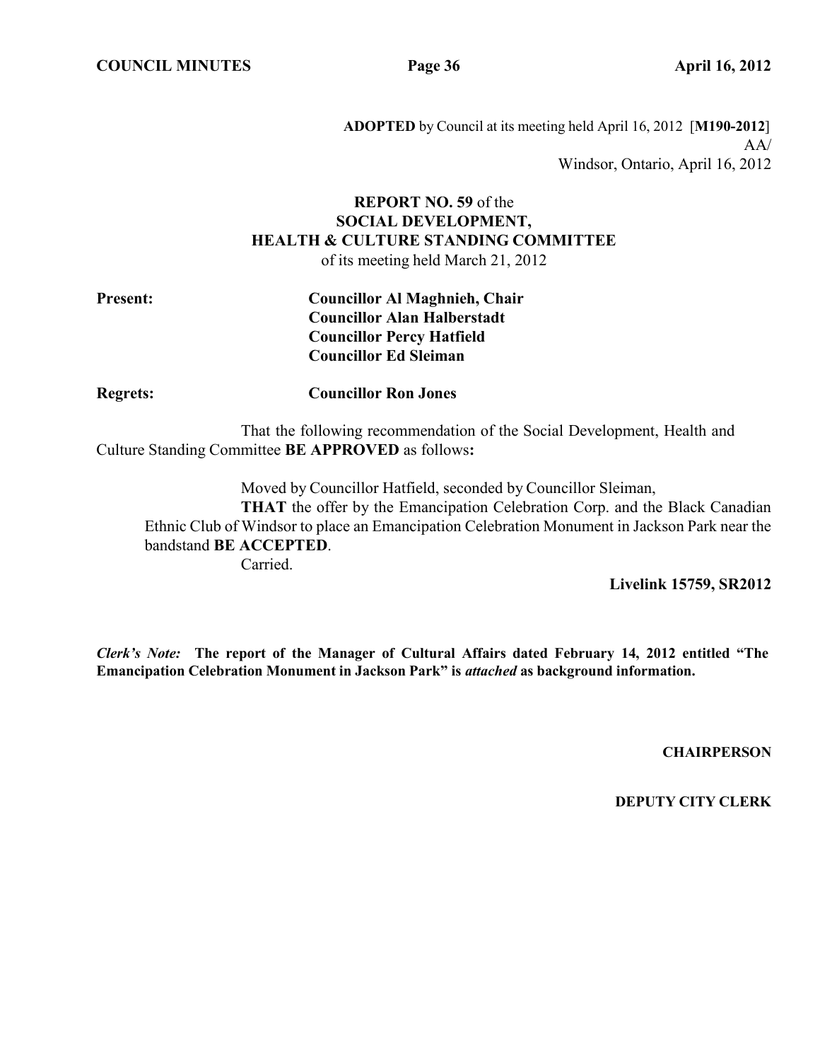**ADOPTED** by Council at its meeting held April 16, 2012 [**M190-2012**]
AA/
Windsor, Ontario, April 16, 2012

**REPORT NO. 59** of the
**SOCIAL DEVELOPMENT,**
**HEALTH & CULTURE STANDING COMMITTEE**
of its meeting held March 21, 2012

**Present:** **Councillor Al Maghnieh, Chair**
**Councillor Alan Halberstadt**
**Councillor Percy Hatfield**
**Councillor Ed Sleiman**

**Regrets:** **Councillor Ron Jones**

That the following recommendation of the Social Development, Health and Culture Standing Committee **BE APPROVED** as follows**:**

Moved by Councillor Hatfield, seconded by Councillor Sleiman,

**THAT** the offer by the Emancipation Celebration Corp. and the Black Canadian Ethnic Club of Windsor to place an Emancipation Celebration Monument in Jackson Park near the bandstand **BE ACCEPTED**.

Carried.

**Livelink 15759, SR2012**

***Clerk's Note:*** **The report of the Manager of Cultural Affairs dated February 14, 2012 entitled "The Emancipation Celebration Monument in Jackson Park" is *attached* as background information.**

**CHAIRPERSON**

**DEPUTY CITY CLERK**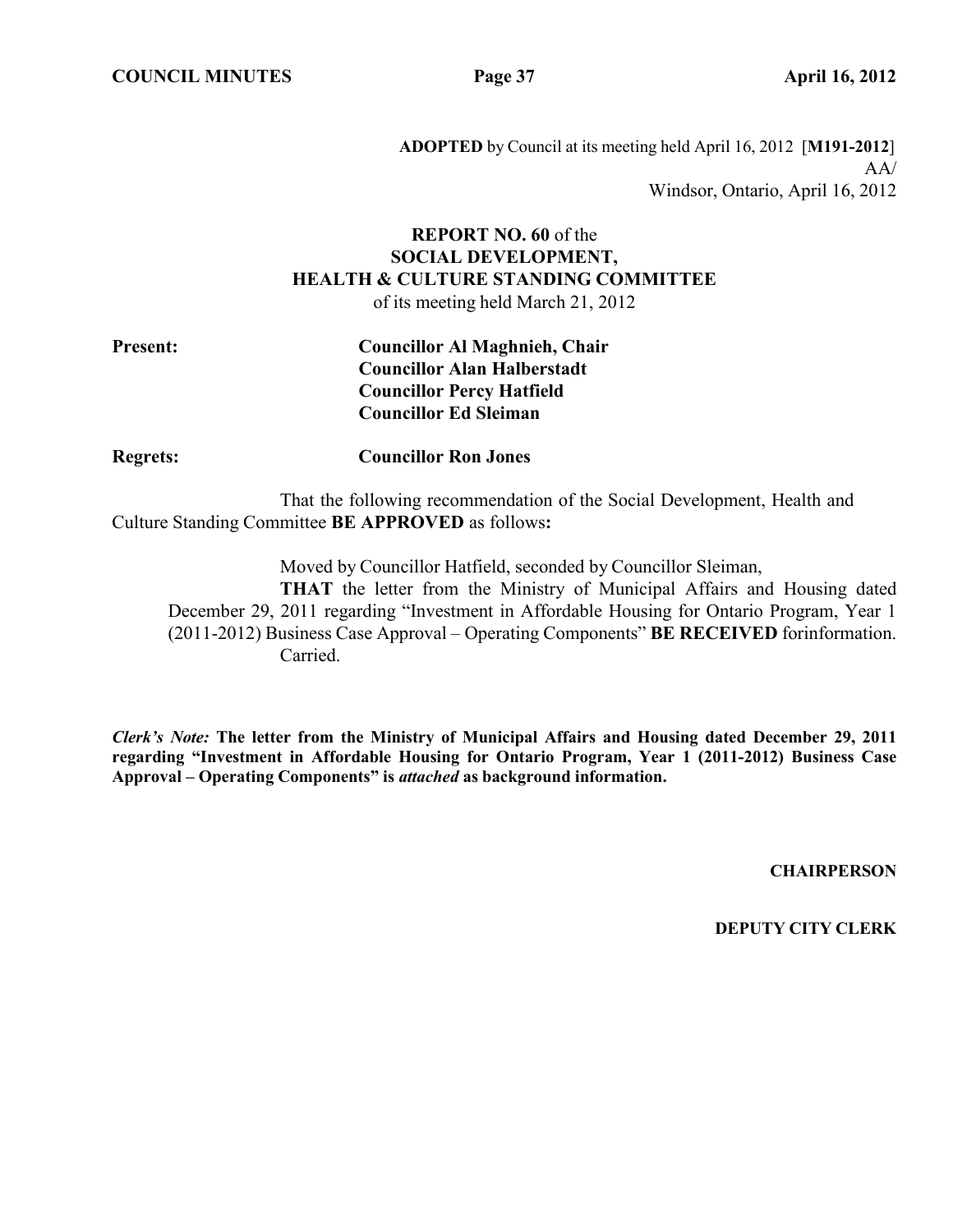**ADOPTED** by Council at its meeting held April 16, 2012 [**M191-2012**]
AA/
Windsor, Ontario, April 16, 2012

**REPORT NO. 60** of the
**SOCIAL DEVELOPMENT,**
**HEALTH & CULTURE STANDING COMMITTEE**
of its meeting held March 21, 2012

**Present:** **Councillor Al Maghnieh, Chair**
**Councillor Alan Halberstadt**
**Councillor Percy Hatfield**
**Councillor Ed Sleiman**

**Regrets:** **Councillor Ron Jones**

That the following recommendation of the Social Development, Health and Culture Standing Committee **BE APPROVED** as follows**:**

Moved by Councillor Hatfield, seconded by Councillor Sleiman,

**THAT** the letter from the Ministry of Municipal Affairs and Housing dated December 29, 2011 regarding "Investment in Affordable Housing for Ontario Program, Year 1 (2011-2012) Business Case Approval – Operating Components" **BE RECEIVED** forinformation.

Carried.

***Clerk's Note:*** **The letter from the Ministry of Municipal Affairs and Housing dated December 29, 2011 regarding "Investment in Affordable Housing for Ontario Program, Year 1 (2011-2012) Business Case Approval – Operating Components" is *attached* as background information.**

**CHAIRPERSON**

**DEPUTY CITY CLERK**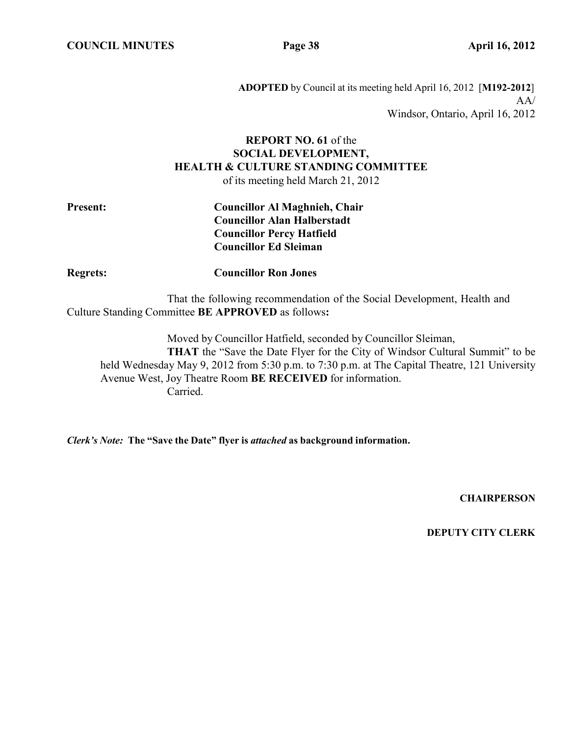**ADOPTED** by Council at its meeting held April 16, 2012 [**M192-2012**]
AA/
Windsor, Ontario, April 16, 2012

**REPORT NO. 61** of the
**SOCIAL DEVELOPMENT,**
**HEALTH & CULTURE STANDING COMMITTEE**
of its meeting held March 21, 2012

**Present:** **Councillor Al Maghnieh, Chair**
**Councillor Alan Halberstadt**
**Councillor Percy Hatfield**
**Councillor Ed Sleiman**

**Regrets:** **Councillor Ron Jones**

That the following recommendation of the Social Development, Health and Culture Standing Committee **BE APPROVED** as follows**:**

Moved by Councillor Hatfield, seconded by Councillor Sleiman,

**THAT** the "Save the Date Flyer for the City of Windsor Cultural Summit" to be held Wednesday May 9, 2012 from 5:30 p.m. to 7:30 p.m. at The Capital Theatre, 121 University Avenue West, Joy Theatre Room **BE RECEIVED** for information.

Carried.

***Clerk's Note:*** **The "Save the Date" flyer is *attached* as background information.**

**CHAIRPERSON**

**DEPUTY CITY CLERK**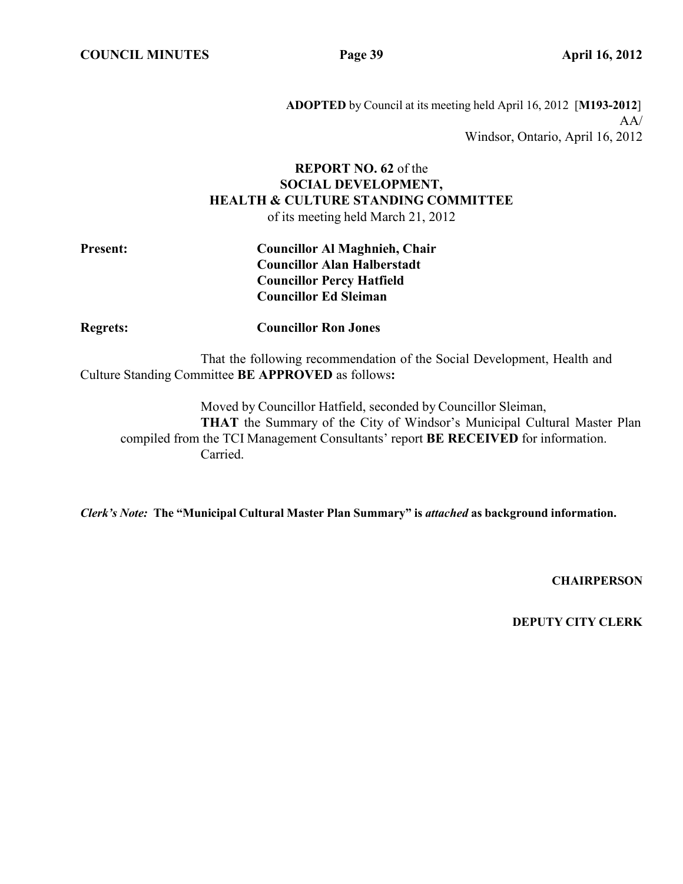**ADOPTED** by Council at its meeting held April 16, 2012 [**M193-2012**]
AA/
Windsor, Ontario, April 16, 2012

**REPORT NO. 62** of the
**SOCIAL DEVELOPMENT,**
**HEALTH & CULTURE STANDING COMMITTEE**
of its meeting held March 21, 2012

**Present:** **Councillor Al Maghnieh, Chair**
**Councillor Alan Halberstadt**
**Councillor Percy Hatfield**
**Councillor Ed Sleiman**

**Regrets:** **Councillor Ron Jones**

That the following recommendation of the Social Development, Health and Culture Standing Committee **BE APPROVED** as follows**:**

Moved by Councillor Hatfield, seconded by Councillor Sleiman,
**THAT** the Summary of the City of Windsor's Municipal Cultural Master Plan compiled from the TCI Management Consultants' report **BE RECEIVED** for information.
Carried.

***Clerk's Note:*** **The "Municipal Cultural Master Plan Summary" is *attached* as background information.**

**CHAIRPERSON**

**DEPUTY CITY CLERK**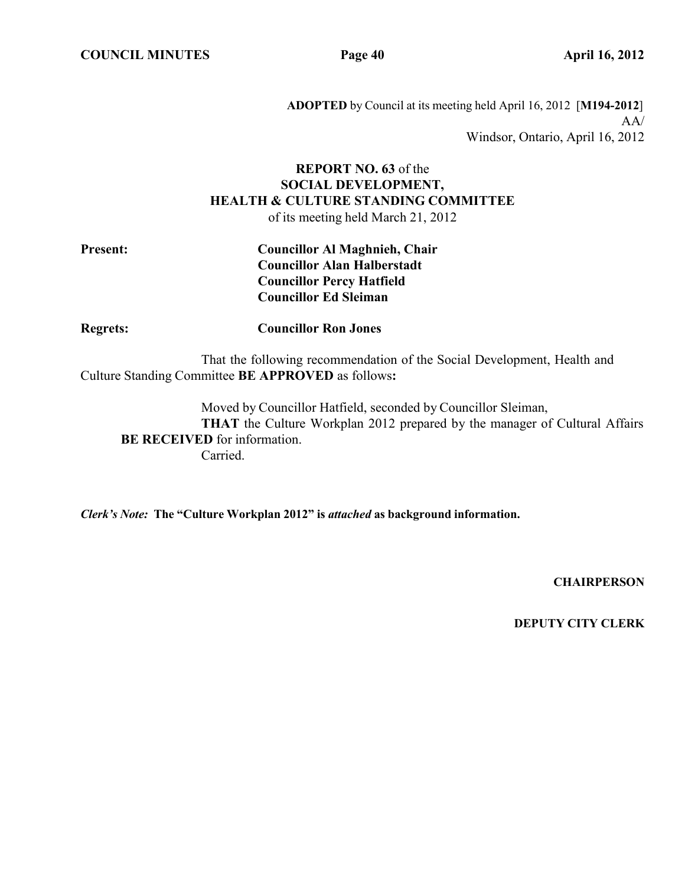**ADOPTED** by Council at its meeting held April 16, 2012 [**M194-2012**]
AA/
Windsor, Ontario, April 16, 2012

**REPORT NO. 63** of the
**SOCIAL DEVELOPMENT,**
**HEALTH & CULTURE STANDING COMMITTEE**
of its meeting held March 21, 2012

**Present:** **Councillor Al Maghnieh, Chair**
**Councillor Alan Halberstadt**
**Councillor Percy Hatfield**
**Councillor Ed Sleiman**

**Regrets:** **Councillor Ron Jones**

That the following recommendation of the Social Development, Health and Culture Standing Committee **BE APPROVED** as follows**:**

Moved by Councillor Hatfield, seconded by Councillor Sleiman,
**THAT** the Culture Workplan 2012 prepared by the manager of Cultural Affairs **BE RECEIVED** for information.
Carried.

***Clerk's Note:*** **The "Culture Workplan 2012" is *attached* as background information.**

**CHAIRPERSON**

**DEPUTY CITY CLERK**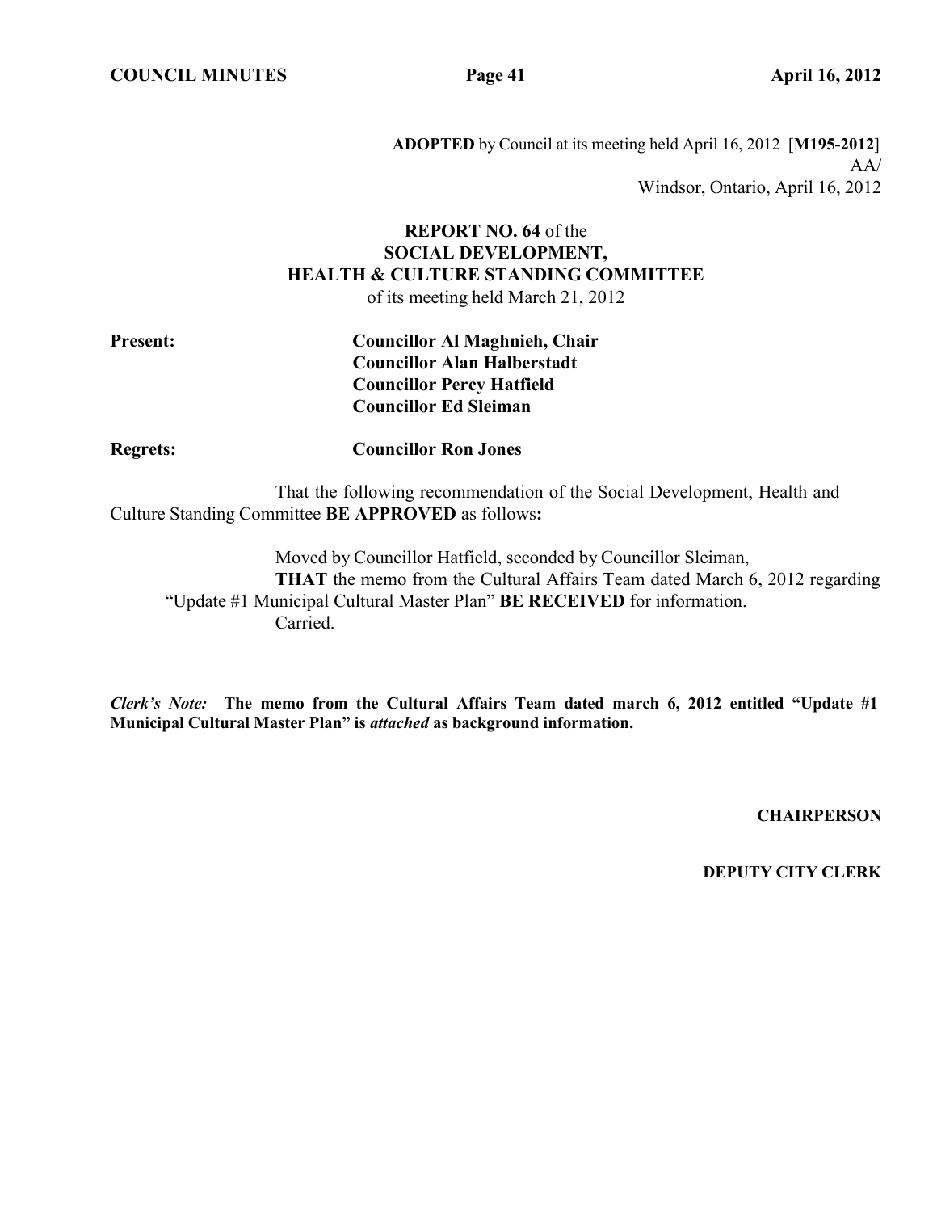**ADOPTED** by Council at its meeting held April 16, 2012 [**M195-2012**]
AA/
Windsor, Ontario, April 16, 2012

**REPORT NO. 64** of the
**SOCIAL DEVELOPMENT,**
**HEALTH & CULTURE STANDING COMMITTEE**
of its meeting held March 21, 2012

**Present:** **Councillor Al Maghnieh, Chair**
**Councillor Alan Halberstadt**
**Councillor Percy Hatfield**
**Councillor Ed Sleiman**

**Regrets:** **Councillor Ron Jones**

That the following recommendation of the Social Development, Health and Culture Standing Committee **BE APPROVED** as follows**:**

Moved by Councillor Hatfield, seconded by Councillor Sleiman,
**THAT** the memo from the Cultural Affairs Team dated March 6, 2012 regarding "Update #1 Municipal Cultural Master Plan" **BE RECEIVED** for information.
Carried.

***Clerk's Note:*** **The memo from the Cultural Affairs Team dated march 6, 2012 entitled "Update #1 Municipal Cultural Master Plan" is *attached* as background information.**

**CHAIRPERSON**

**DEPUTY CITY CLERK**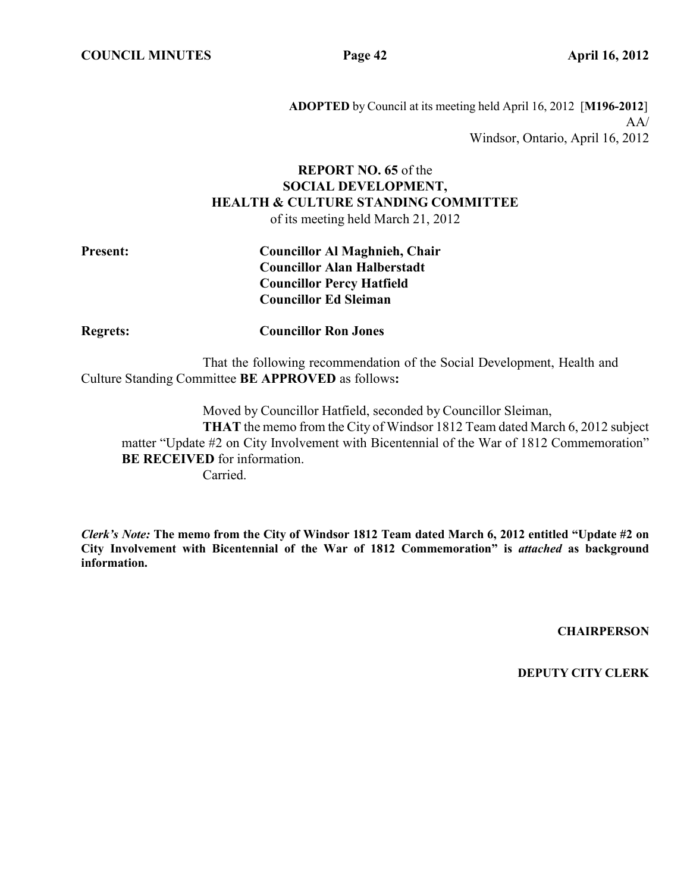**ADOPTED** by Council at its meeting held April 16, 2012 [**M196-2012**]
AA/
Windsor, Ontario, April 16, 2012

**REPORT NO. 65** of the
**SOCIAL DEVELOPMENT,**
**HEALTH & CULTURE STANDING COMMITTEE**
of its meeting held March 21, 2012

**Present:** **Councillor Al Maghnieh, Chair**
**Councillor Alan Halberstadt**
**Councillor Percy Hatfield**
**Councillor Ed Sleiman**

**Regrets:** **Councillor Ron Jones**

That the following recommendation of the Social Development, Health and Culture Standing Committee **BE APPROVED** as follows**:**

Moved by Councillor Hatfield, seconded by Councillor Sleiman,
**THAT** the memo from the City of Windsor 1812 Team dated March 6, 2012 subject matter "Update #2 on City Involvement with Bicentennial of the War of 1812 Commemoration" **BE RECEIVED** for information.
Carried.

***Clerk's Note:*** **The memo from the City of Windsor 1812 Team dated March 6, 2012 entitled "Update #2 on City Involvement with Bicentennial of the War of 1812 Commemoration" is *attached* as background information.**

**CHAIRPERSON**

**DEPUTY CITY CLERK**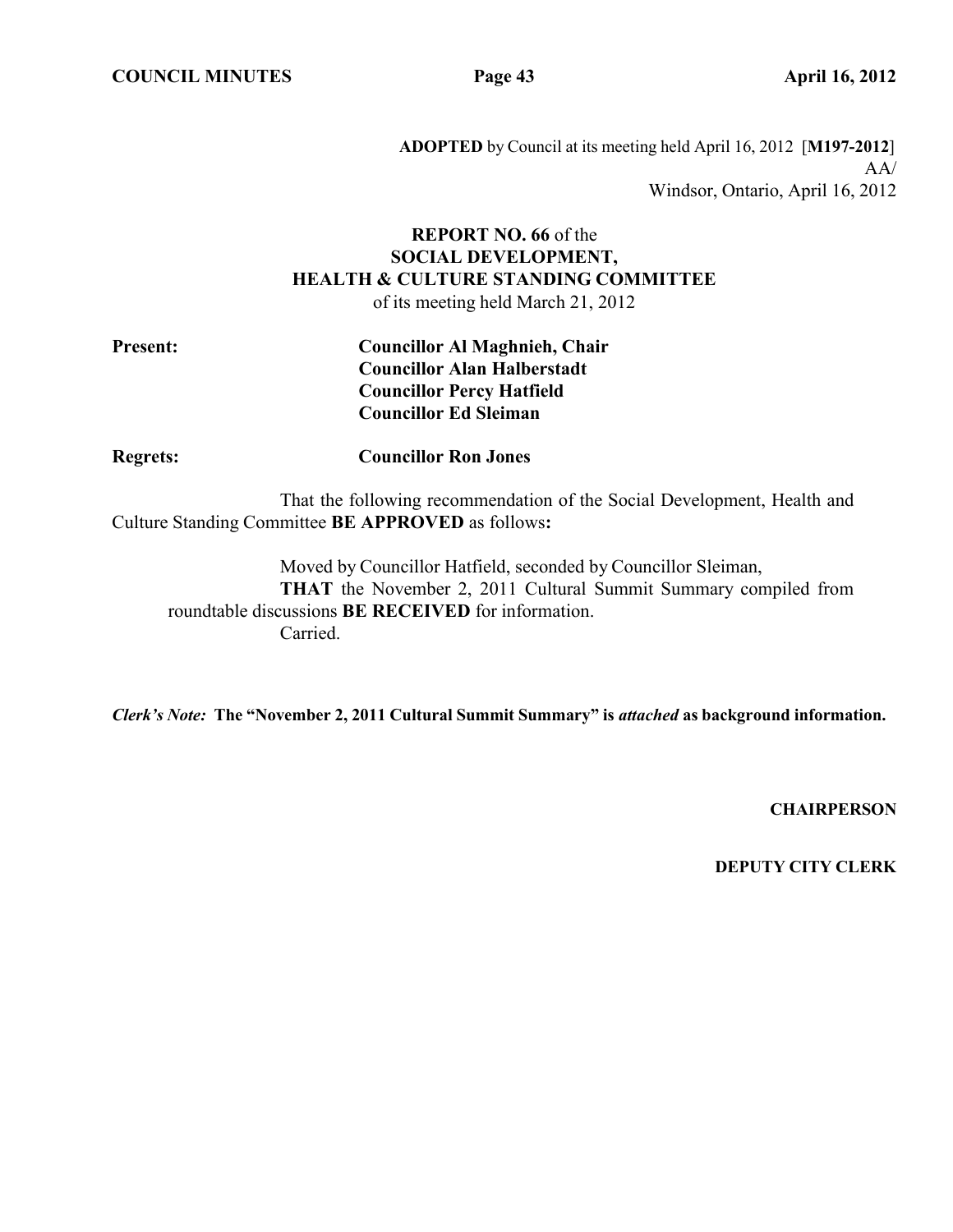**ADOPTED** by Council at its meeting held April 16, 2012 [**M197-2012**]
AA/
Windsor, Ontario, April 16, 2012

**REPORT NO. 66** of the
**SOCIAL DEVELOPMENT,**
**HEALTH & CULTURE STANDING COMMITTEE**
of its meeting held March 21, 2012

**Present:** **Councillor Al Maghnieh, Chair**
**Councillor Alan Halberstadt**
**Councillor Percy Hatfield**
**Councillor Ed Sleiman**

**Regrets:** **Councillor Ron Jones**

That the following recommendation of the Social Development, Health and Culture Standing Committee **BE APPROVED** as follows**:**

Moved by Councillor Hatfield, seconded by Councillor Sleiman,
**THAT** the November 2, 2011 Cultural Summit Summary compiled from roundtable discussions **BE RECEIVED** for information.
Carried.

***Clerk's Note:*** **The "November 2, 2011 Cultural Summit Summary" is *attached* as background information.**

**CHAIRPERSON**

**DEPUTY CITY CLERK**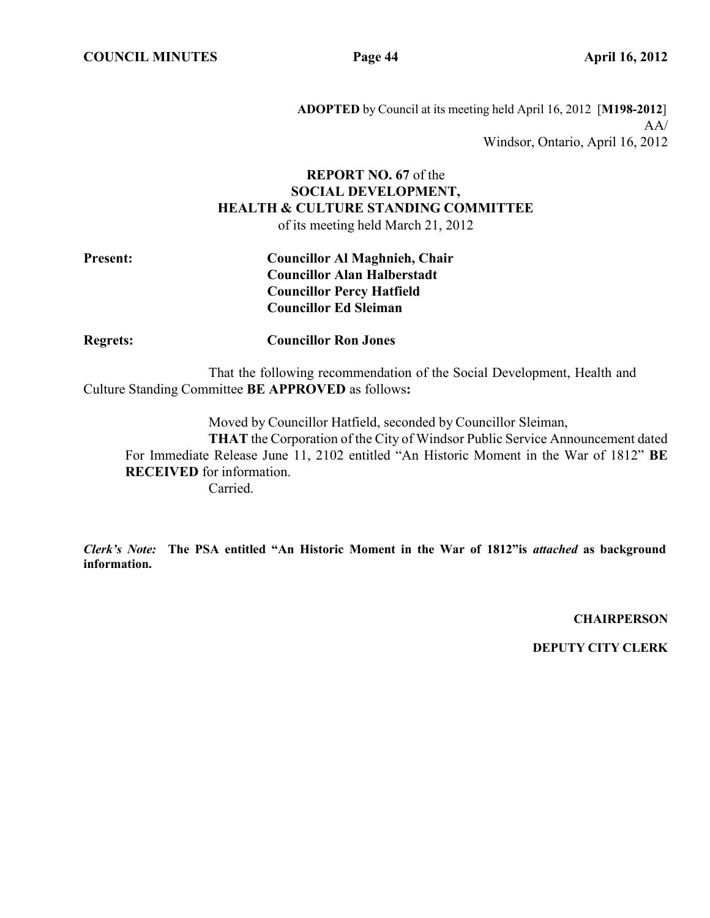**ADOPTED** by Council at its meeting held April 16, 2012 [**M198-2012**]
AA/
Windsor, Ontario, April 16, 2012

**REPORT NO. 67** of the
**SOCIAL DEVELOPMENT,**
**HEALTH & CULTURE STANDING COMMITTEE**
of its meeting held March 21, 2012

**Present:** **Councillor Al Maghnieh, Chair**
**Councillor Alan Halberstadt**
**Councillor Percy Hatfield**
**Councillor Ed Sleiman**

**Regrets:** **Councillor Ron Jones**

That the following recommendation of the Social Development, Health and Culture Standing Committee **BE APPROVED** as follows**:**

Moved by Councillor Hatfield, seconded by Councillor Sleiman,

**THAT** the Corporation of the City of Windsor Public Service Announcement dated For Immediate Release June 11, 2102 entitled "An Historic Moment in the War of 1812" **BE RECEIVED** for information.

Carried.

***Clerk's Note:*** **The PSA entitled "An Historic Moment in the War of 1812"is *attached* as background information.**

**CHAIRPERSON**

**DEPUTY CITY CLERK**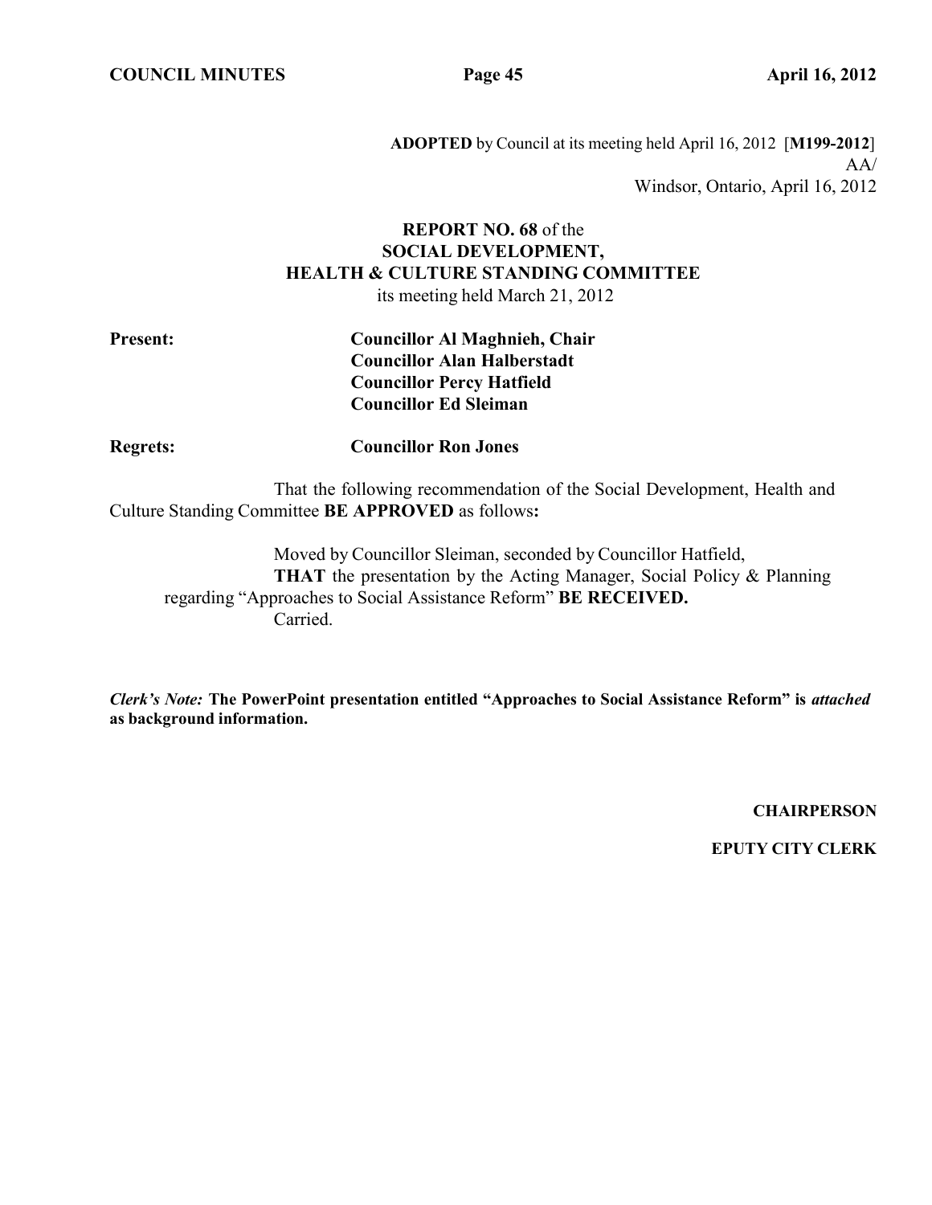**ADOPTED** by Council at its meeting held April 16, 2012 [**M199-2012**]
AA/
Windsor, Ontario, April 16, 2012

**REPORT NO. 68** of the
**SOCIAL DEVELOPMENT,**
**HEALTH & CULTURE STANDING COMMITTEE**
its meeting held March 21, 2012

**Present:**
**Councillor Al Maghnieh, Chair**
**Councillor Alan Halberstadt**
**Councillor Percy Hatfield**
**Councillor Ed Sleiman**

**Regrets:** **Councillor Ron Jones**

That the following recommendation of the Social Development, Health and Culture Standing Committee **BE APPROVED** as follows**:**

Moved by Councillor Sleiman, seconded by Councillor Hatfield,
**THAT** the presentation by the Acting Manager, Social Policy & Planning regarding "Approaches to Social Assistance Reform" **BE RECEIVED.**
Carried.

***Clerk's Note:*** **The PowerPoint presentation entitled "Approaches to Social Assistance Reform" is *attached* as background information.**

**CHAIRPERSON**

**EPUTY CITY CLERK**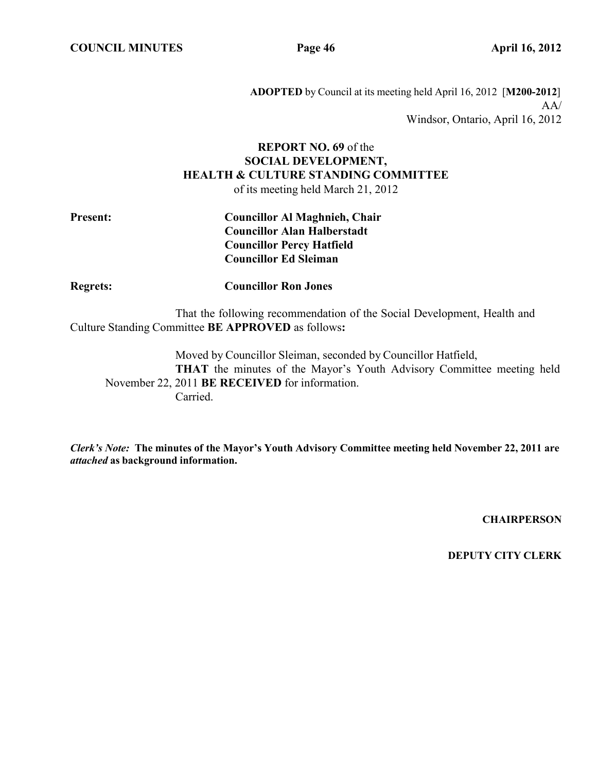**ADOPTED** by Council at its meeting held April 16, 2012 [**M200-2012**]
AA/
Windsor, Ontario, April 16, 2012

**REPORT NO. 69** of the
**SOCIAL DEVELOPMENT,**
**HEALTH & CULTURE STANDING COMMITTEE**
of its meeting held March 21, 2012

**Present:** **Councillor Al Maghnieh, Chair**
**Councillor Alan Halberstadt**
**Councillor Percy Hatfield**
**Councillor Ed Sleiman**

**Regrets:** **Councillor Ron Jones**

That the following recommendation of the Social Development, Health and Culture Standing Committee **BE APPROVED** as follows**:**

Moved by Councillor Sleiman, seconded by Councillor Hatfield,
**THAT** the minutes of the Mayor's Youth Advisory Committee meeting held November 22, 2011 **BE RECEIVED** for information.
Carried.

***Clerk's Note:*** **The minutes of the Mayor's Youth Advisory Committee meeting held November 22, 2011 are** ***attached*** **as background information.**

**CHAIRPERSON**

**DEPUTY CITY CLERK**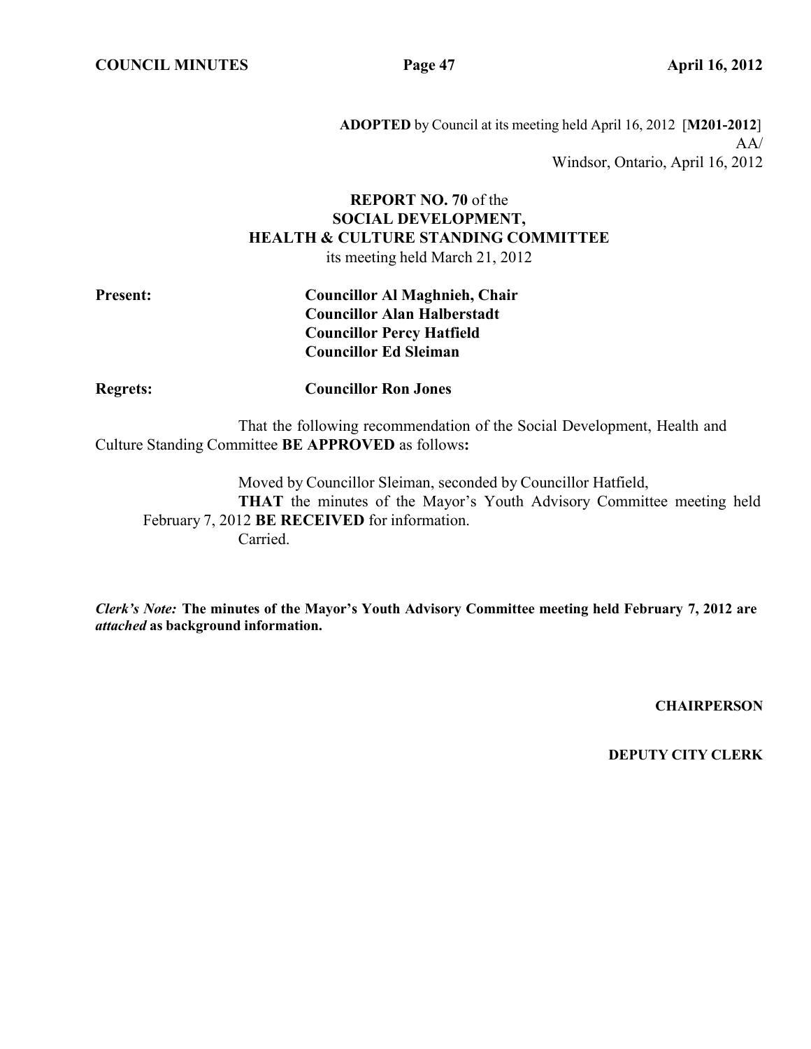**ADOPTED** by Council at its meeting held April 16, 2012 [**M201-2012**]
AA/
Windsor, Ontario, April 16, 2012

**REPORT NO. 70** of the
**SOCIAL DEVELOPMENT, HEALTH & CULTURE STANDING COMMITTEE**
its meeting held March 21, 2012

**Present:** **Councillor Al Maghnieh, Chair**
**Councillor Alan Halberstadt**
**Councillor Percy Hatfield**
**Councillor Ed Sleiman**

**Regrets:** **Councillor Ron Jones**

That the following recommendation of the Social Development, Health and Culture Standing Committee **BE APPROVED** as follows**:**

Moved by Councillor Sleiman, seconded by Councillor Hatfield,
**THAT** the minutes of the Mayor's Youth Advisory Committee meeting held February 7, 2012 **BE RECEIVED** for information.
Carried.

***Clerk's Note:*** **The minutes of the Mayor's Youth Advisory Committee meeting held February 7, 2012 are *attached* as background information.**

**CHAIRPERSON**

**DEPUTY CITY CLERK**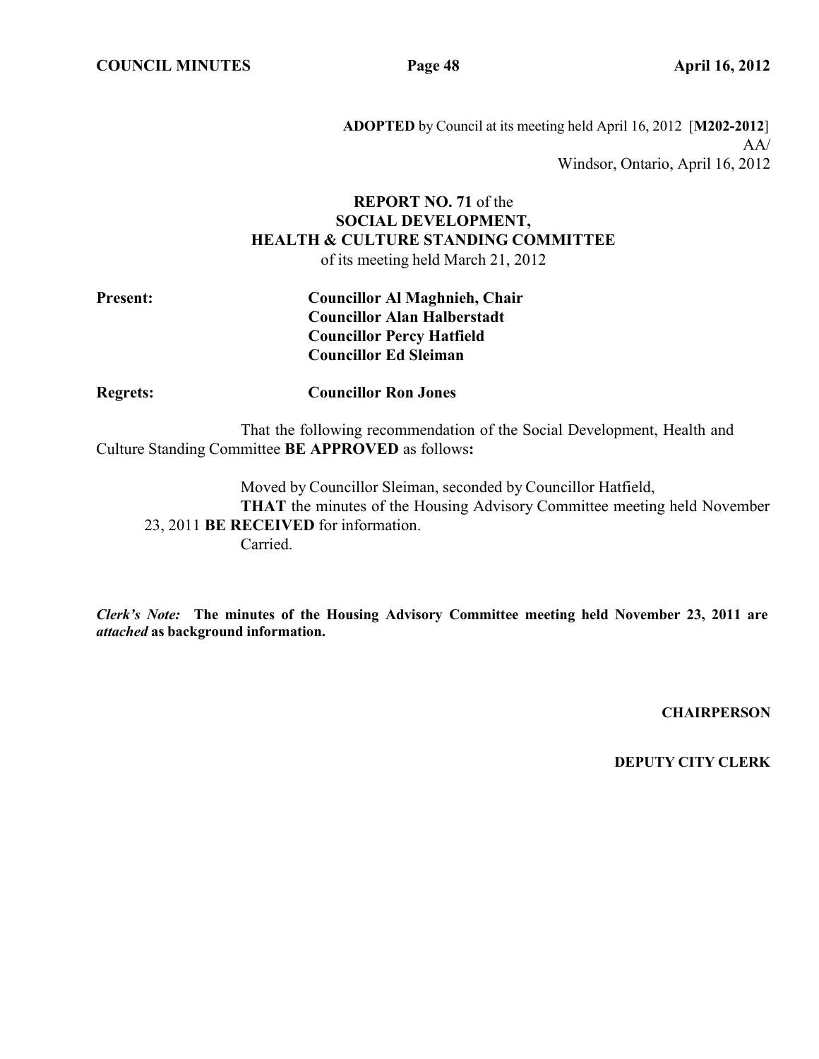**ADOPTED** by Council at its meeting held April 16, 2012 [**M202-2012**]
AA/
Windsor, Ontario, April 16, 2012

**REPORT NO. 71** of the
**SOCIAL DEVELOPMENT,**
**HEALTH & CULTURE STANDING COMMITTEE**
of its meeting held March 21, 2012

**Present:** **Councillor Al Maghnieh, Chair**
**Councillor Alan Halberstadt**
**Councillor Percy Hatfield**
**Councillor Ed Sleiman**

**Regrets:** **Councillor Ron Jones**

That the following recommendation of the Social Development, Health and Culture Standing Committee **BE APPROVED** as follows**:**

Moved by Councillor Sleiman, seconded by Councillor Hatfield,
**THAT** the minutes of the Housing Advisory Committee meeting held November 23, 2011 **BE RECEIVED** for information.
Carried.

***Clerk's Note:*** **The minutes of the Housing Advisory Committee meeting held November 23, 2011 are *attached* as background information.**

**CHAIRPERSON**

**DEPUTY CITY CLERK**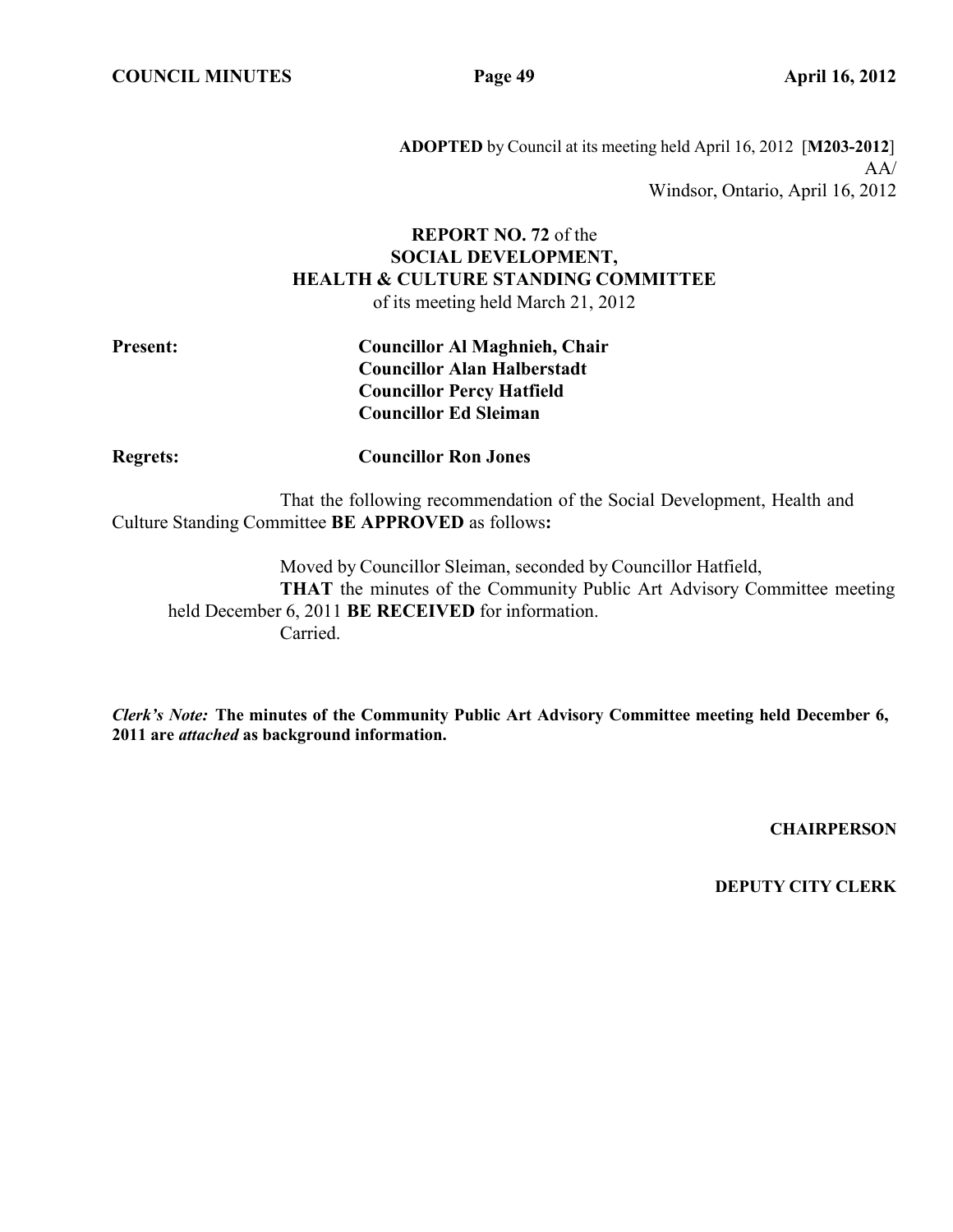**ADOPTED** by Council at its meeting held April 16, 2012 [**M203-2012**]
AA/
Windsor, Ontario, April 16, 2012

**REPORT NO. 72** of the
**SOCIAL DEVELOPMENT,**
**HEALTH & CULTURE STANDING COMMITTEE**
of its meeting held March 21, 2012

**Present:** **Councillor Al Maghnieh, Chair**
**Councillor Alan Halberstadt**
**Councillor Percy Hatfield**
**Councillor Ed Sleiman**

**Regrets:** **Councillor Ron Jones**

That the following recommendation of the Social Development, Health and Culture Standing Committee **BE APPROVED** as follows**:**

Moved by Councillor Sleiman, seconded by Councillor Hatfield,
**THAT** the minutes of the Community Public Art Advisory Committee meeting held December 6, 2011 **BE RECEIVED** for information.
Carried.

***Clerk's Note:*** **The minutes of the Community Public Art Advisory Committee meeting held December 6, 2011 are *attached* as background information.**

**CHAIRPERSON**

**DEPUTY CITY CLERK**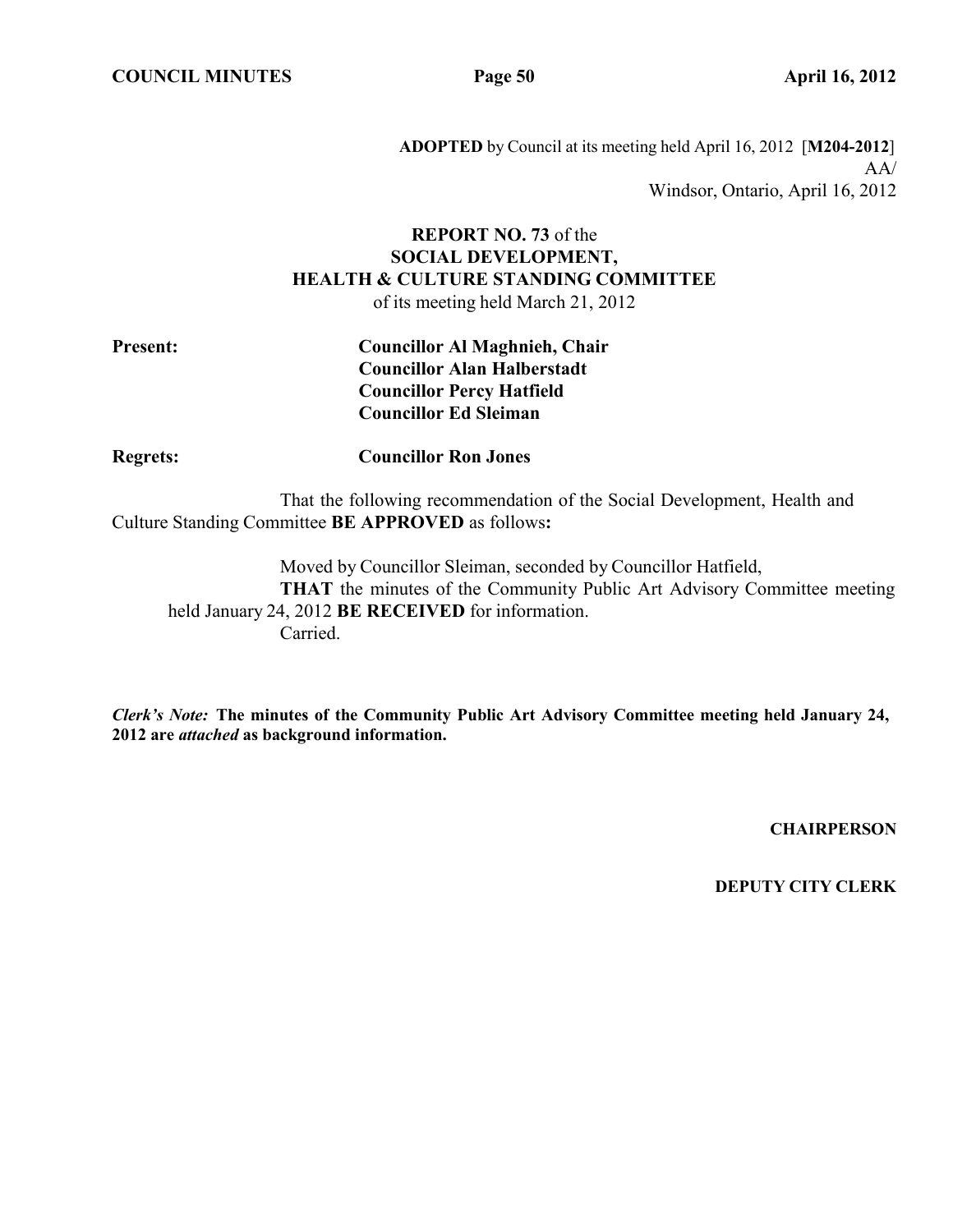**ADOPTED** by Council at its meeting held April 16, 2012 [**M204-2012**]
AA/
Windsor, Ontario, April 16, 2012

**REPORT NO. 73** of the
**SOCIAL DEVELOPMENT,**
**HEALTH & CULTURE STANDING COMMITTEE**
of its meeting held March 21, 2012

**Present:** **Councillor Al Maghnieh, Chair**
**Councillor Alan Halberstadt**
**Councillor Percy Hatfield**
**Councillor Ed Sleiman**

**Regrets:** **Councillor Ron Jones**

That the following recommendation of the Social Development, Health and Culture Standing Committee **BE APPROVED** as follows**:**

Moved by Councillor Sleiman, seconded by Councillor Hatfield,
**THAT** the minutes of the Community Public Art Advisory Committee meeting held January 24, 2012 **BE RECEIVED** for information.
Carried.

***Clerk's Note:*** **The minutes of the Community Public Art Advisory Committee meeting held January 24, 2012 are *attached* as background information.**

**CHAIRPERSON**

**DEPUTY CITY CLERK**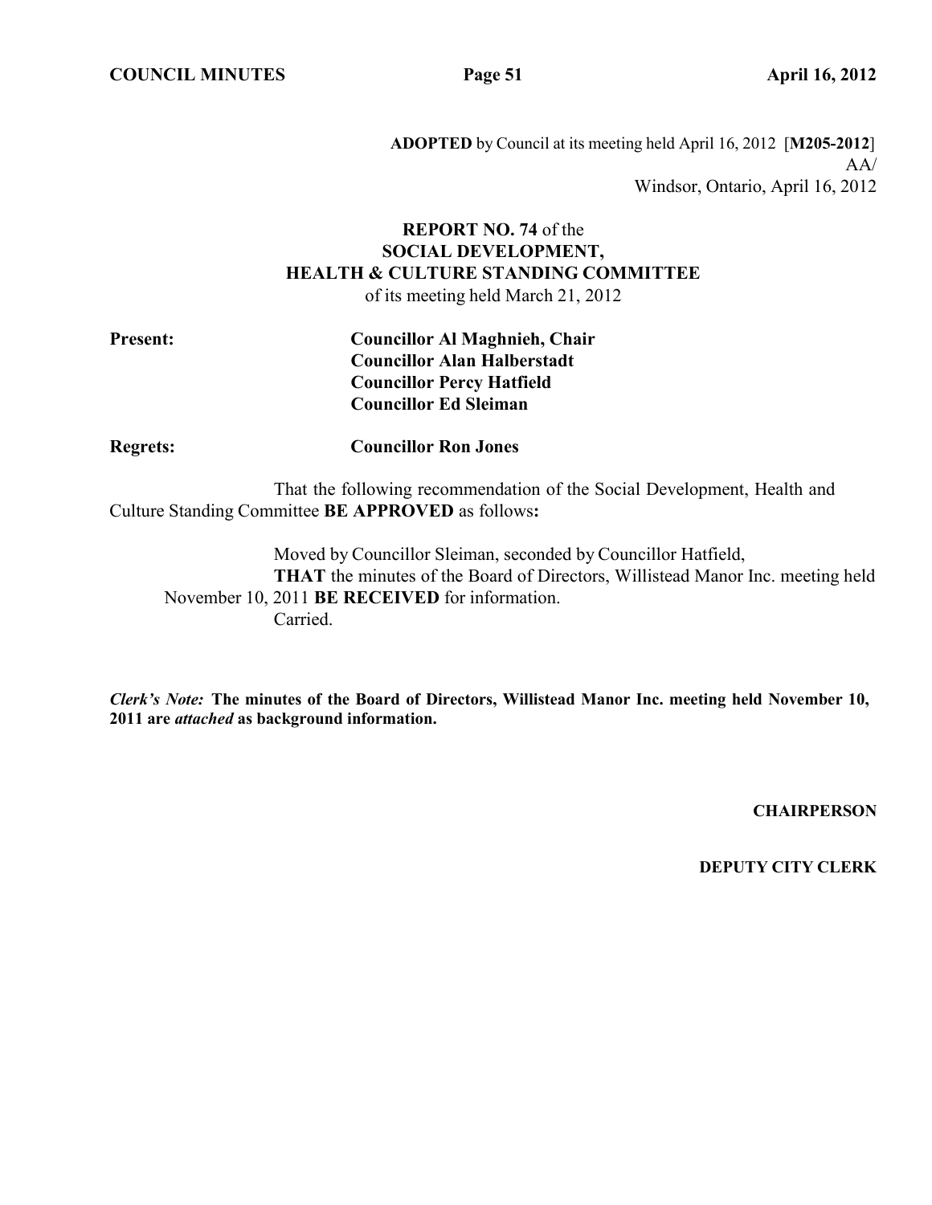**ADOPTED** by Council at its meeting held April 16, 2012 [**M205-2012**]
AA/
Windsor, Ontario, April 16, 2012

**REPORT NO. 74** of the
**SOCIAL DEVELOPMENT,**
**HEALTH & CULTURE STANDING COMMITTEE**
of its meeting held March 21, 2012

**Present:** **Councillor Al Maghnieh, Chair**
**Councillor Alan Halberstadt**
**Councillor Percy Hatfield**
**Councillor Ed Sleiman**

**Regrets:** **Councillor Ron Jones**

That the following recommendation of the Social Development, Health and Culture Standing Committee **BE APPROVED** as follows**:**

Moved by Councillor Sleiman, seconded by Councillor Hatfield,
**THAT** the minutes of the Board of Directors, Willistead Manor Inc. meeting held November 10, 2011 **BE RECEIVED** for information.
Carried.

***Clerk's Note:*** **The minutes of the Board of Directors, Willistead Manor Inc. meeting held November 10, 2011 are *attached* as background information.**

**CHAIRPERSON**

**DEPUTY CITY CLERK**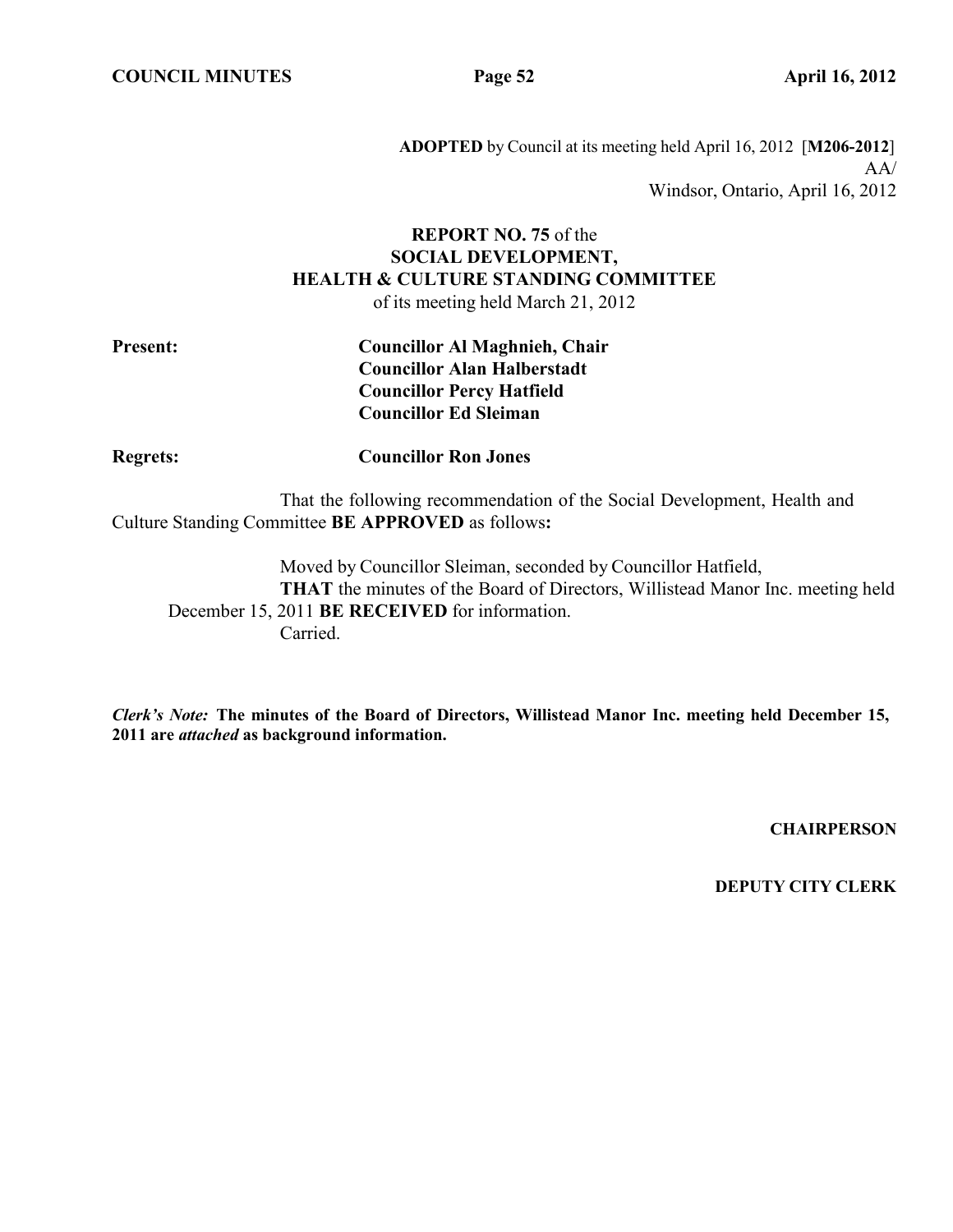**ADOPTED** by Council at its meeting held April 16, 2012 [**M206-2012**]
AA/
Windsor, Ontario, April 16, 2012

## **REPORT NO. 75** of the **SOCIAL DEVELOPMENT, HEALTH & CULTURE STANDING COMMITTEE**

of its meeting held March 21, 2012

**Present:** **Councillor Al Maghnieh, Chair**
**Councillor Alan Halberstadt**
**Councillor Percy Hatfield**
**Councillor Ed Sleiman**

**Regrets:** **Councillor Ron Jones**

That the following recommendation of the Social Development, Health and Culture Standing Committee **BE APPROVED** as follows**:**

Moved by Councillor Sleiman, seconded by Councillor Hatfield,
**THAT** the minutes of the Board of Directors, Willistead Manor Inc. meeting held December 15, 2011 **BE RECEIVED** for information.
Carried.

***Clerk's Note:*** **The minutes of the Board of Directors, Willistead Manor Inc. meeting held December 15, 2011 are *attached* as background information.**

**CHAIRPERSON**

**DEPUTY CITY CLERK**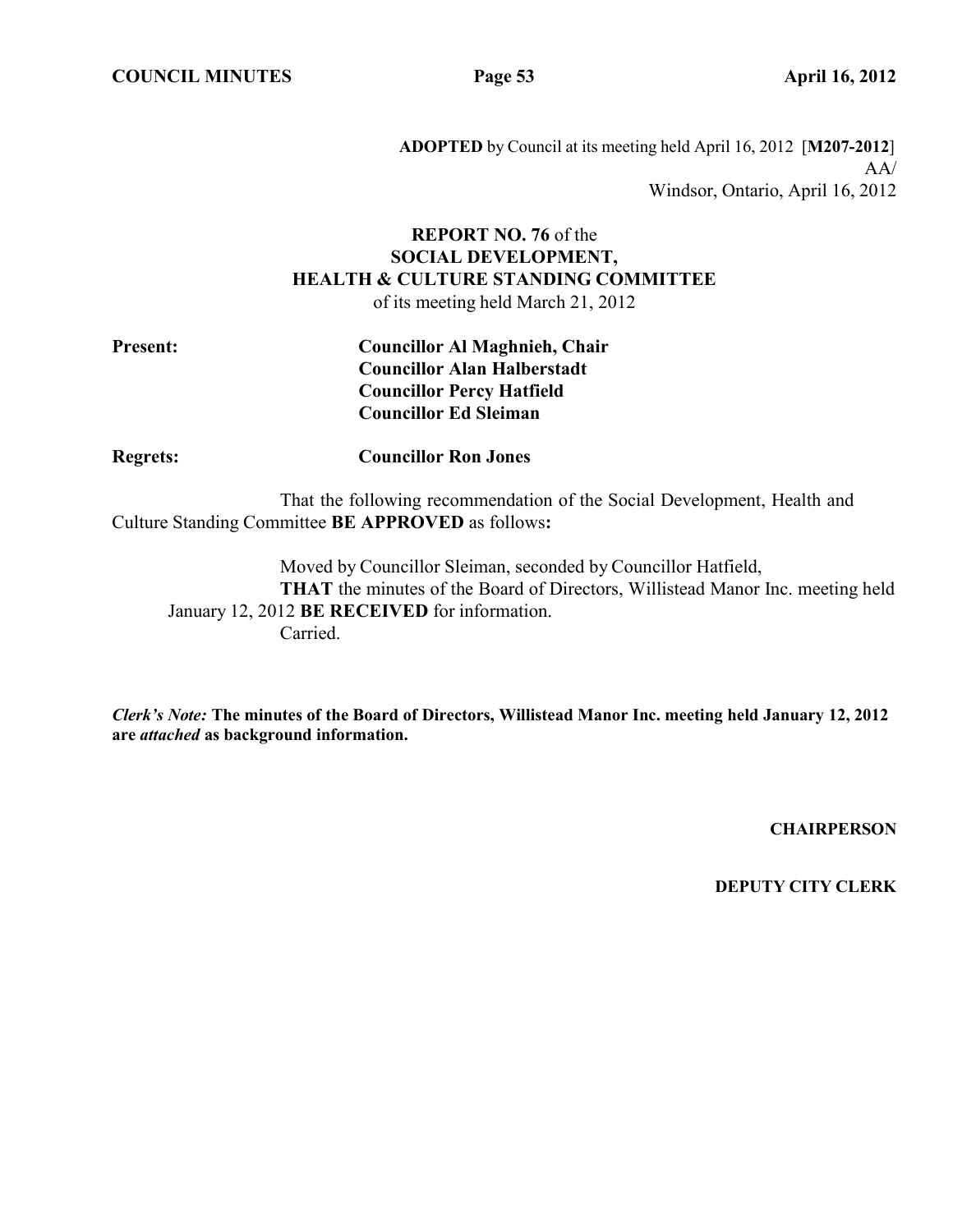**ADOPTED** by Council at its meeting held April 16, 2012 [**M207-2012**]
AA/
Windsor, Ontario, April 16, 2012

**REPORT NO. 76** of the
**SOCIAL DEVELOPMENT,
HEALTH & CULTURE STANDING COMMITTEE**
of its meeting held March 21, 2012

**Present:** **Councillor Al Maghnieh, Chair**
**Councillor Alan Halberstadt**
**Councillor Percy Hatfield**
**Councillor Ed Sleiman**

**Regrets:** **Councillor Ron Jones**

That the following recommendation of the Social Development, Health and Culture Standing Committee **BE APPROVED** as follows**:**

Moved by Councillor Sleiman, seconded by Councillor Hatfield,
**THAT** the minutes of the Board of Directors, Willistead Manor Inc. meeting held January 12, 2012 **BE RECEIVED** for information.
Carried.

***Clerk's Note:*** **The minutes of the Board of Directors, Willistead Manor Inc. meeting held January 12, 2012 are *attached* as background information.**

**CHAIRPERSON**

**DEPUTY CITY CLERK**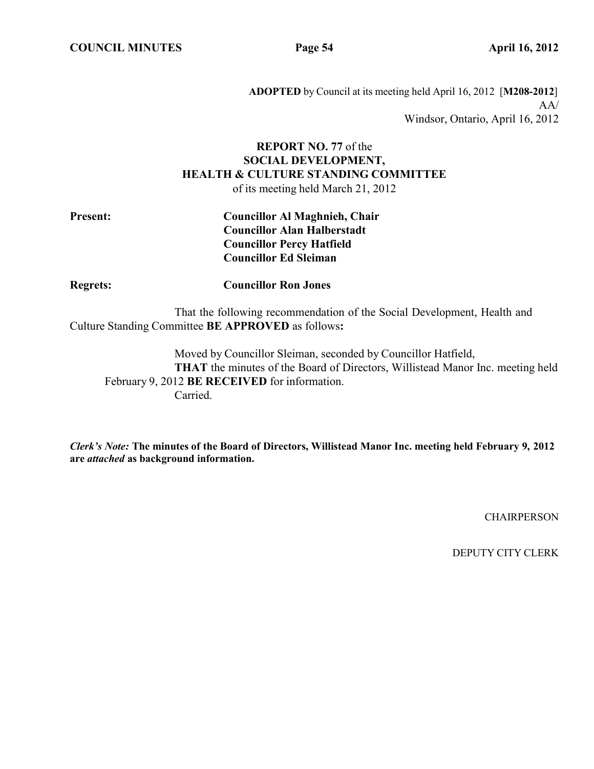**ADOPTED** by Council at its meeting held April 16, 2012 [**M208-2012**]
AA/
Windsor, Ontario, April 16, 2012

**REPORT NO. 77** of the
**SOCIAL DEVELOPMENT,**
**HEALTH & CULTURE STANDING COMMITTEE**
of its meeting held March 21, 2012

**Present:** **Councillor Al Maghnieh, Chair**
**Councillor Alan Halberstadt**
**Councillor Percy Hatfield**
**Councillor Ed Sleiman**

**Regrets:** **Councillor Ron Jones**

That the following recommendation of the Social Development, Health and Culture Standing Committee **BE APPROVED** as follows**:**

Moved by Councillor Sleiman, seconded by Councillor Hatfield,
**THAT** the minutes of the Board of Directors, Willistead Manor Inc. meeting held February 9, 2012 **BE RECEIVED** for information.
Carried.

***Clerk's Note:*** **The minutes of the Board of Directors, Willistead Manor Inc. meeting held February 9, 2012 are *attached* as background information.**

CHAIRPERSON

DEPUTY CITY CLERK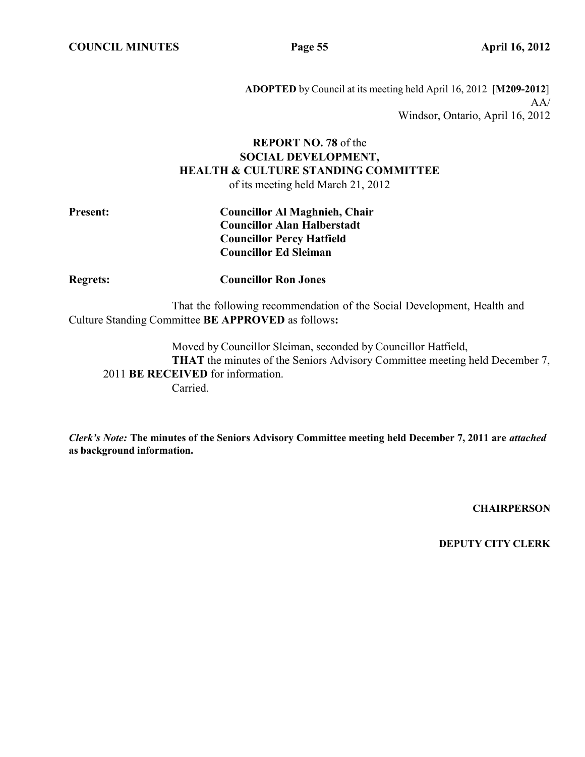**ADOPTED** by Council at its meeting held April 16, 2012 [**M209-2012**]
AA/
Windsor, Ontario, April 16, 2012

**REPORT NO. 78** of the
**SOCIAL DEVELOPMENT, HEALTH & CULTURE STANDING COMMITTEE**
of its meeting held March 21, 2012

**Present:** **Councillor Al Maghnieh, Chair**
**Councillor Alan Halberstadt**
**Councillor Percy Hatfield**
**Councillor Ed Sleiman**

**Regrets:** **Councillor Ron Jones**

That the following recommendation of the Social Development, Health and Culture Standing Committee **BE APPROVED** as follows**:**

Moved by Councillor Sleiman, seconded by Councillor Hatfield,
**THAT** the minutes of the Seniors Advisory Committee meeting held December 7, 2011 **BE RECEIVED** for information.
Carried.

***Clerk's Note:*** **The minutes of the Seniors Advisory Committee meeting held December 7, 2011 are *attached* as background information.**

**CHAIRPERSON**

**DEPUTY CITY CLERK**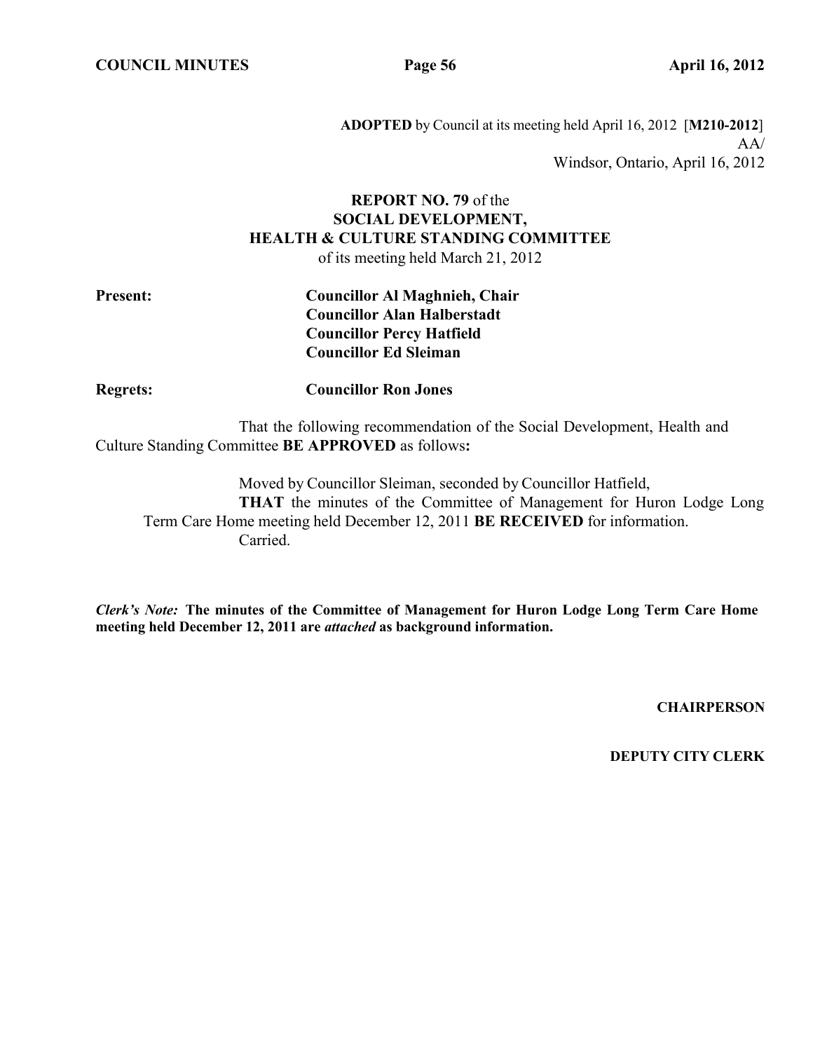**ADOPTED** by Council at its meeting held April 16, 2012 [**M210-2012**]
AA/
Windsor, Ontario, April 16, 2012

**REPORT NO. 79** of the
**SOCIAL DEVELOPMENT, HEALTH & CULTURE STANDING COMMITTEE**
of its meeting held March 21, 2012

**Present:** **Councillor Al Maghnieh, Chair**
**Councillor Alan Halberstadt**
**Councillor Percy Hatfield**
**Councillor Ed Sleiman**

**Regrets:** **Councillor Ron Jones**

That the following recommendation of the Social Development, Health and Culture Standing Committee **BE APPROVED** as follows**:**

Moved by Councillor Sleiman, seconded by Councillor Hatfield,
**THAT** the minutes of the Committee of Management for Huron Lodge Long Term Care Home meeting held December 12, 2011 **BE RECEIVED** for information.
Carried.

***Clerk's Note:*** **The minutes of the Committee of Management for Huron Lodge Long Term Care Home meeting held December 12, 2011 are *attached* as background information.**

**CHAIRPERSON**

**DEPUTY CITY CLERK**